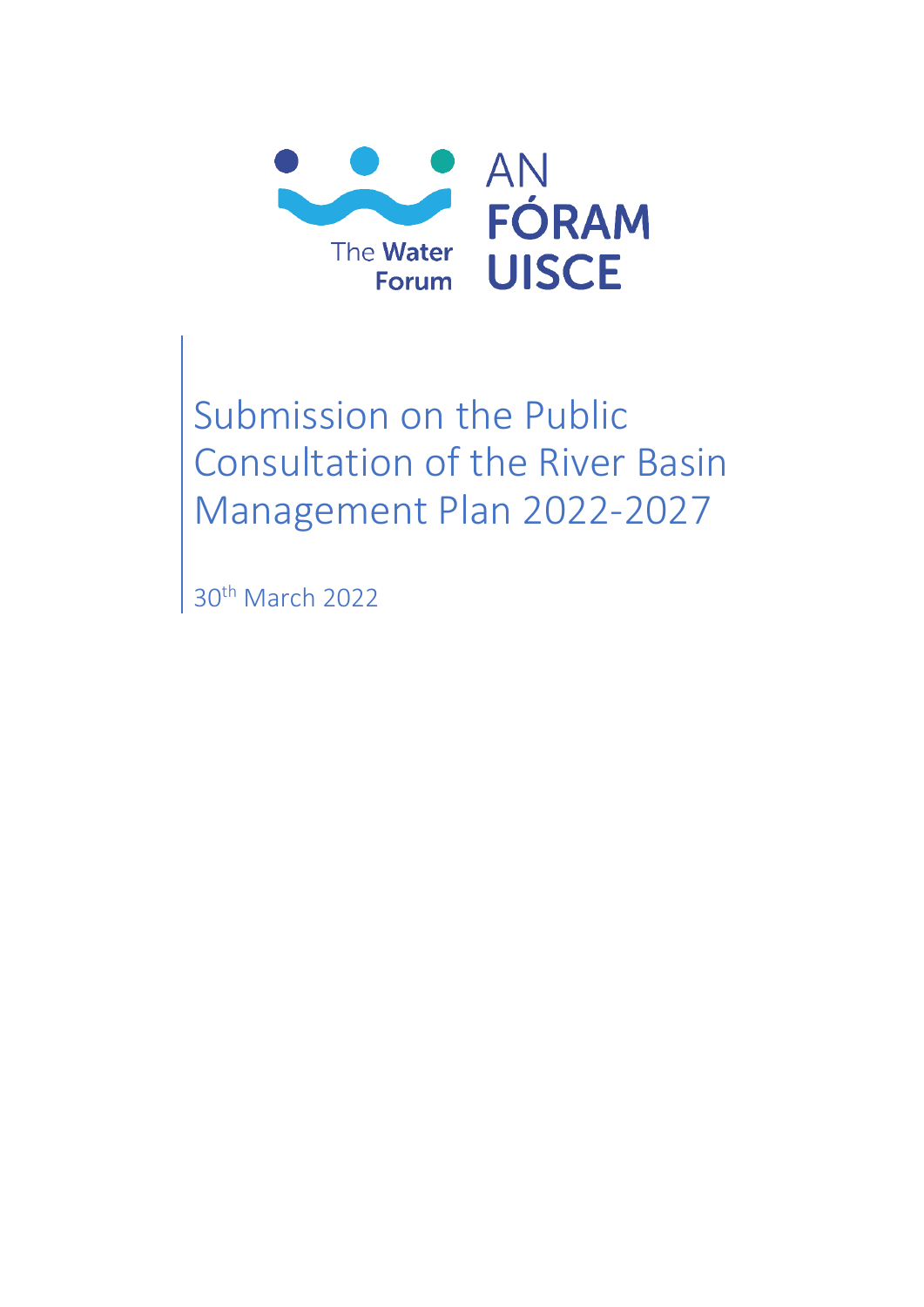The Water Forum

AN FÓRAM UISCE

# Submission on the Public Consultation of the River Basin Management Plan 2022-2027

30th March 2022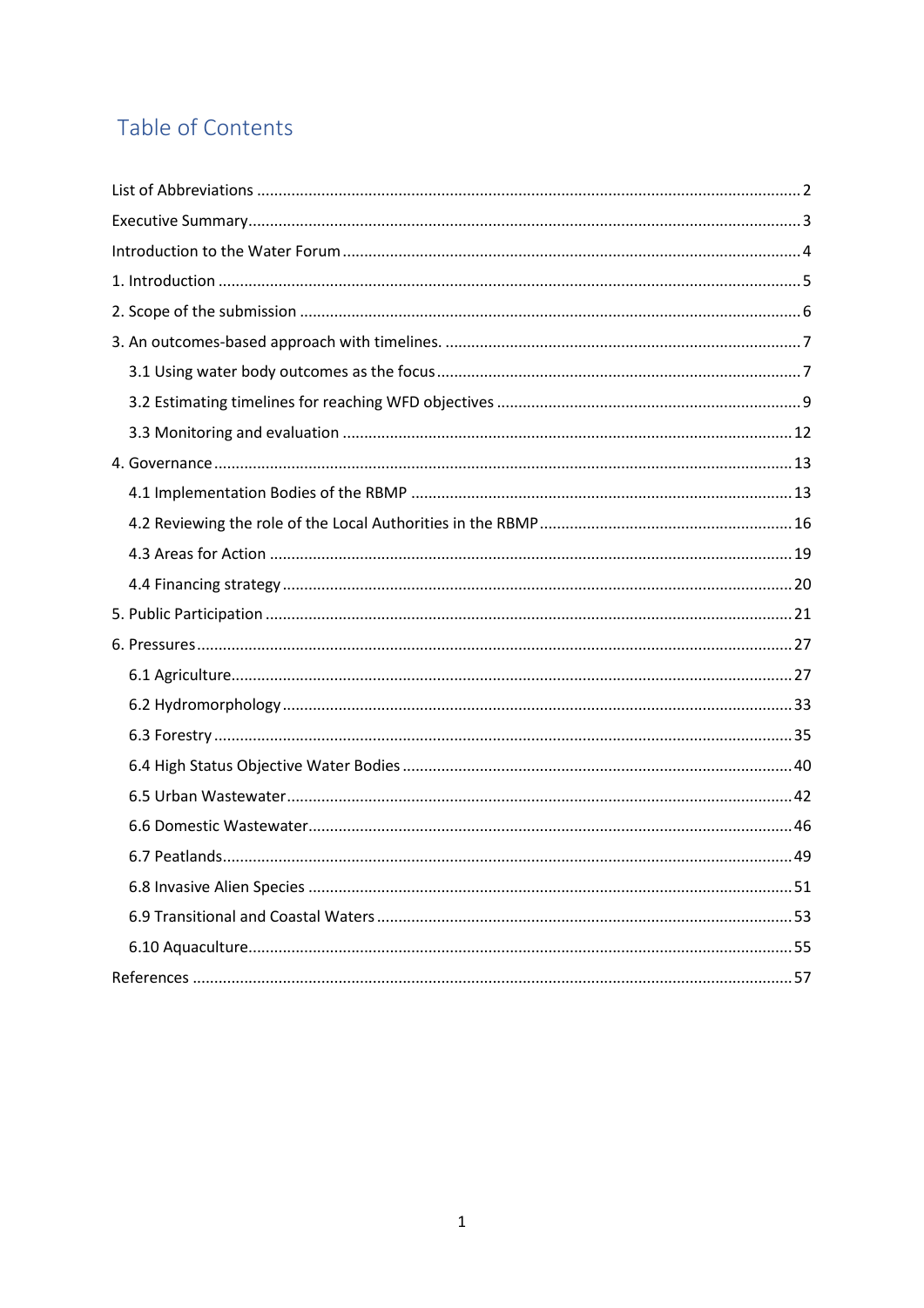# Table of Contents

List of Abbreviations ..... 2

Executive Summary ..... 3

Introduction to the Water Forum ..... 4

1. Introduction ..... 5

2. Scope of the submission ..... 6

3. An outcomes-based approach with timelines. ..... 7

    3.1 Using water body outcomes as the focus ..... 7

    3.2 Estimating timelines for reaching WFD objectives ..... 9

    3.3 Monitoring and evaluation ..... 12

4. Governance ..... 13

    4.1 Implementation Bodies of the RBMP ..... 13

    4.2 Reviewing the role of the Local Authorities in the RBMP ..... 16

    4.3 Areas for Action ..... 19

    4.4 Financing strategy ..... 20

5. Public Participation ..... 21

6. Pressures ..... 27

    6.1 Agriculture ..... 27

    6.2 Hydromorphology ..... 33

    6.3 Forestry ..... 35

    6.4 High Status Objective Water Bodies ..... 40

    6.5 Urban Wastewater ..... 42

    6.6 Domestic Wastewater ..... 46

    6.7 Peatlands ..... 49

    6.8 Invasive Alien Species ..... 51

    6.9 Transitional and Coastal Waters ..... 53

    6.10 Aquaculture ..... 55

References ..... 57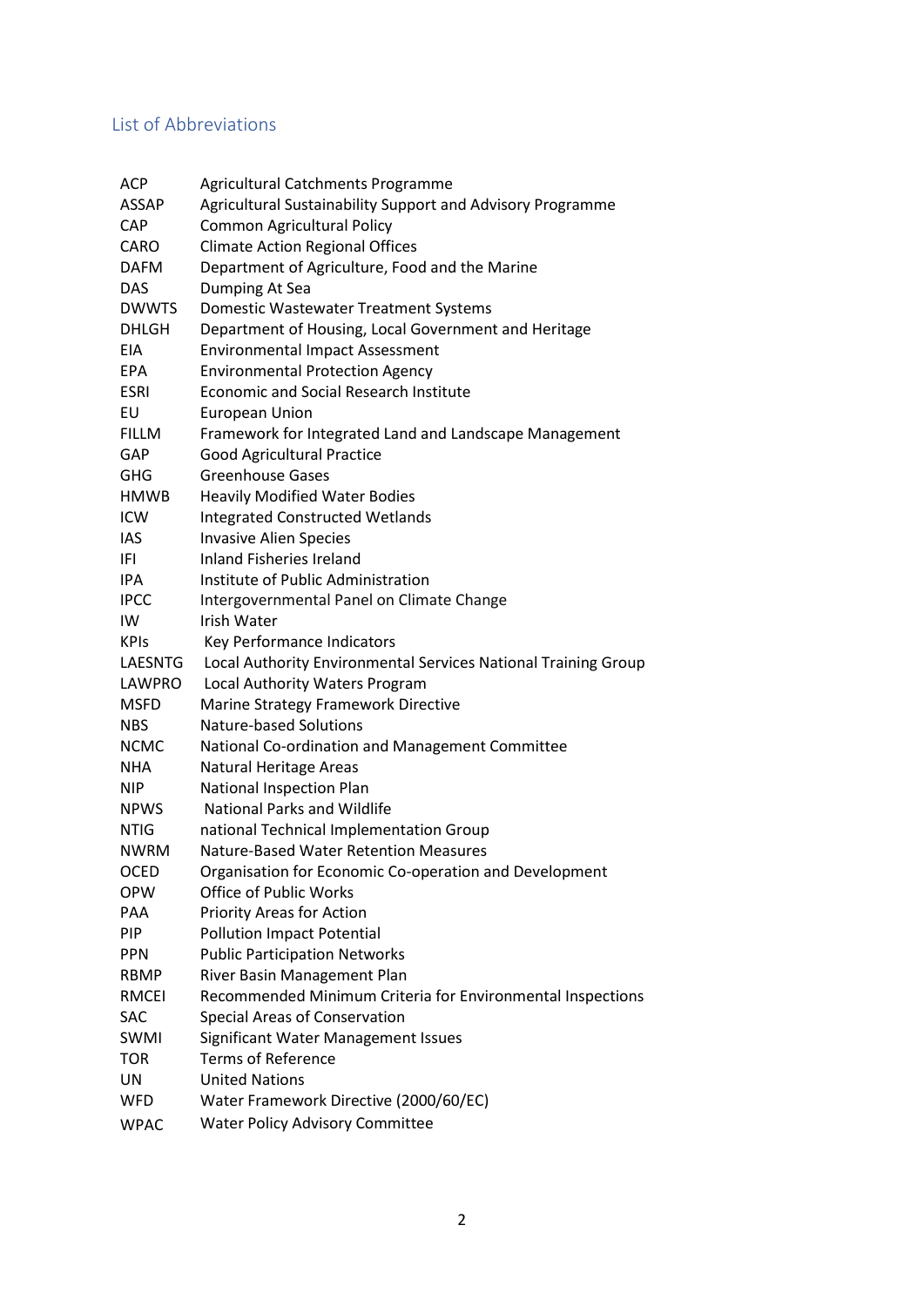## List of Abbreviations

| | |
|---|---|
| ACP | Agricultural Catchments Programme |
| ASSAP | Agricultural Sustainability Support and Advisory Programme |
| CAP | Common Agricultural Policy |
| CARO | Climate Action Regional Offices |
| DAFM | Department of Agriculture, Food and the Marine |
| DAS | Dumping At Sea |
| DWWTS | Domestic Wastewater Treatment Systems |
| DHLGH | Department of Housing, Local Government and Heritage |
| EIA | Environmental Impact Assessment |
| EPA | Environmental Protection Agency |
| ESRI | Economic and Social Research Institute |
| EU | European Union |
| FILLM | Framework for Integrated Land and Landscape Management |
| GAP | Good Agricultural Practice |
| GHG | Greenhouse Gases |
| HMWB | Heavily Modified Water Bodies |
| ICW | Integrated Constructed Wetlands |
| IAS | Invasive Alien Species |
| IFI | Inland Fisheries Ireland |
| IPA | Institute of Public Administration |
| IPCC | Intergovernmental Panel on Climate Change |
| IW | Irish Water |
| KPIs | Key Performance Indicators |
| LAESNTG | Local Authority Environmental Services National Training Group |
| LAWPRO | Local Authority Waters Program |
| MSFD | Marine Strategy Framework Directive |
| NBS | Nature-based Solutions |
| NCMC | National Co-ordination and Management Committee |
| NHA | Natural Heritage Areas |
| NIP | National Inspection Plan |
| NPWS | National Parks and Wildlife |
| NTIG | national Technical Implementation Group |
| NWRM | Nature-Based Water Retention Measures |
| OCED | Organisation for Economic Co-operation and Development |
| OPW | Office of Public Works |
| PAA | Priority Areas for Action |
| PIP | Pollution Impact Potential |
| PPN | Public Participation Networks |
| RBMP | River Basin Management Plan |
| RMCEI | Recommended Minimum Criteria for Environmental Inspections |
| SAC | Special Areas of Conservation |
| SWMI | Significant Water Management Issues |
| TOR | Terms of Reference |
| UN | United Nations |
| WFD | Water Framework Directive (2000/60/EC) |
| WPAC | Water Policy Advisory Committee |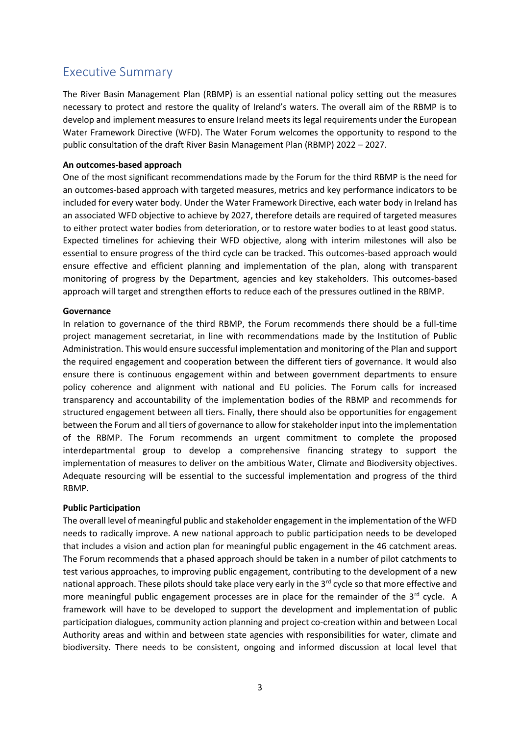## Executive Summary

The River Basin Management Plan (RBMP) is an essential national policy setting out the measures necessary to protect and restore the quality of Ireland's waters. The overall aim of the RBMP is to develop and implement measures to ensure Ireland meets its legal requirements under the European Water Framework Directive (WFD). The Water Forum welcomes the opportunity to respond to the public consultation of the draft River Basin Management Plan (RBMP) 2022 – 2027.

**An outcomes-based approach**

One of the most significant recommendations made by the Forum for the third RBMP is the need for an outcomes-based approach with targeted measures, metrics and key performance indicators to be included for every water body. Under the Water Framework Directive, each water body in Ireland has an associated WFD objective to achieve by 2027, therefore details are required of targeted measures to either protect water bodies from deterioration, or to restore water bodies to at least good status. Expected timelines for achieving their WFD objective, along with interim milestones will also be essential to ensure progress of the third cycle can be tracked. This outcomes-based approach would ensure effective and efficient planning and implementation of the plan, along with transparent monitoring of progress by the Department, agencies and key stakeholders. This outcomes-based approach will target and strengthen efforts to reduce each of the pressures outlined in the RBMP.

**Governance**

In relation to governance of the third RBMP, the Forum recommends there should be a full-time project management secretariat, in line with recommendations made by the Institution of Public Administration. This would ensure successful implementation and monitoring of the Plan and support the required engagement and cooperation between the different tiers of governance. It would also ensure there is continuous engagement within and between government departments to ensure policy coherence and alignment with national and EU policies. The Forum calls for increased transparency and accountability of the implementation bodies of the RBMP and recommends for structured engagement between all tiers. Finally, there should also be opportunities for engagement between the Forum and all tiers of governance to allow for stakeholder input into the implementation of the RBMP. The Forum recommends an urgent commitment to complete the proposed interdepartmental group to develop a comprehensive financing strategy to support the implementation of measures to deliver on the ambitious Water, Climate and Biodiversity objectives. Adequate resourcing will be essential to the successful implementation and progress of the third RBMP.

**Public Participation**

The overall level of meaningful public and stakeholder engagement in the implementation of the WFD needs to radically improve. A new national approach to public participation needs to be developed that includes a vision and action plan for meaningful public engagement in the 46 catchment areas. The Forum recommends that a phased approach should be taken in a number of pilot catchments to test various approaches, to improving public engagement, contributing to the development of a new national approach. These pilots should take place very early in the 3rd cycle so that more effective and more meaningful public engagement processes are in place for the remainder of the 3rd cycle. A framework will have to be developed to support the development and implementation of public participation dialogues, community action planning and project co-creation within and between Local Authority areas and within and between state agencies with responsibilities for water, climate and biodiversity. There needs to be consistent, ongoing and informed discussion at local level that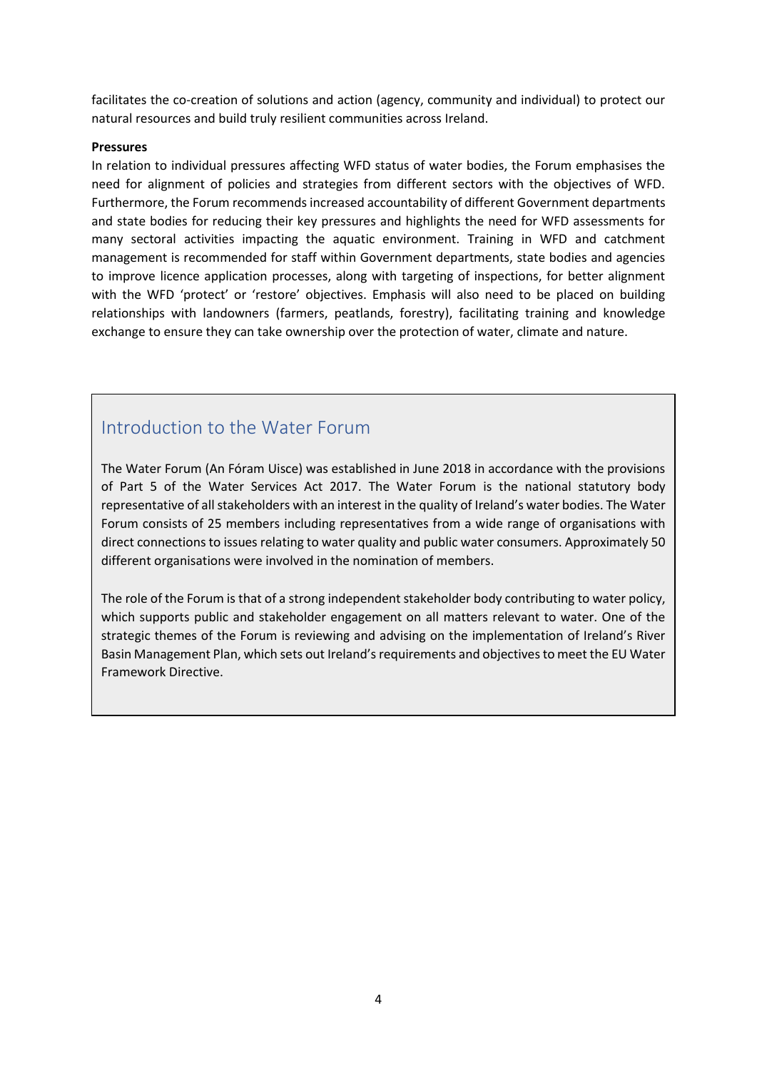facilitates the co-creation of solutions and action (agency, community and individual) to protect our natural resources and build truly resilient communities across Ireland.

**Pressures**

In relation to individual pressures affecting WFD status of water bodies, the Forum emphasises the need for alignment of policies and strategies from different sectors with the objectives of WFD. Furthermore, the Forum recommends increased accountability of different Government departments and state bodies for reducing their key pressures and highlights the need for WFD assessments for many sectoral activities impacting the aquatic environment. Training in WFD and catchment management is recommended for staff within Government departments, state bodies and agencies to improve licence application processes, along with targeting of inspections, for better alignment with the WFD 'protect' or 'restore' objectives. Emphasis will also need to be placed on building relationships with landowners (farmers, peatlands, forestry), facilitating training and knowledge exchange to ensure they can take ownership over the protection of water, climate and nature.

## Introduction to the Water Forum

The Water Forum (An Fóram Uisce) was established in June 2018 in accordance with the provisions of Part 5 of the Water Services Act 2017. The Water Forum is the national statutory body representative of all stakeholders with an interest in the quality of Ireland's water bodies. The Water Forum consists of 25 members including representatives from a wide range of organisations with direct connections to issues relating to water quality and public water consumers. Approximately 50 different organisations were involved in the nomination of members.

The role of the Forum is that of a strong independent stakeholder body contributing to water policy, which supports public and stakeholder engagement on all matters relevant to water. One of the strategic themes of the Forum is reviewing and advising on the implementation of Ireland's River Basin Management Plan, which sets out Ireland's requirements and objectives to meet the EU Water Framework Directive.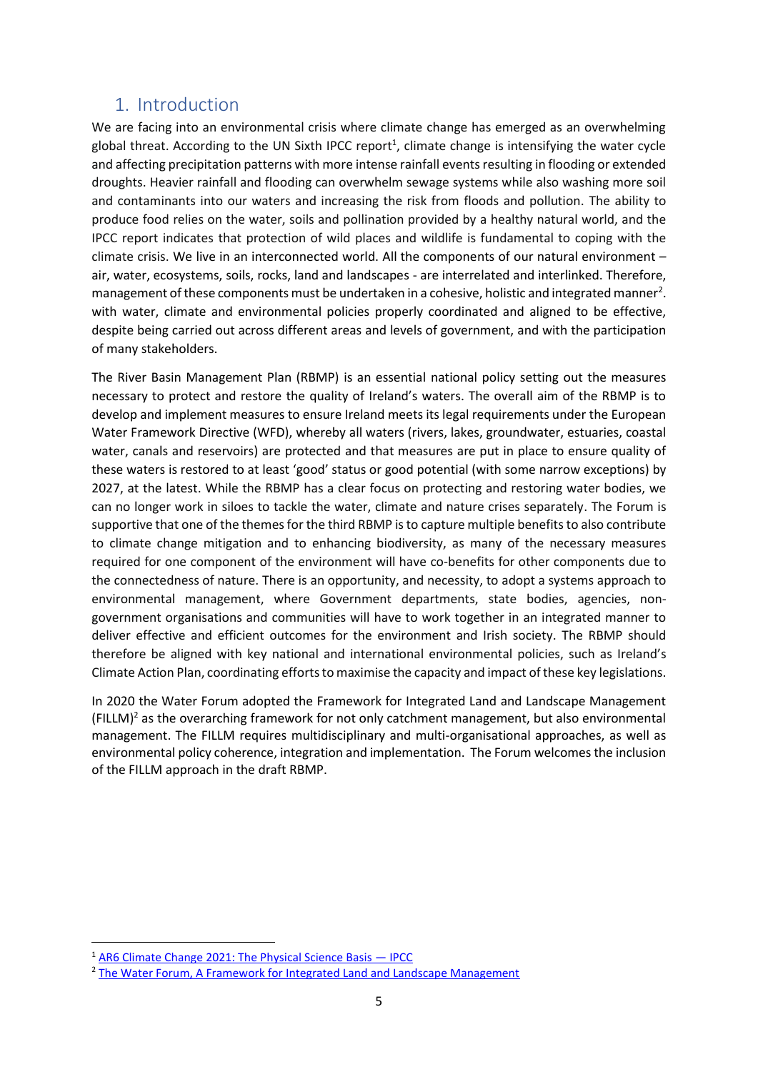## 1. Introduction

We are facing into an environmental crisis where climate change has emerged as an overwhelming global threat. According to the UN Sixth IPCC report[1], climate change is intensifying the water cycle and affecting precipitation patterns with more intense rainfall events resulting in flooding or extended droughts. Heavier rainfall and flooding can overwhelm sewage systems while also washing more soil and contaminants into our waters and increasing the risk from floods and pollution. The ability to produce food relies on the water, soils and pollination provided by a healthy natural world, and the IPCC report indicates that protection of wild places and wildlife is fundamental to coping with the climate crisis. We live in an interconnected world. All the components of our natural environment – air, water, ecosystems, soils, rocks, land and landscapes - are interrelated and interlinked. Therefore, management of these components must be undertaken in a cohesive, holistic and integrated manner[2]. with water, climate and environmental policies properly coordinated and aligned to be effective, despite being carried out across different areas and levels of government, and with the participation of many stakeholders.

The River Basin Management Plan (RBMP) is an essential national policy setting out the measures necessary to protect and restore the quality of Ireland's waters. The overall aim of the RBMP is to develop and implement measures to ensure Ireland meets its legal requirements under the European Water Framework Directive (WFD), whereby all waters (rivers, lakes, groundwater, estuaries, coastal water, canals and reservoirs) are protected and that measures are put in place to ensure quality of these waters is restored to at least 'good' status or good potential (with some narrow exceptions) by 2027, at the latest. While the RBMP has a clear focus on protecting and restoring water bodies, we can no longer work in siloes to tackle the water, climate and nature crises separately. The Forum is supportive that one of the themes for the third RBMP is to capture multiple benefits to also contribute to climate change mitigation and to enhancing biodiversity, as many of the necessary measures required for one component of the environment will have co-benefits for other components due to the connectedness of nature. There is an opportunity, and necessity, to adopt a systems approach to environmental management, where Government departments, state bodies, agencies, non-government organisations and communities will have to work together in an integrated manner to deliver effective and efficient outcomes for the environment and Irish society. The RBMP should therefore be aligned with key national and international environmental policies, such as Ireland's Climate Action Plan, coordinating efforts to maximise the capacity and impact of these key legislations.

In 2020 the Water Forum adopted the Framework for Integrated Land and Landscape Management (FILLM)[2] as the overarching framework for not only catchment management, but also environmental management. The FILLM requires multidisciplinary and multi-organisational approaches, as well as environmental policy coherence, integration and implementation. The Forum welcomes the inclusion of the FILLM approach in the draft RBMP.

---

[1] AR6 Climate Change 2021: The Physical Science Basis — IPCC

[2] The Water Forum, A Framework for Integrated Land and Landscape Management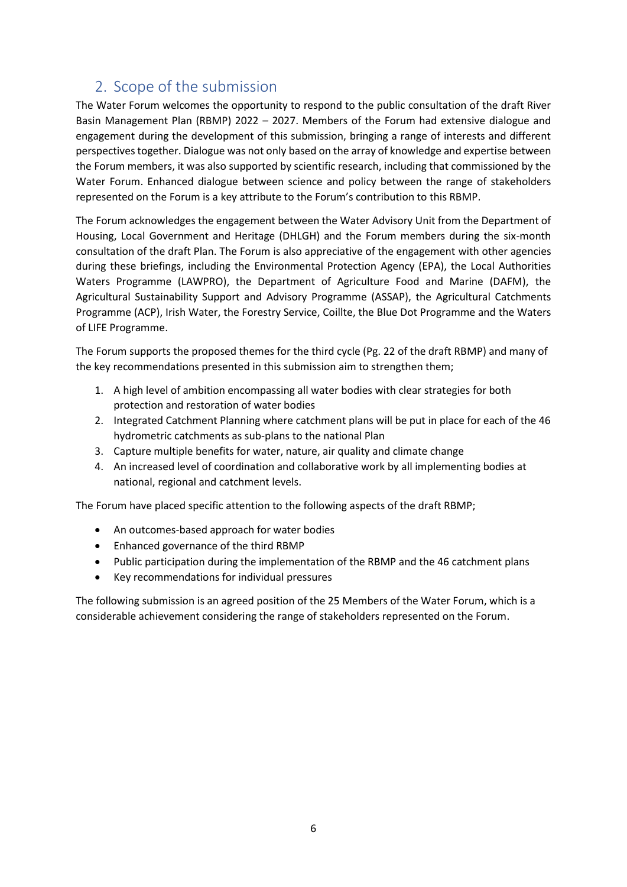## 2. Scope of the submission

The Water Forum welcomes the opportunity to respond to the public consultation of the draft River Basin Management Plan (RBMP) 2022 – 2027. Members of the Forum had extensive dialogue and engagement during the development of this submission, bringing a range of interests and different perspectives together. Dialogue was not only based on the array of knowledge and expertise between the Forum members, it was also supported by scientific research, including that commissioned by the Water Forum. Enhanced dialogue between science and policy between the range of stakeholders represented on the Forum is a key attribute to the Forum's contribution to this RBMP.

The Forum acknowledges the engagement between the Water Advisory Unit from the Department of Housing, Local Government and Heritage (DHLGH) and the Forum members during the six-month consultation of the draft Plan. The Forum is also appreciative of the engagement with other agencies during these briefings, including the Environmental Protection Agency (EPA), the Local Authorities Waters Programme (LAWPRO), the Department of Agriculture Food and Marine (DAFM), the Agricultural Sustainability Support and Advisory Programme (ASSAP), the Agricultural Catchments Programme (ACP), Irish Water, the Forestry Service, Coillte, the Blue Dot Programme and the Waters of LIFE Programme.

The Forum supports the proposed themes for the third cycle (Pg. 22 of the draft RBMP) and many of the key recommendations presented in this submission aim to strengthen them;

1. A high level of ambition encompassing all water bodies with clear strategies for both protection and restoration of water bodies
2. Integrated Catchment Planning where catchment plans will be put in place for each of the 46 hydrometric catchments as sub-plans to the national Plan
3. Capture multiple benefits for water, nature, air quality and climate change
4. An increased level of coordination and collaborative work by all implementing bodies at national, regional and catchment levels.

The Forum have placed specific attention to the following aspects of the draft RBMP;

- An outcomes-based approach for water bodies
- Enhanced governance of the third RBMP
- Public participation during the implementation of the RBMP and the 46 catchment plans
- Key recommendations for individual pressures

The following submission is an agreed position of the 25 Members of the Water Forum, which is a considerable achievement considering the range of stakeholders represented on the Forum.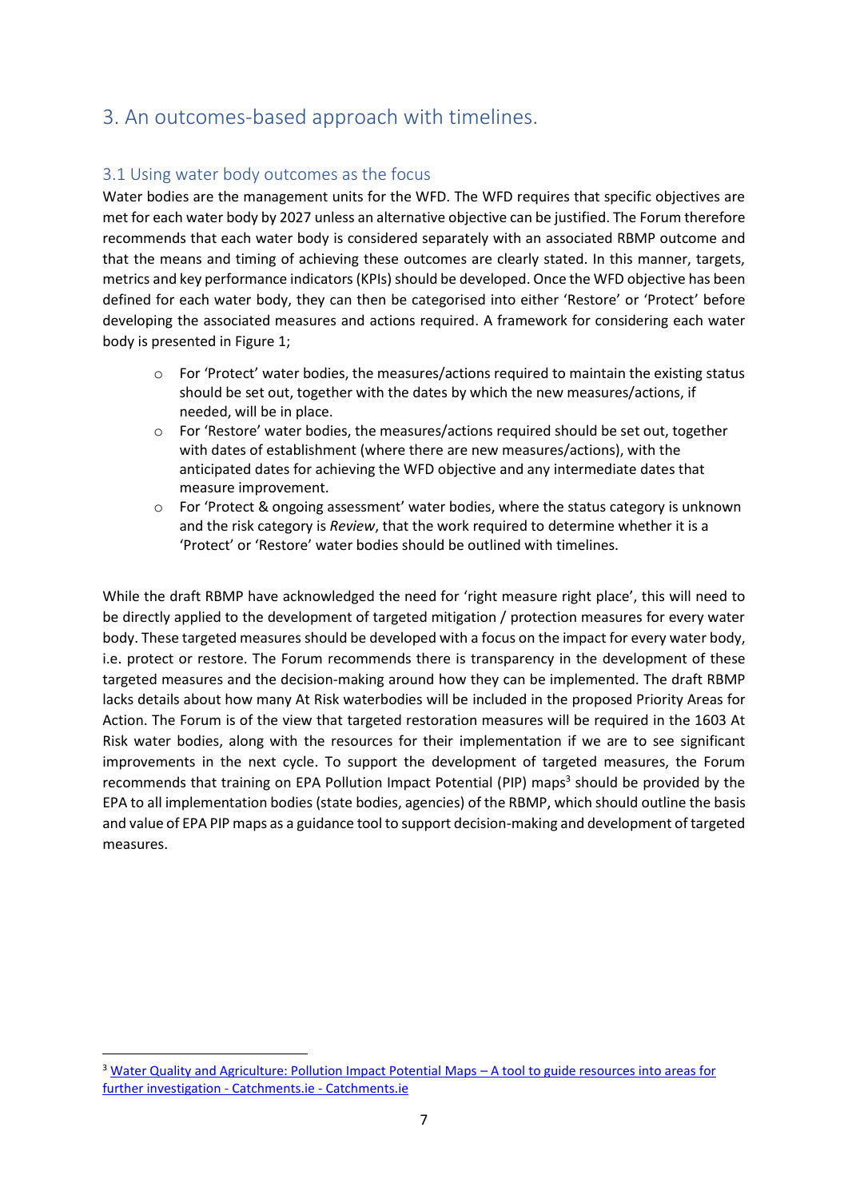## 3. An outcomes-based approach with timelines.

### 3.1 Using water body outcomes as the focus

Water bodies are the management units for the WFD. The WFD requires that specific objectives are met for each water body by 2027 unless an alternative objective can be justified. The Forum therefore recommends that each water body is considered separately with an associated RBMP outcome and that the means and timing of achieving these outcomes are clearly stated. In this manner, targets, metrics and key performance indicators (KPIs) should be developed. Once the WFD objective has been defined for each water body, they can then be categorised into either 'Restore' or 'Protect' before developing the associated measures and actions required. A framework for considering each water body is presented in Figure 1;

- For 'Protect' water bodies, the measures/actions required to maintain the existing status should be set out, together with the dates by which the new measures/actions, if needed, will be in place.
- For 'Restore' water bodies, the measures/actions required should be set out, together with dates of establishment (where there are new measures/actions), with the anticipated dates for achieving the WFD objective and any intermediate dates that measure improvement.
- For 'Protect & ongoing assessment' water bodies, where the status category is unknown and the risk category is *Review*, that the work required to determine whether it is a 'Protect' or 'Restore' water bodies should be outlined with timelines.

While the draft RBMP have acknowledged the need for 'right measure right place', this will need to be directly applied to the development of targeted mitigation / protection measures for every water body. These targeted measures should be developed with a focus on the impact for every water body, i.e. protect or restore. The Forum recommends there is transparency in the development of these targeted measures and the decision-making around how they can be implemented. The draft RBMP lacks details about how many At Risk waterbodies will be included in the proposed Priority Areas for Action. The Forum is of the view that targeted restoration measures will be required in the 1603 At Risk water bodies, along with the resources for their implementation if we are to see significant improvements in the next cycle. To support the development of targeted measures, the Forum recommends that training on EPA Pollution Impact Potential (PIP) maps[3] should be provided by the EPA to all implementation bodies (state bodies, agencies) of the RBMP, which should outline the basis and value of EPA PIP maps as a guidance tool to support decision-making and development of targeted measures.

---

[3] Water Quality and Agriculture: Pollution Impact Potential Maps – A tool to guide resources into areas for further investigation - Catchments.ie - Catchments.ie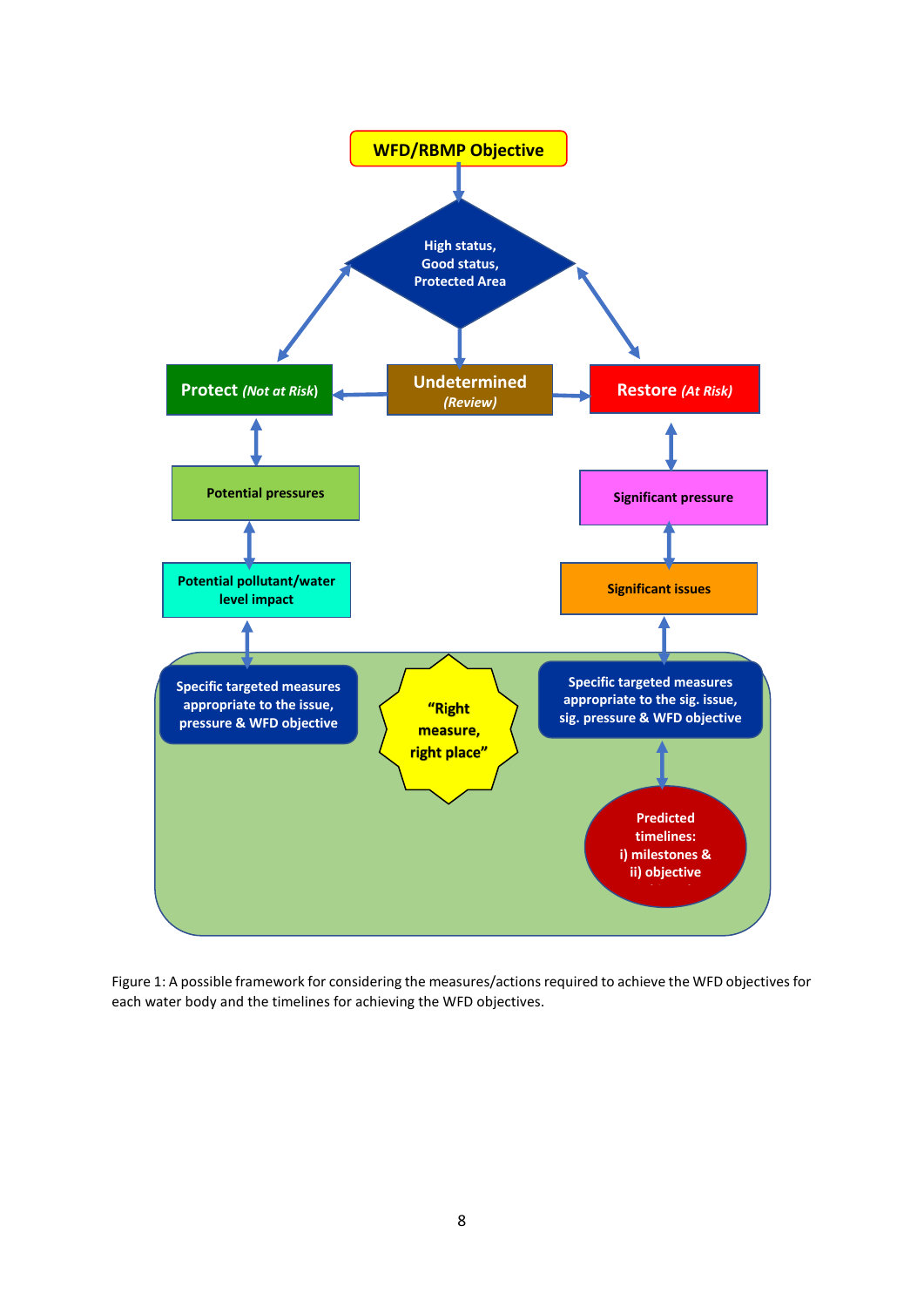WFD/RBMP Objective

High status,
Good status,
Protected Area

Protect *(Not at Risk)*

Undetermined
*(Review)*

Restore *(At Risk)*

Potential pressures

Significant pressure

Potential pollutant/water level impact

Significant issues

Specific targeted measures appropriate to the issue, pressure & WFD objective

"Right measure, right place"

Specific targeted measures appropriate to the sig. issue, sig. pressure & WFD objective

Predicted timelines:
i) milestones &
ii) objective

Figure 1: A possible framework for considering the measures/actions required to achieve the WFD objectives for each water body and the timelines for achieving the WFD objectives.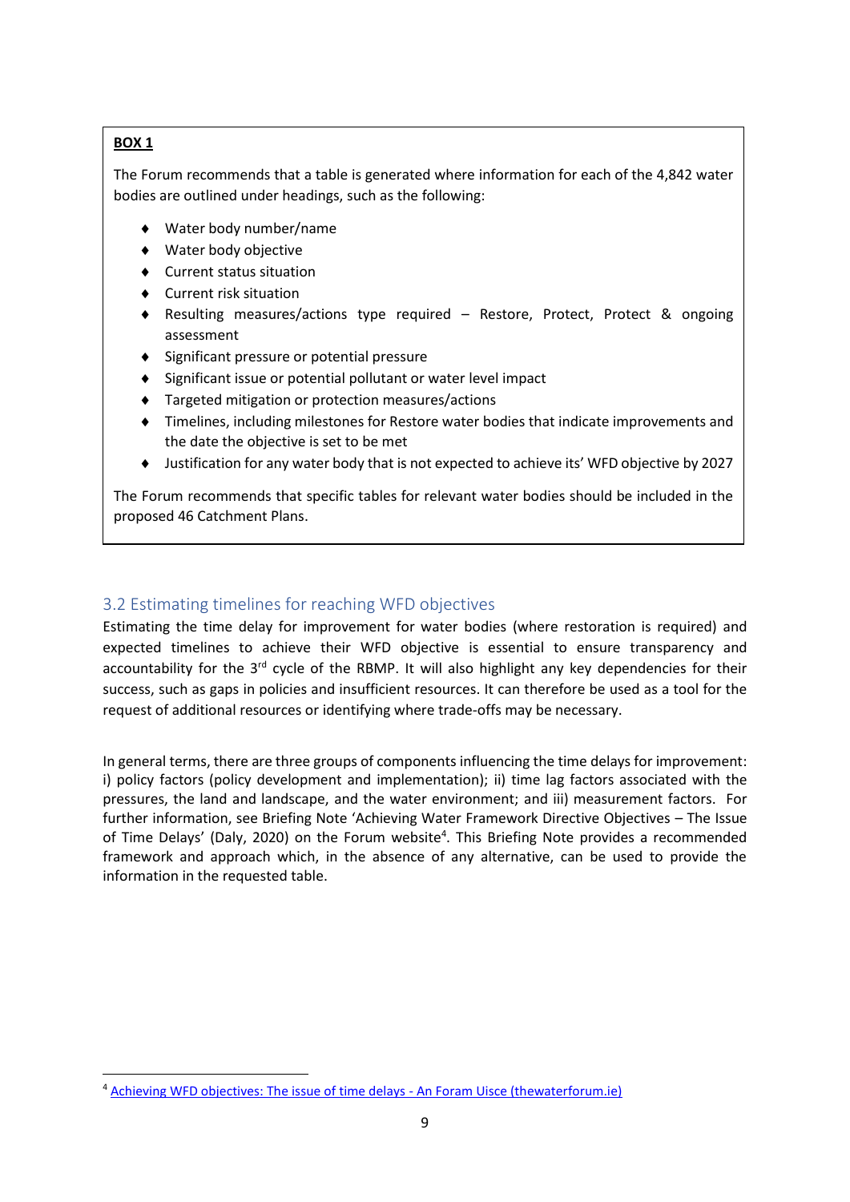**BOX 1**

The Forum recommends that a table is generated where information for each of the 4,842 water bodies are outlined under headings, such as the following:

- Water body number/name
- Water body objective
- Current status situation
- Current risk situation
- Resulting measures/actions type required – Restore, Protect, Protect & ongoing assessment
- Significant pressure or potential pressure
- Significant issue or potential pollutant or water level impact
- Targeted mitigation or protection measures/actions
- Timelines, including milestones for Restore water bodies that indicate improvements and the date the objective is set to be met
- Justification for any water body that is not expected to achieve its' WFD objective by 2027

The Forum recommends that specific tables for relevant water bodies should be included in the proposed 46 Catchment Plans.

## 3.2 Estimating timelines for reaching WFD objectives

Estimating the time delay for improvement for water bodies (where restoration is required) and expected timelines to achieve their WFD objective is essential to ensure transparency and accountability for the 3rd cycle of the RBMP. It will also highlight any key dependencies for their success, such as gaps in policies and insufficient resources. It can therefore be used as a tool for the request of additional resources or identifying where trade-offs may be necessary.

In general terms, there are three groups of components influencing the time delays for improvement: i) policy factors (policy development and implementation); ii) time lag factors associated with the pressures, the land and landscape, and the water environment; and iii) measurement factors. For further information, see Briefing Note 'Achieving Water Framework Directive Objectives – The Issue of Time Delays' (Daly, 2020) on the Forum website[4]. This Briefing Note provides a recommended framework and approach which, in the absence of any alternative, can be used to provide the information in the requested table.

[4] Achieving WFD objectives: The issue of time delays - An Foram Uisce (thewaterforum.ie)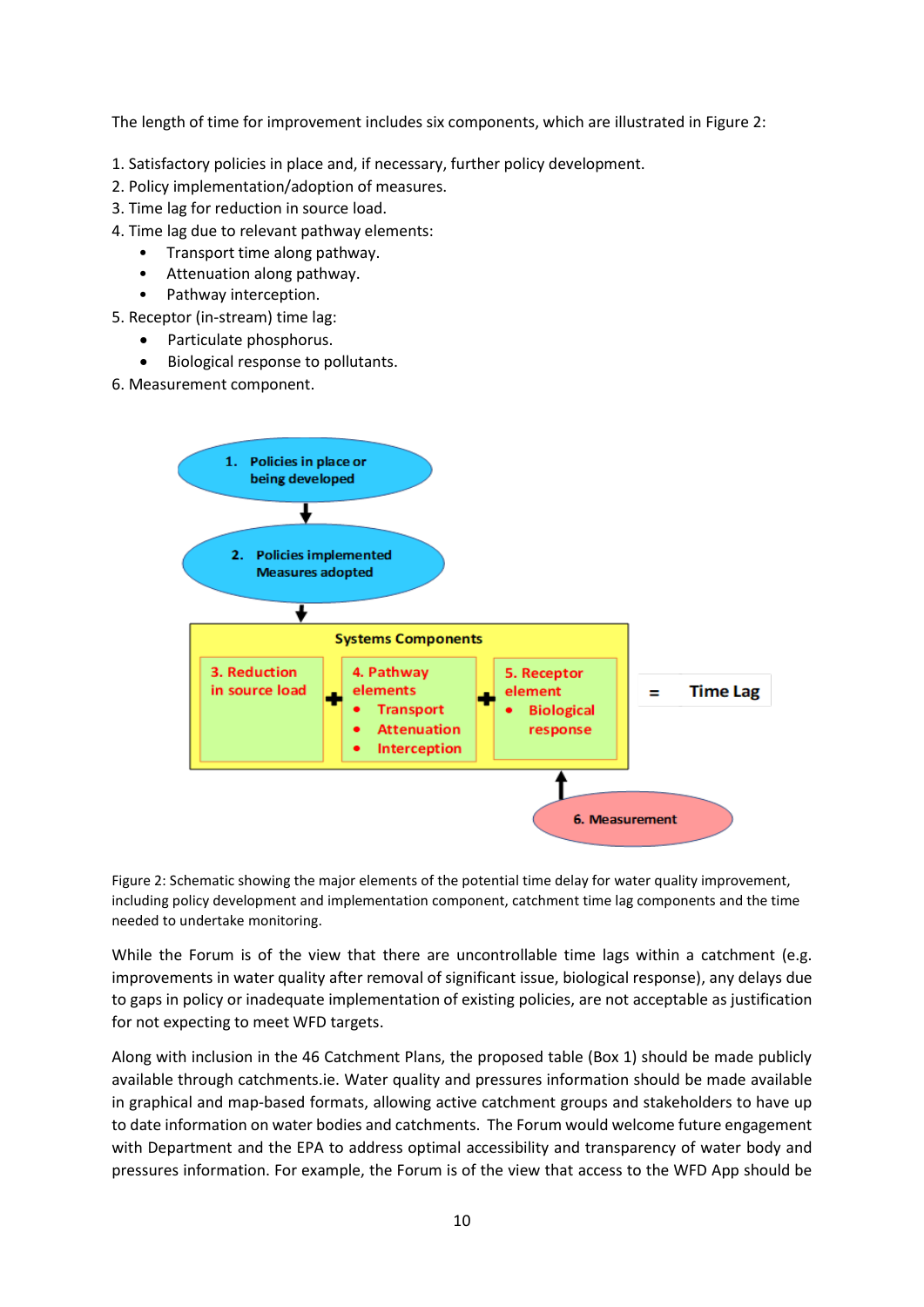The length of time for improvement includes six components, which are illustrated in Figure 2:

1. Satisfactory policies in place and, if necessary, further policy development.
2. Policy implementation/adoption of measures.
3. Time lag for reduction in source load.
4. Time lag due to relevant pathway elements:
   - Transport time along pathway.
   - Attenuation along pathway.
   - Pathway interception.
5. Receptor (in-stream) time lag:
   - Particulate phosphorus.
   - Biological response to pollutants.
6. Measurement component.

Figure 2: Schematic showing the major elements of the potential time delay for water quality improvement, including policy development and implementation component, catchment time lag components and the time needed to undertake monitoring.

While the Forum is of the view that there are uncontrollable time lags within a catchment (e.g. improvements in water quality after removal of significant issue, biological response), any delays due to gaps in policy or inadequate implementation of existing policies, are not acceptable as justification for not expecting to meet WFD targets.

Along with inclusion in the 46 Catchment Plans, the proposed table (Box 1) should be made publicly available through catchments.ie. Water quality and pressures information should be made available in graphical and map-based formats, allowing active catchment groups and stakeholders to have up to date information on water bodies and catchments. The Forum would welcome future engagement with Department and the EPA to address optimal accessibility and transparency of water body and pressures information. For example, the Forum is of the view that access to the WFD App should be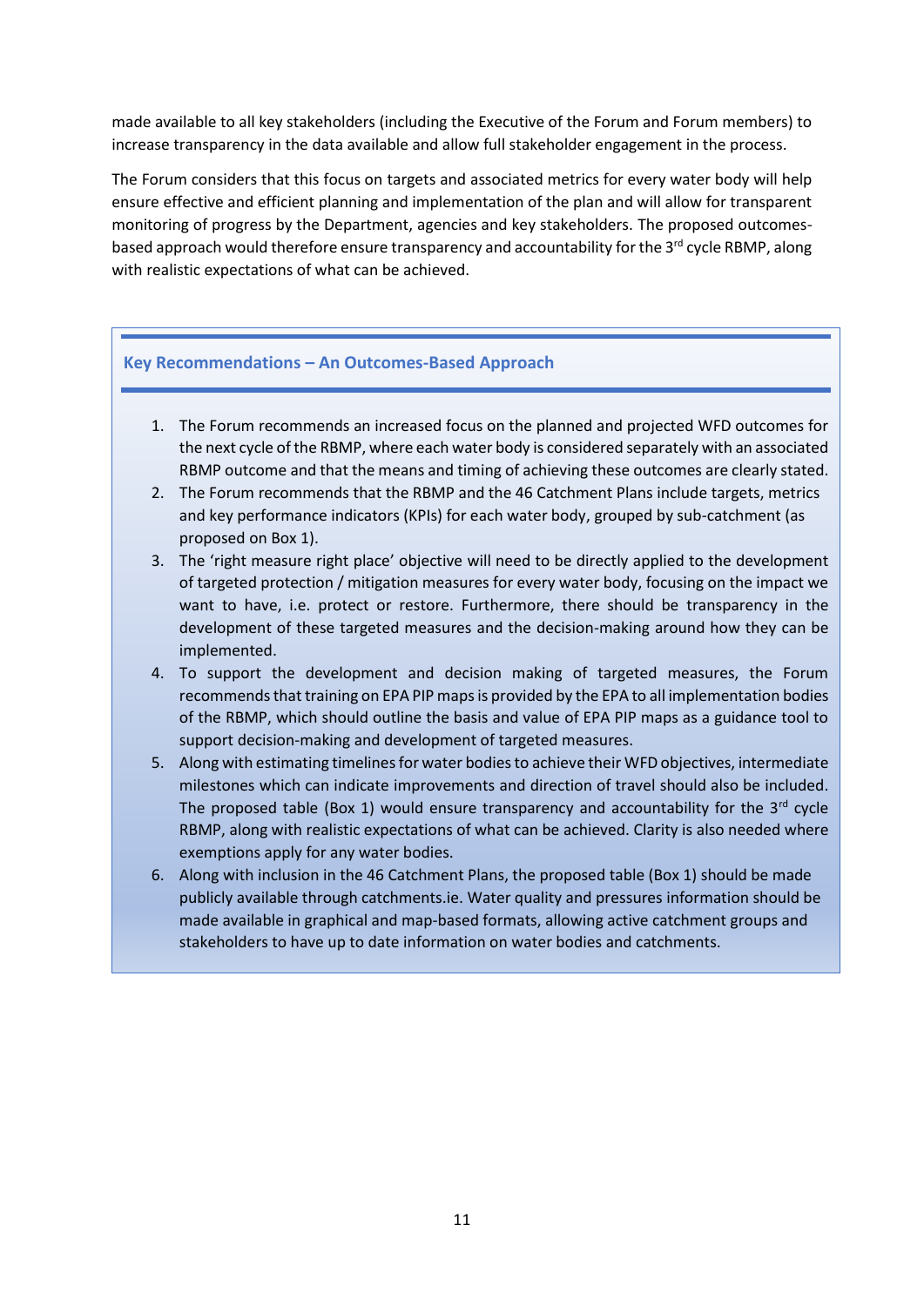made available to all key stakeholders (including the Executive of the Forum and Forum members) to increase transparency in the data available and allow full stakeholder engagement in the process.

The Forum considers that this focus on targets and associated metrics for every water body will help ensure effective and efficient planning and implementation of the plan and will allow for transparent monitoring of progress by the Department, agencies and key stakeholders. The proposed outcomes-based approach would therefore ensure transparency and accountability for the 3rd cycle RBMP, along with realistic expectations of what can be achieved.

### Key Recommendations – An Outcomes-Based Approach

1. The Forum recommends an increased focus on the planned and projected WFD outcomes for the next cycle of the RBMP, where each water body is considered separately with an associated RBMP outcome and that the means and timing of achieving these outcomes are clearly stated.
2. The Forum recommends that the RBMP and the 46 Catchment Plans include targets, metrics and key performance indicators (KPIs) for each water body, grouped by sub-catchment (as proposed on Box 1).
3. The 'right measure right place' objective will need to be directly applied to the development of targeted protection / mitigation measures for every water body, focusing on the impact we want to have, i.e. protect or restore. Furthermore, there should be transparency in the development of these targeted measures and the decision-making around how they can be implemented.
4. To support the development and decision making of targeted measures, the Forum recommends that training on EPA PIP maps is provided by the EPA to all implementation bodies of the RBMP, which should outline the basis and value of EPA PIP maps as a guidance tool to support decision-making and development of targeted measures.
5. Along with estimating timelines for water bodies to achieve their WFD objectives, intermediate milestones which can indicate improvements and direction of travel should also be included. The proposed table (Box 1) would ensure transparency and accountability for the 3rd cycle RBMP, along with realistic expectations of what can be achieved. Clarity is also needed where exemptions apply for any water bodies.
6. Along with inclusion in the 46 Catchment Plans, the proposed table (Box 1) should be made publicly available through catchments.ie. Water quality and pressures information should be made available in graphical and map-based formats, allowing active catchment groups and stakeholders to have up to date information on water bodies and catchments.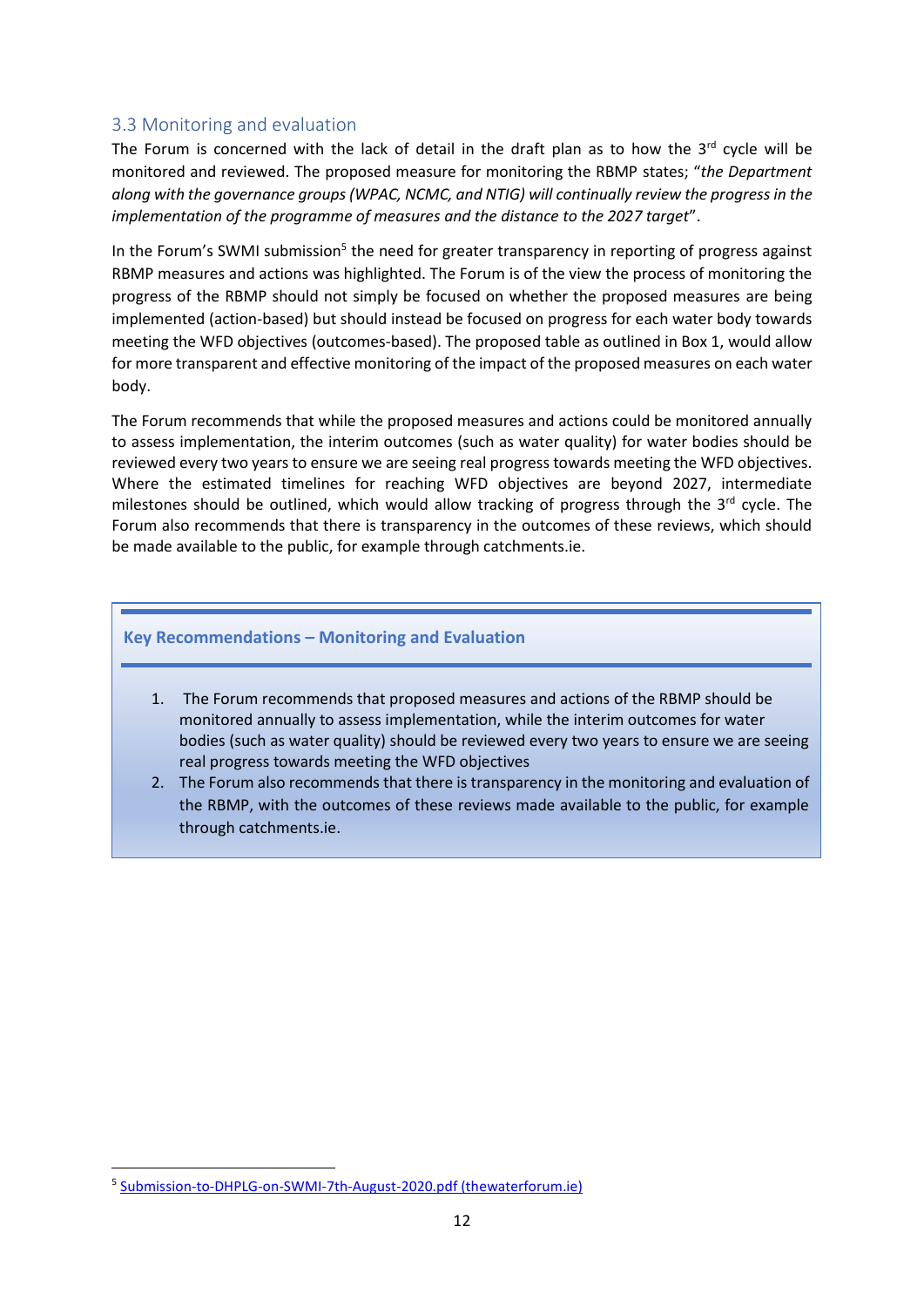### 3.3 Monitoring and evaluation

The Forum is concerned with the lack of detail in the draft plan as to how the 3rd cycle will be monitored and reviewed. The proposed measure for monitoring the RBMP states; "*the Department along with the governance groups (WPAC, NCMC, and NTIG) will continually review the progress in the implementation of the programme of measures and the distance to the 2027 target*".

In the Forum's SWMI submission[5] the need for greater transparency in reporting of progress against RBMP measures and actions was highlighted. The Forum is of the view the process of monitoring the progress of the RBMP should not simply be focused on whether the proposed measures are being implemented (action-based) but should instead be focused on progress for each water body towards meeting the WFD objectives (outcomes-based). The proposed table as outlined in Box 1, would allow for more transparent and effective monitoring of the impact of the proposed measures on each water body.

The Forum recommends that while the proposed measures and actions could be monitored annually to assess implementation, the interim outcomes (such as water quality) for water bodies should be reviewed every two years to ensure we are seeing real progress towards meeting the WFD objectives. Where the estimated timelines for reaching WFD objectives are beyond 2027, intermediate milestones should be outlined, which would allow tracking of progress through the 3rd cycle. The Forum also recommends that there is transparency in the outcomes of these reviews, which should be made available to the public, for example through catchments.ie.

**Key Recommendations – Monitoring and Evaluation**

1. The Forum recommends that proposed measures and actions of the RBMP should be monitored annually to assess implementation, while the interim outcomes for water bodies (such as water quality) should be reviewed every two years to ensure we are seeing real progress towards meeting the WFD objectives
2. The Forum also recommends that there is transparency in the monitoring and evaluation of the RBMP, with the outcomes of these reviews made available to the public, for example through catchments.ie.

[5] Submission-to-DHPLG-on-SWMI-7th-August-2020.pdf (thewaterforum.ie)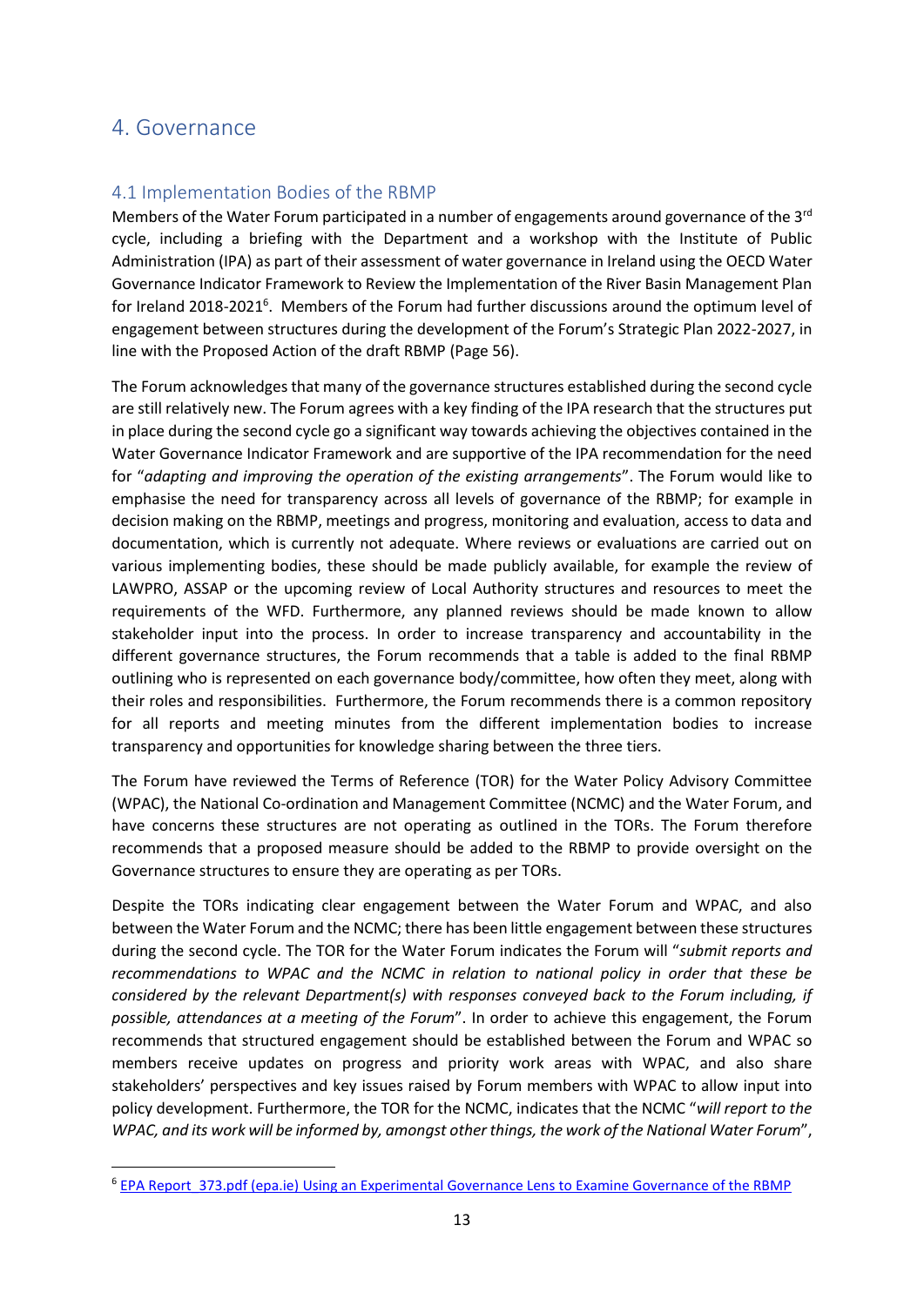# 4. Governance

## 4.1 Implementation Bodies of the RBMP

Members of the Water Forum participated in a number of engagements around governance of the 3rd cycle, including a briefing with the Department and a workshop with the Institute of Public Administration (IPA) as part of their assessment of water governance in Ireland using the OECD Water Governance Indicator Framework to Review the Implementation of the River Basin Management Plan for Ireland 2018-2021[6]. Members of the Forum had further discussions around the optimum level of engagement between structures during the development of the Forum's Strategic Plan 2022-2027, in line with the Proposed Action of the draft RBMP (Page 56).

The Forum acknowledges that many of the governance structures established during the second cycle are still relatively new. The Forum agrees with a key finding of the IPA research that the structures put in place during the second cycle go a significant way towards achieving the objectives contained in the Water Governance Indicator Framework and are supportive of the IPA recommendation for the need for "*adapting and improving the operation of the existing arrangements*". The Forum would like to emphasise the need for transparency across all levels of governance of the RBMP; for example in decision making on the RBMP, meetings and progress, monitoring and evaluation, access to data and documentation, which is currently not adequate. Where reviews or evaluations are carried out on various implementing bodies, these should be made publicly available, for example the review of LAWPRO, ASSAP or the upcoming review of Local Authority structures and resources to meet the requirements of the WFD. Furthermore, any planned reviews should be made known to allow stakeholder input into the process. In order to increase transparency and accountability in the different governance structures, the Forum recommends that a table is added to the final RBMP outlining who is represented on each governance body/committee, how often they meet, along with their roles and responsibilities. Furthermore, the Forum recommends there is a common repository for all reports and meeting minutes from the different implementation bodies to increase transparency and opportunities for knowledge sharing between the three tiers.

The Forum have reviewed the Terms of Reference (TOR) for the Water Policy Advisory Committee (WPAC), the National Co-ordination and Management Committee (NCMC) and the Water Forum, and have concerns these structures are not operating as outlined in the TORs. The Forum therefore recommends that a proposed measure should be added to the RBMP to provide oversight on the Governance structures to ensure they are operating as per TORs.

Despite the TORs indicating clear engagement between the Water Forum and WPAC, and also between the Water Forum and the NCMC; there has been little engagement between these structures during the second cycle. The TOR for the Water Forum indicates the Forum will "*submit reports and recommendations to WPAC and the NCMC in relation to national policy in order that these be considered by the relevant Department(s) with responses conveyed back to the Forum including, if possible, attendances at a meeting of the Forum*". In order to achieve this engagement, the Forum recommends that structured engagement should be established between the Forum and WPAC so members receive updates on progress and priority work areas with WPAC, and also share stakeholders' perspectives and key issues raised by Forum members with WPAC to allow input into policy development. Furthermore, the TOR for the NCMC, indicates that the NCMC "*will report to the WPAC, and its work will be informed by, amongst other things, the work of the National Water Forum*",

---

[6] EPA Report 373.pdf (epa.ie) Using an Experimental Governance Lens to Examine Governance of the RBMP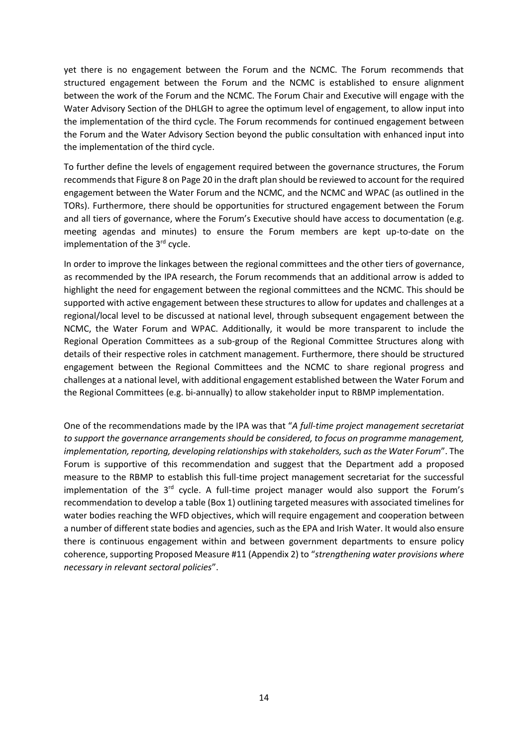yet there is no engagement between the Forum and the NCMC. The Forum recommends that structured engagement between the Forum and the NCMC is established to ensure alignment between the work of the Forum and the NCMC. The Forum Chair and Executive will engage with the Water Advisory Section of the DHLGH to agree the optimum level of engagement, to allow input into the implementation of the third cycle. The Forum recommends for continued engagement between the Forum and the Water Advisory Section beyond the public consultation with enhanced input into the implementation of the third cycle.

To further define the levels of engagement required between the governance structures, the Forum recommends that Figure 8 on Page 20 in the draft plan should be reviewed to account for the required engagement between the Water Forum and the NCMC, and the NCMC and WPAC (as outlined in the TORs). Furthermore, there should be opportunities for structured engagement between the Forum and all tiers of governance, where the Forum's Executive should have access to documentation (e.g. meeting agendas and minutes) to ensure the Forum members are kept up-to-date on the implementation of the 3rd cycle.

In order to improve the linkages between the regional committees and the other tiers of governance, as recommended by the IPA research, the Forum recommends that an additional arrow is added to highlight the need for engagement between the regional committees and the NCMC. This should be supported with active engagement between these structures to allow for updates and challenges at a regional/local level to be discussed at national level, through subsequent engagement between the NCMC, the Water Forum and WPAC. Additionally, it would be more transparent to include the Regional Operation Committees as a sub-group of the Regional Committee Structures along with details of their respective roles in catchment management. Furthermore, there should be structured engagement between the Regional Committees and the NCMC to share regional progress and challenges at a national level, with additional engagement established between the Water Forum and the Regional Committees (e.g. bi-annually) to allow stakeholder input to RBMP implementation.

One of the recommendations made by the IPA was that "*A full-time project management secretariat to support the governance arrangements should be considered, to focus on programme management, implementation, reporting, developing relationships with stakeholders, such as the Water Forum*". The Forum is supportive of this recommendation and suggest that the Department add a proposed measure to the RBMP to establish this full-time project management secretariat for the successful implementation of the 3rd cycle. A full-time project manager would also support the Forum's recommendation to develop a table (Box 1) outlining targeted measures with associated timelines for water bodies reaching the WFD objectives, which will require engagement and cooperation between a number of different state bodies and agencies, such as the EPA and Irish Water. It would also ensure there is continuous engagement within and between government departments to ensure policy coherence, supporting Proposed Measure #11 (Appendix 2) to "*strengthening water provisions where necessary in relevant sectoral policies*".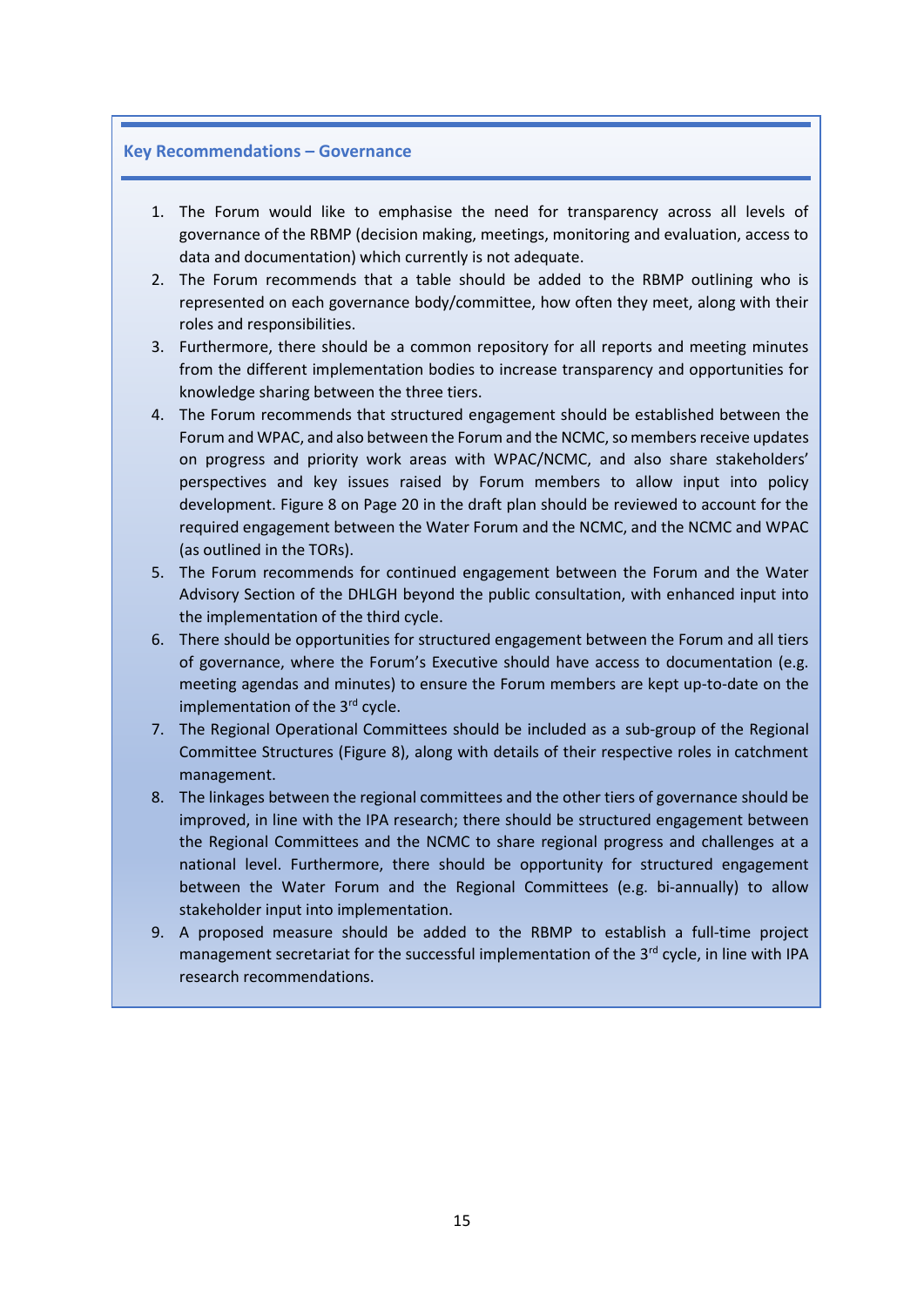### Key Recommendations – Governance

1. The Forum would like to emphasise the need for transparency across all levels of governance of the RBMP (decision making, meetings, monitoring and evaluation, access to data and documentation) which currently is not adequate.
2. The Forum recommends that a table should be added to the RBMP outlining who is represented on each governance body/committee, how often they meet, along with their roles and responsibilities.
3. Furthermore, there should be a common repository for all reports and meeting minutes from the different implementation bodies to increase transparency and opportunities for knowledge sharing between the three tiers.
4. The Forum recommends that structured engagement should be established between the Forum and WPAC, and also between the Forum and the NCMC, so members receive updates on progress and priority work areas with WPAC/NCMC, and also share stakeholders' perspectives and key issues raised by Forum members to allow input into policy development. Figure 8 on Page 20 in the draft plan should be reviewed to account for the required engagement between the Water Forum and the NCMC, and the NCMC and WPAC (as outlined in the TORs).
5. The Forum recommends for continued engagement between the Forum and the Water Advisory Section of the DHLGH beyond the public consultation, with enhanced input into the implementation of the third cycle.
6. There should be opportunities for structured engagement between the Forum and all tiers of governance, where the Forum's Executive should have access to documentation (e.g. meeting agendas and minutes) to ensure the Forum members are kept up-to-date on the implementation of the 3rd cycle.
7. The Regional Operational Committees should be included as a sub-group of the Regional Committee Structures (Figure 8), along with details of their respective roles in catchment management.
8. The linkages between the regional committees and the other tiers of governance should be improved, in line with the IPA research; there should be structured engagement between the Regional Committees and the NCMC to share regional progress and challenges at a national level. Furthermore, there should be opportunity for structured engagement between the Water Forum and the Regional Committees (e.g. bi-annually) to allow stakeholder input into implementation.
9. A proposed measure should be added to the RBMP to establish a full-time project management secretariat for the successful implementation of the 3rd cycle, in line with IPA research recommendations.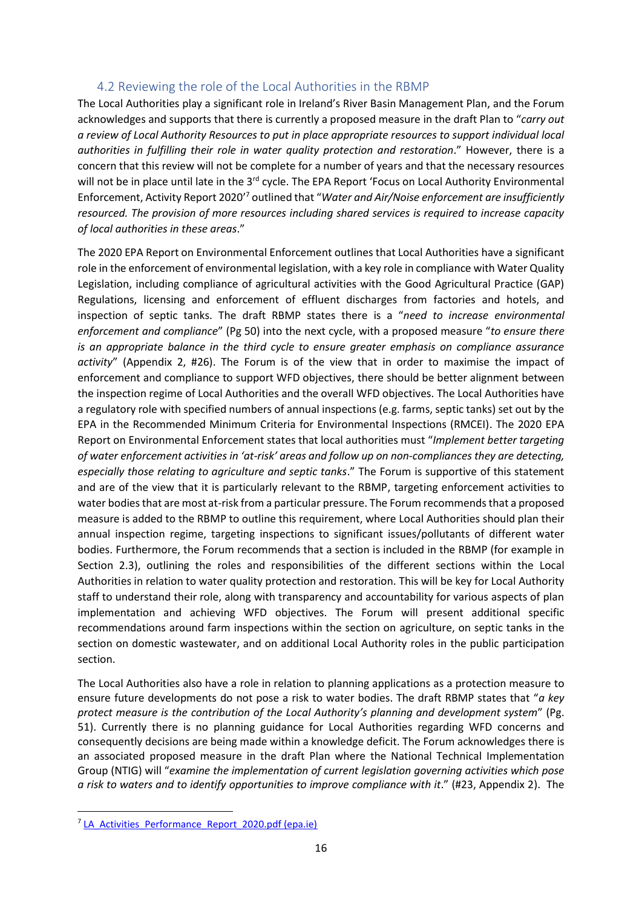## 4.2 Reviewing the role of the Local Authorities in the RBMP

The Local Authorities play a significant role in Ireland's River Basin Management Plan, and the Forum acknowledges and supports that there is currently a proposed measure in the draft Plan to "*carry out a review of Local Authority Resources to put in place appropriate resources to support individual local authorities in fulfilling their role in water quality protection and restoration*." However, there is a concern that this review will not be complete for a number of years and that the necessary resources will not be in place until late in the 3rd cycle. The EPA Report 'Focus on Local Authority Environmental Enforcement, Activity Report 2020'[7] outlined that "*Water and Air/Noise enforcement are insufficiently resourced. The provision of more resources including shared services is required to increase capacity of local authorities in these areas*."

The 2020 EPA Report on Environmental Enforcement outlines that Local Authorities have a significant role in the enforcement of environmental legislation, with a key role in compliance with Water Quality Legislation, including compliance of agricultural activities with the Good Agricultural Practice (GAP) Regulations, licensing and enforcement of effluent discharges from factories and hotels, and inspection of septic tanks. The draft RBMP states there is a "*need to increase environmental enforcement and compliance*" (Pg 50) into the next cycle, with a proposed measure "*to ensure there is an appropriate balance in the third cycle to ensure greater emphasis on compliance assurance activity*" (Appendix 2, #26). The Forum is of the view that in order to maximise the impact of enforcement and compliance to support WFD objectives, there should be better alignment between the inspection regime of Local Authorities and the overall WFD objectives. The Local Authorities have a regulatory role with specified numbers of annual inspections (e.g. farms, septic tanks) set out by the EPA in the Recommended Minimum Criteria for Environmental Inspections (RMCEI). The 2020 EPA Report on Environmental Enforcement states that local authorities must "*Implement better targeting of water enforcement activities in 'at-risk' areas and follow up on non-compliances they are detecting, especially those relating to agriculture and septic tanks*." The Forum is supportive of this statement and are of the view that it is particularly relevant to the RBMP, targeting enforcement activities to water bodies that are most at-risk from a particular pressure. The Forum recommends that a proposed measure is added to the RBMP to outline this requirement, where Local Authorities should plan their annual inspection regime, targeting inspections to significant issues/pollutants of different water bodies. Furthermore, the Forum recommends that a section is included in the RBMP (for example in Section 2.3), outlining the roles and responsibilities of the different sections within the Local Authorities in relation to water quality protection and restoration. This will be key for Local Authority staff to understand their role, along with transparency and accountability for various aspects of plan implementation and achieving WFD objectives. The Forum will present additional specific recommendations around farm inspections within the section on agriculture, on septic tanks in the section on domestic wastewater, and on additional Local Authority roles in the public participation section.

The Local Authorities also have a role in relation to planning applications as a protection measure to ensure future developments do not pose a risk to water bodies. The draft RBMP states that "*a key protect measure is the contribution of the Local Authority's planning and development system*" (Pg. 51). Currently there is no planning guidance for Local Authorities regarding WFD concerns and consequently decisions are being made within a knowledge deficit. The Forum acknowledges there is an associated proposed measure in the draft Plan where the National Technical Implementation Group (NTIG) will "*examine the implementation of current legislation governing activities which pose a risk to waters and to identify opportunities to improve compliance with it*." (#23, Appendix 2). The

[7] LA_Activities_Performance_Report_2020.pdf (epa.ie)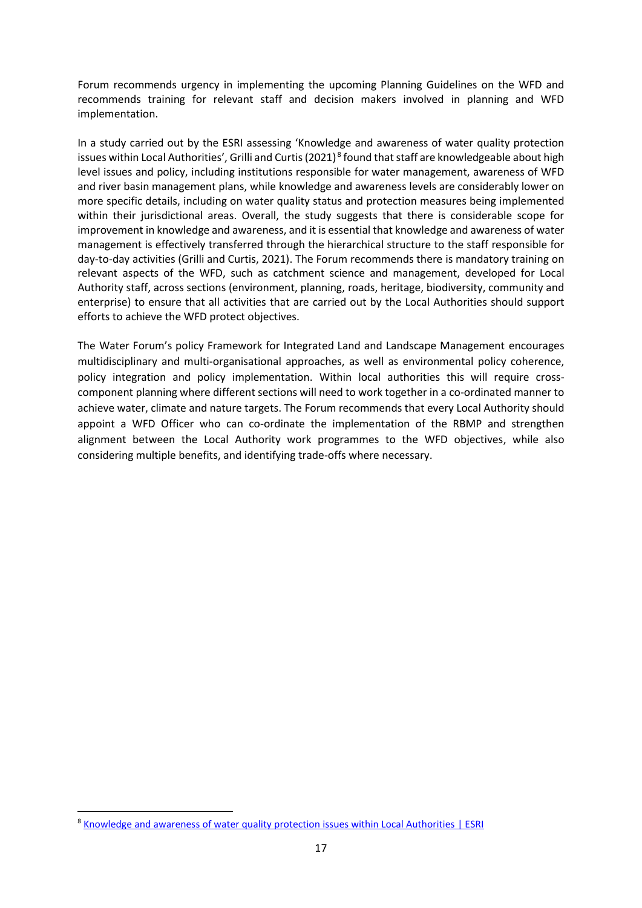Forum recommends urgency in implementing the upcoming Planning Guidelines on the WFD and recommends training for relevant staff and decision makers involved in planning and WFD implementation.

In a study carried out by the ESRI assessing 'Knowledge and awareness of water quality protection issues within Local Authorities', Grilli and Curtis (2021)[8] found that staff are knowledgeable about high level issues and policy, including institutions responsible for water management, awareness of WFD and river basin management plans, while knowledge and awareness levels are considerably lower on more specific details, including on water quality status and protection measures being implemented within their jurisdictional areas. Overall, the study suggests that there is considerable scope for improvement in knowledge and awareness, and it is essential that knowledge and awareness of water management is effectively transferred through the hierarchical structure to the staff responsible for day-to-day activities (Grilli and Curtis, 2021). The Forum recommends there is mandatory training on relevant aspects of the WFD, such as catchment science and management, developed for Local Authority staff, across sections (environment, planning, roads, heritage, biodiversity, community and enterprise) to ensure that all activities that are carried out by the Local Authorities should support efforts to achieve the WFD protect objectives.

The Water Forum's policy Framework for Integrated Land and Landscape Management encourages multidisciplinary and multi-organisational approaches, as well as environmental policy coherence, policy integration and policy implementation. Within local authorities this will require cross-component planning where different sections will need to work together in a co-ordinated manner to achieve water, climate and nature targets. The Forum recommends that every Local Authority should appoint a WFD Officer who can co-ordinate the implementation of the RBMP and strengthen alignment between the Local Authority work programmes to the WFD objectives, while also considering multiple benefits, and identifying trade-offs where necessary.

[8] Knowledge and awareness of water quality protection issues within Local Authorities | ESRI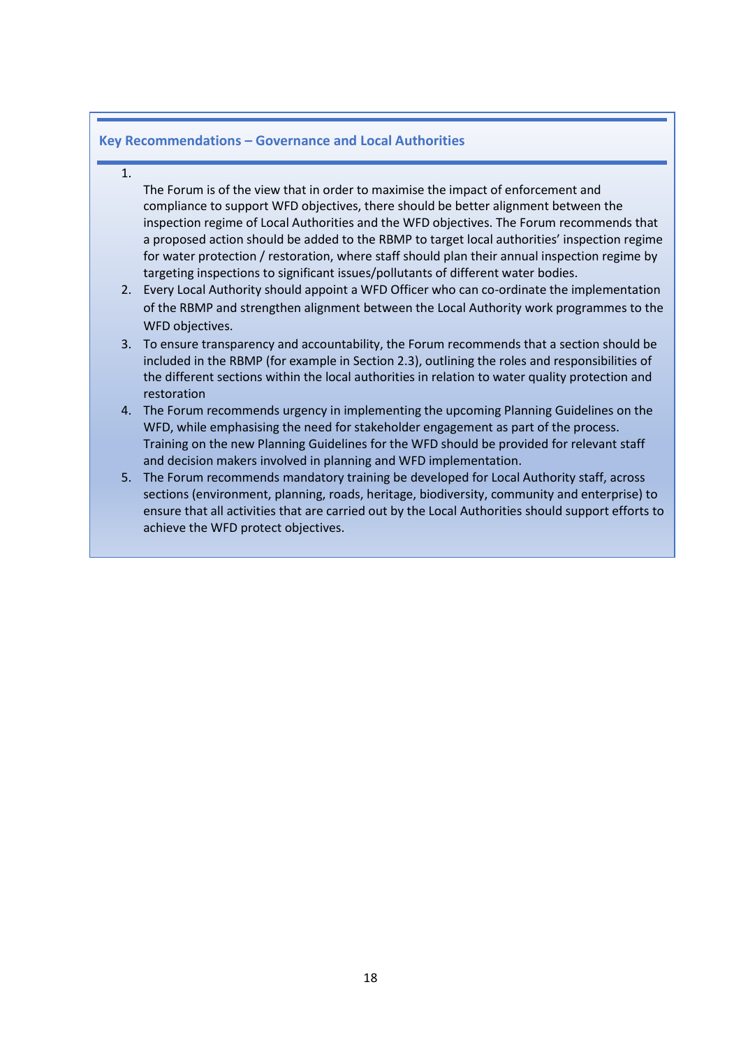### Key Recommendations – Governance and Local Authorities

1. The Forum is of the view that in order to maximise the impact of enforcement and compliance to support WFD objectives, there should be better alignment between the inspection regime of Local Authorities and the WFD objectives. The Forum recommends that a proposed action should be added to the RBMP to target local authorities' inspection regime for water protection / restoration, where staff should plan their annual inspection regime by targeting inspections to significant issues/pollutants of different water bodies.
2. Every Local Authority should appoint a WFD Officer who can co-ordinate the implementation of the RBMP and strengthen alignment between the Local Authority work programmes to the WFD objectives.
3. To ensure transparency and accountability, the Forum recommends that a section should be included in the RBMP (for example in Section 2.3), outlining the roles and responsibilities of the different sections within the local authorities in relation to water quality protection and restoration
4. The Forum recommends urgency in implementing the upcoming Planning Guidelines on the WFD, while emphasising the need for stakeholder engagement as part of the process. Training on the new Planning Guidelines for the WFD should be provided for relevant staff and decision makers involved in planning and WFD implementation.
5. The Forum recommends mandatory training be developed for Local Authority staff, across sections (environment, planning, roads, heritage, biodiversity, community and enterprise) to ensure that all activities that are carried out by the Local Authorities should support efforts to achieve the WFD protect objectives.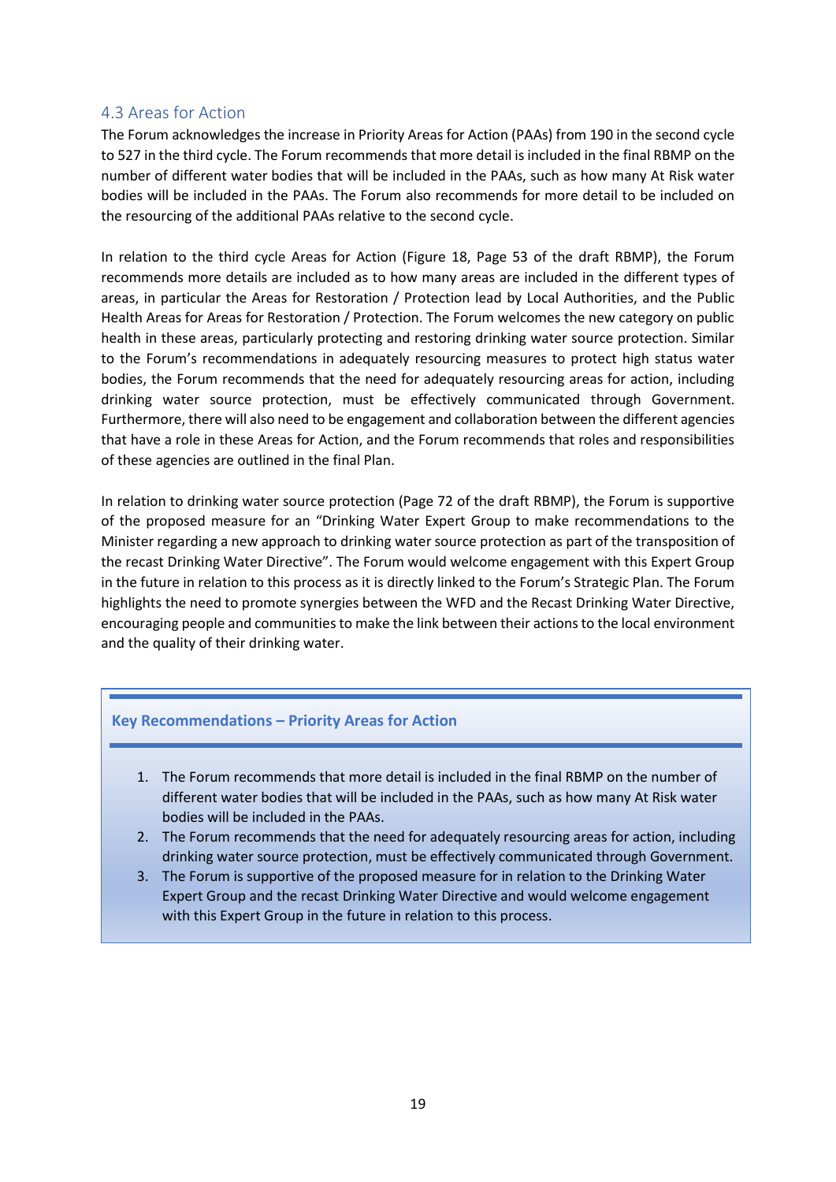## 4.3 Areas for Action

The Forum acknowledges the increase in Priority Areas for Action (PAAs) from 190 in the second cycle to 527 in the third cycle. The Forum recommends that more detail is included in the final RBMP on the number of different water bodies that will be included in the PAAs, such as how many At Risk water bodies will be included in the PAAs. The Forum also recommends for more detail to be included on the resourcing of the additional PAAs relative to the second cycle.

In relation to the third cycle Areas for Action (Figure 18, Page 53 of the draft RBMP), the Forum recommends more details are included as to how many areas are included in the different types of areas, in particular the Areas for Restoration / Protection lead by Local Authorities, and the Public Health Areas for Areas for Restoration / Protection. The Forum welcomes the new category on public health in these areas, particularly protecting and restoring drinking water source protection. Similar to the Forum's recommendations in adequately resourcing measures to protect high status water bodies, the Forum recommends that the need for adequately resourcing areas for action, including drinking water source protection, must be effectively communicated through Government. Furthermore, there will also need to be engagement and collaboration between the different agencies that have a role in these Areas for Action, and the Forum recommends that roles and responsibilities of these agencies are outlined in the final Plan.

In relation to drinking water source protection (Page 72 of the draft RBMP), the Forum is supportive of the proposed measure for an "Drinking Water Expert Group to make recommendations to the Minister regarding a new approach to drinking water source protection as part of the transposition of the recast Drinking Water Directive". The Forum would welcome engagement with this Expert Group in the future in relation to this process as it is directly linked to the Forum's Strategic Plan. The Forum highlights the need to promote synergies between the WFD and the Recast Drinking Water Directive, encouraging people and communities to make the link between their actions to the local environment and the quality of their drinking water.

**Key Recommendations – Priority Areas for Action**

1. The Forum recommends that more detail is included in the final RBMP on the number of different water bodies that will be included in the PAAs, such as how many At Risk water bodies will be included in the PAAs.
2. The Forum recommends that the need for adequately resourcing areas for action, including drinking water source protection, must be effectively communicated through Government.
3. The Forum is supportive of the proposed measure for in relation to the Drinking Water Expert Group and the recast Drinking Water Directive and would welcome engagement with this Expert Group in the future in relation to this process.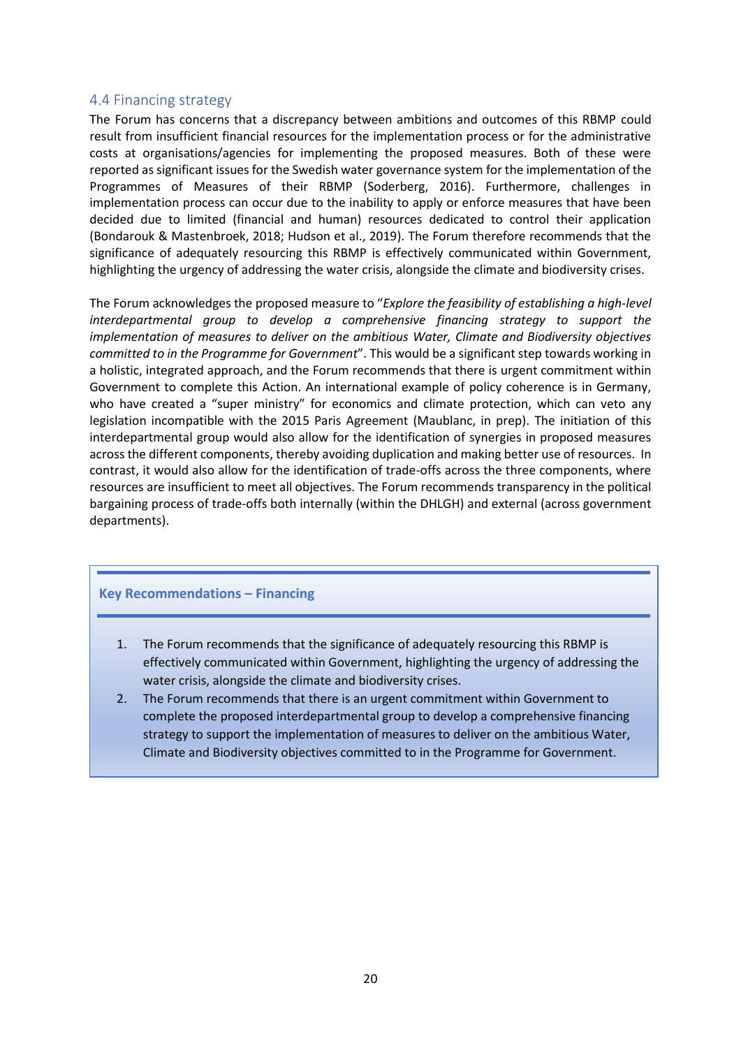## 4.4 Financing strategy

The Forum has concerns that a discrepancy between ambitions and outcomes of this RBMP could result from insufficient financial resources for the implementation process or for the administrative costs at organisations/agencies for implementing the proposed measures. Both of these were reported as significant issues for the Swedish water governance system for the implementation of the Programmes of Measures of their RBMP (Soderberg, 2016). Furthermore, challenges in implementation process can occur due to the inability to apply or enforce measures that have been decided due to limited (financial and human) resources dedicated to control their application (Bondarouk & Mastenbroek, 2018; Hudson et al., 2019). The Forum therefore recommends that the significance of adequately resourcing this RBMP is effectively communicated within Government, highlighting the urgency of addressing the water crisis, alongside the climate and biodiversity crises.

The Forum acknowledges the proposed measure to "*Explore the feasibility of establishing a high-level interdepartmental group to develop a comprehensive financing strategy to support the implementation of measures to deliver on the ambitious Water, Climate and Biodiversity objectives committed to in the Programme for Government*". This would be a significant step towards working in a holistic, integrated approach, and the Forum recommends that there is urgent commitment within Government to complete this Action. An international example of policy coherence is in Germany, who have created a "super ministry" for economics and climate protection, which can veto any legislation incompatible with the 2015 Paris Agreement (Maublanc, in prep). The initiation of this interdepartmental group would also allow for the identification of synergies in proposed measures across the different components, thereby avoiding duplication and making better use of resources. In contrast, it would also allow for the identification of trade-offs across the three components, where resources are insufficient to meet all objectives. The Forum recommends transparency in the political bargaining process of trade-offs both internally (within the DHLGH) and external (across government departments).

**Key Recommendations – Financing**

1. The Forum recommends that the significance of adequately resourcing this RBMP is effectively communicated within Government, highlighting the urgency of addressing the water crisis, alongside the climate and biodiversity crises.
2. The Forum recommends that there is an urgent commitment within Government to complete the proposed interdepartmental group to develop a comprehensive financing strategy to support the implementation of measures to deliver on the ambitious Water, Climate and Biodiversity objectives committed to in the Programme for Government.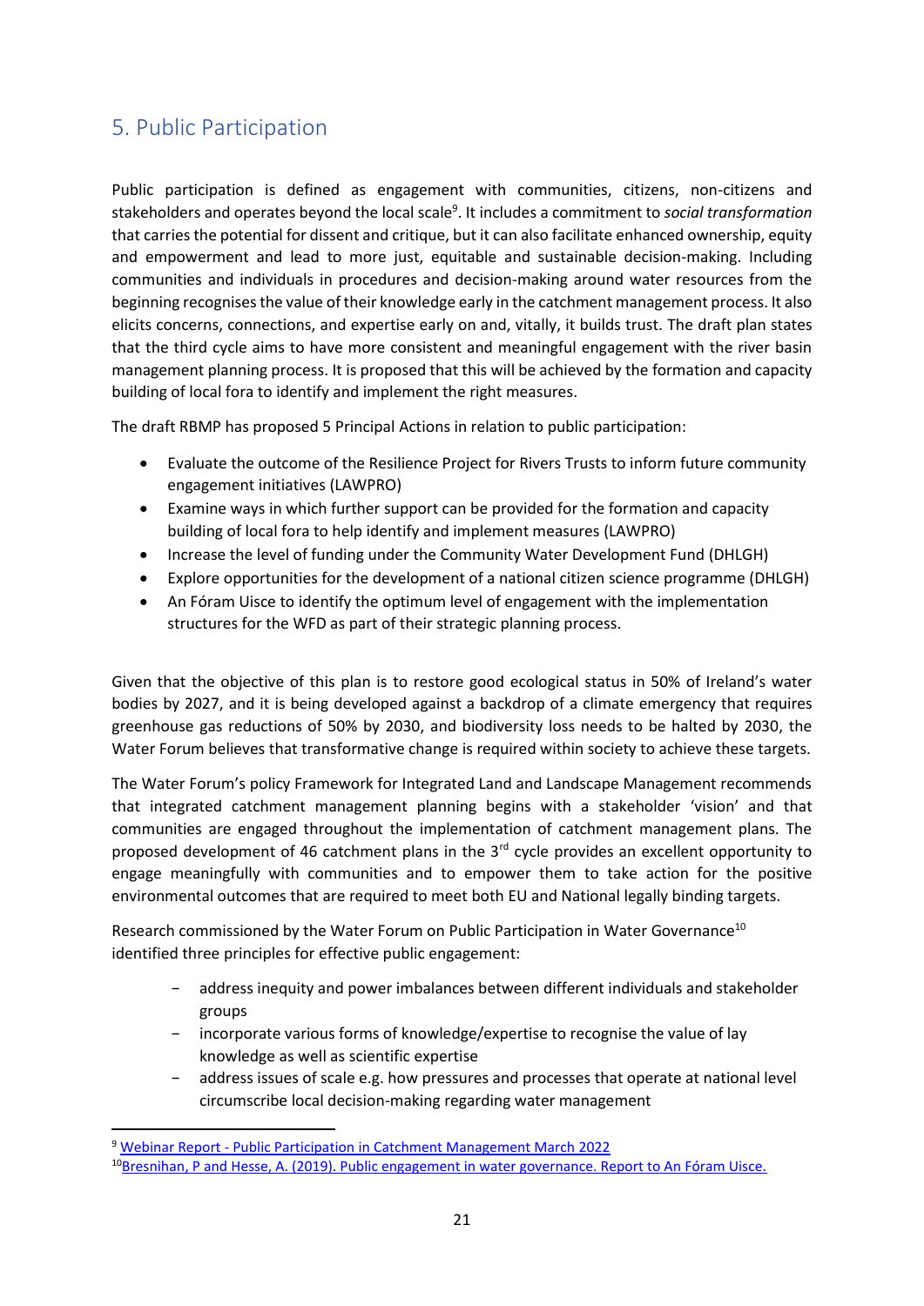## 5. Public Participation

Public participation is defined as engagement with communities, citizens, non-citizens and stakeholders and operates beyond the local scale[9]. It includes a commitment to *social transformation* that carries the potential for dissent and critique, but it can also facilitate enhanced ownership, equity and empowerment and lead to more just, equitable and sustainable decision-making. Including communities and individuals in procedures and decision-making around water resources from the beginning recognises the value of their knowledge early in the catchment management process. It also elicits concerns, connections, and expertise early on and, vitally, it builds trust. The draft plan states that the third cycle aims to have more consistent and meaningful engagement with the river basin management planning process. It is proposed that this will be achieved by the formation and capacity building of local fora to identify and implement the right measures.

The draft RBMP has proposed 5 Principal Actions in relation to public participation:

- Evaluate the outcome of the Resilience Project for Rivers Trusts to inform future community engagement initiatives (LAWPRO)
- Examine ways in which further support can be provided for the formation and capacity building of local fora to help identify and implement measures (LAWPRO)
- Increase the level of funding under the Community Water Development Fund (DHLGH)
- Explore opportunities for the development of a national citizen science programme (DHLGH)
- An Fóram Uisce to identify the optimum level of engagement with the implementation structures for the WFD as part of their strategic planning process.

Given that the objective of this plan is to restore good ecological status in 50% of Ireland's water bodies by 2027, and it is being developed against a backdrop of a climate emergency that requires greenhouse gas reductions of 50% by 2030, and biodiversity loss needs to be halted by 2030, the Water Forum believes that transformative change is required within society to achieve these targets.

The Water Forum's policy Framework for Integrated Land and Landscape Management recommends that integrated catchment management planning begins with a stakeholder 'vision' and that communities are engaged throughout the implementation of catchment management plans. The proposed development of 46 catchment plans in the 3rd cycle provides an excellent opportunity to engage meaningfully with communities and to empower them to take action for the positive environmental outcomes that are required to meet both EU and National legally binding targets.

Research commissioned by the Water Forum on Public Participation in Water Governance[10] identified three principles for effective public engagement:

- address inequity and power imbalances between different individuals and stakeholder groups
- incorporate various forms of knowledge/expertise to recognise the value of lay knowledge as well as scientific expertise
- address issues of scale e.g. how pressures and processes that operate at national level circumscribe local decision-making regarding water management

[9] Webinar Report - Public Participation in Catchment Management March 2022

[10] Bresnihan, P and Hesse, A. (2019). Public engagement in water governance. Report to An Fóram Uisce.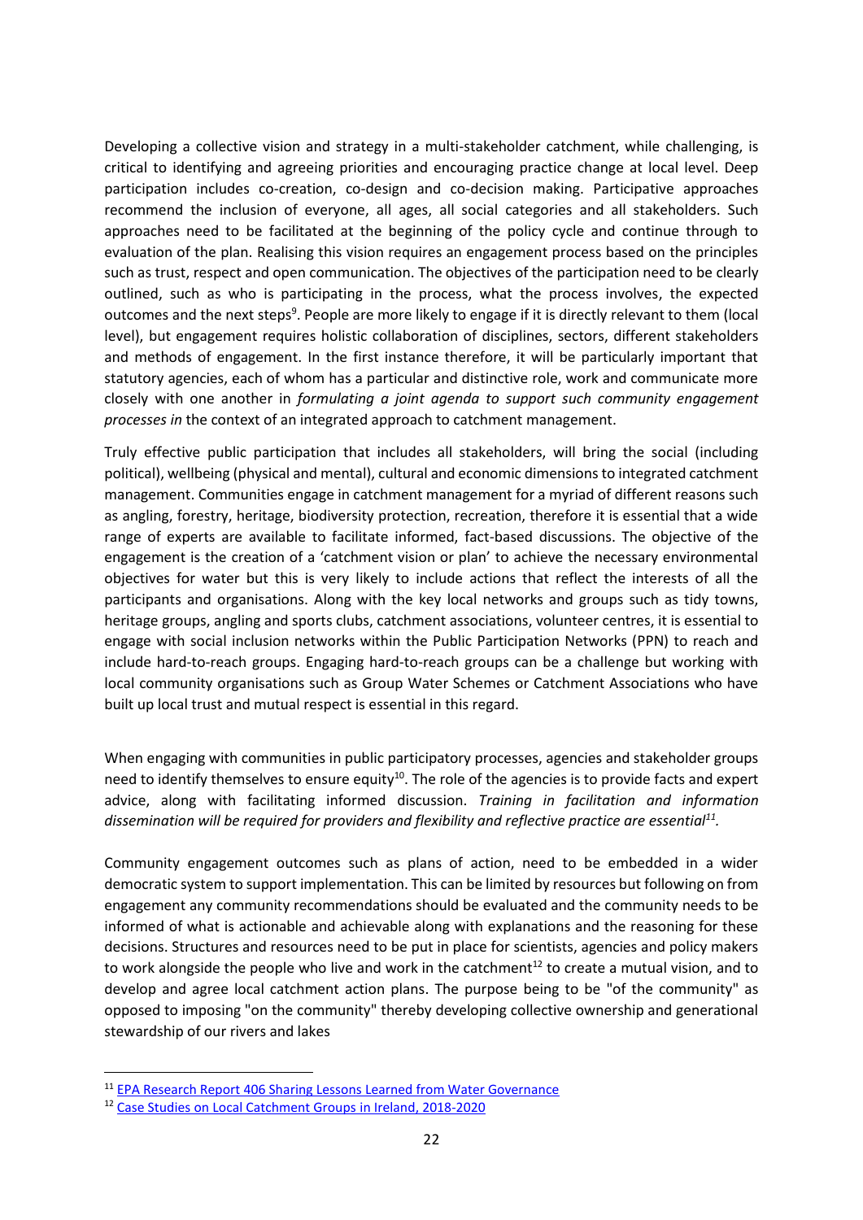Developing a collective vision and strategy in a multi-stakeholder catchment, while challenging, is critical to identifying and agreeing priorities and encouraging practice change at local level. Deep participation includes co-creation, co-design and co-decision making. Participative approaches recommend the inclusion of everyone, all ages, all social categories and all stakeholders. Such approaches need to be facilitated at the beginning of the policy cycle and continue through to evaluation of the plan. Realising this vision requires an engagement process based on the principles such as trust, respect and open communication. The objectives of the participation need to be clearly outlined, such as who is participating in the process, what the process involves, the expected outcomes and the next steps[9]. People are more likely to engage if it is directly relevant to them (local level), but engagement requires holistic collaboration of disciplines, sectors, different stakeholders and methods of engagement. In the first instance therefore, it will be particularly important that statutory agencies, each of whom has a particular and distinctive role, work and communicate more closely with one another in *formulating a joint agenda to support such community engagement processes in* the context of an integrated approach to catchment management.

Truly effective public participation that includes all stakeholders, will bring the social (including political), wellbeing (physical and mental), cultural and economic dimensions to integrated catchment management. Communities engage in catchment management for a myriad of different reasons such as angling, forestry, heritage, biodiversity protection, recreation, therefore it is essential that a wide range of experts are available to facilitate informed, fact-based discussions. The objective of the engagement is the creation of a 'catchment vision or plan' to achieve the necessary environmental objectives for water but this is very likely to include actions that reflect the interests of all the participants and organisations. Along with the key local networks and groups such as tidy towns, heritage groups, angling and sports clubs, catchment associations, volunteer centres, it is essential to engage with social inclusion networks within the Public Participation Networks (PPN) to reach and include hard-to-reach groups. Engaging hard-to-reach groups can be a challenge but working with local community organisations such as Group Water Schemes or Catchment Associations who have built up local trust and mutual respect is essential in this regard.

When engaging with communities in public participatory processes, agencies and stakeholder groups need to identify themselves to ensure equity[10]. The role of the agencies is to provide facts and expert advice, along with facilitating informed discussion. *Training in facilitation and information dissemination will be required for providers and flexibility and reflective practice are essential[11].*

Community engagement outcomes such as plans of action, need to be embedded in a wider democratic system to support implementation. This can be limited by resources but following on from engagement any community recommendations should be evaluated and the community needs to be informed of what is actionable and achievable along with explanations and the reasoning for these decisions. Structures and resources need to be put in place for scientists, agencies and policy makers to work alongside the people who live and work in the catchment[12] to create a mutual vision, and to develop and agree local catchment action plans. The purpose being to be "of the community" as opposed to imposing "on the community" thereby developing collective ownership and generational stewardship of our rivers and lakes

---

[11] EPA Research Report 406 Sharing Lessons Learned from Water Governance

[12] Case Studies on Local Catchment Groups in Ireland, 2018-2020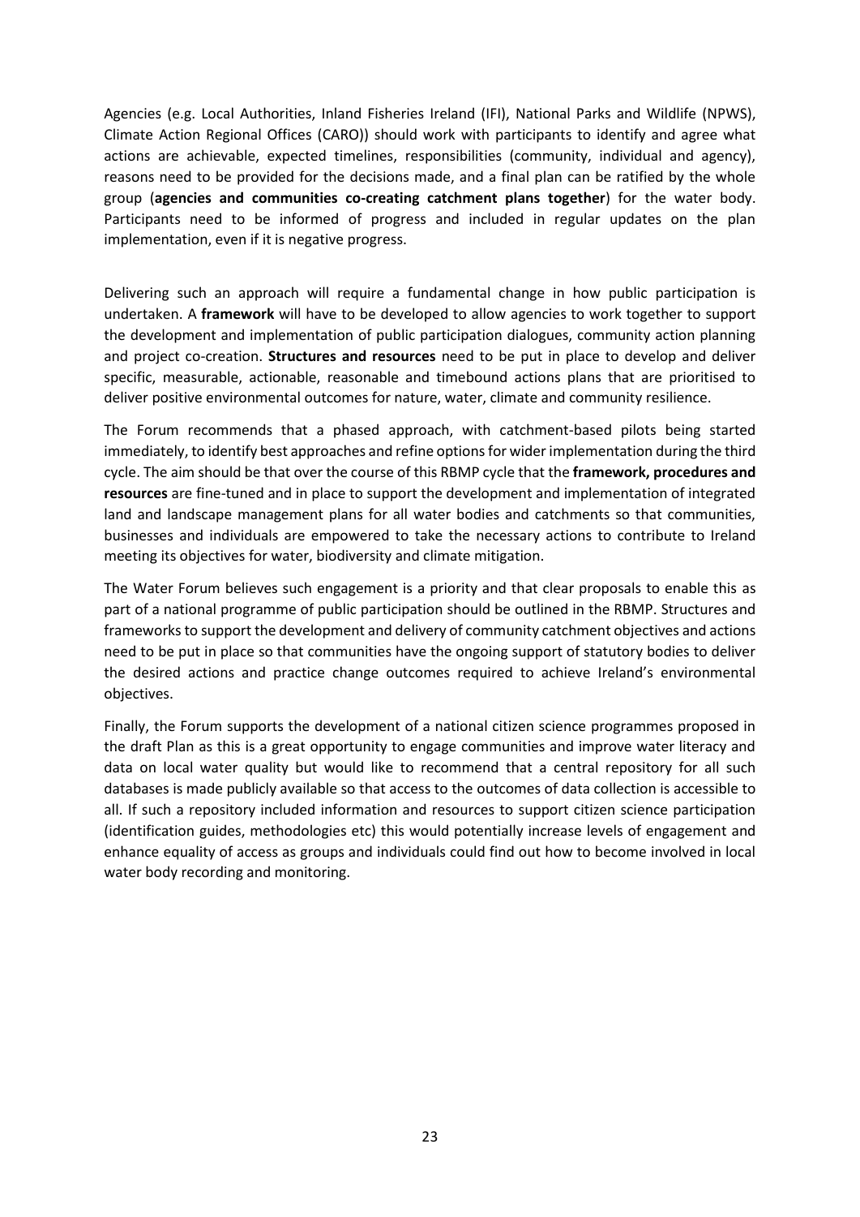Agencies (e.g. Local Authorities, Inland Fisheries Ireland (IFI), National Parks and Wildlife (NPWS), Climate Action Regional Offices (CARO)) should work with participants to identify and agree what actions are achievable, expected timelines, responsibilities (community, individual and agency), reasons need to be provided for the decisions made, and a final plan can be ratified by the whole group (**agencies and communities co-creating catchment plans together**) for the water body. Participants need to be informed of progress and included in regular updates on the plan implementation, even if it is negative progress.

Delivering such an approach will require a fundamental change in how public participation is undertaken. A **framework** will have to be developed to allow agencies to work together to support the development and implementation of public participation dialogues, community action planning and project co-creation. **Structures and resources** need to be put in place to develop and deliver specific, measurable, actionable, reasonable and timebound actions plans that are prioritised to deliver positive environmental outcomes for nature, water, climate and community resilience.

The Forum recommends that a phased approach, with catchment-based pilots being started immediately, to identify best approaches and refine options for wider implementation during the third cycle. The aim should be that over the course of this RBMP cycle that the **framework, procedures and resources** are fine-tuned and in place to support the development and implementation of integrated land and landscape management plans for all water bodies and catchments so that communities, businesses and individuals are empowered to take the necessary actions to contribute to Ireland meeting its objectives for water, biodiversity and climate mitigation.

The Water Forum believes such engagement is a priority and that clear proposals to enable this as part of a national programme of public participation should be outlined in the RBMP. Structures and frameworks to support the development and delivery of community catchment objectives and actions need to be put in place so that communities have the ongoing support of statutory bodies to deliver the desired actions and practice change outcomes required to achieve Ireland's environmental objectives.

Finally, the Forum supports the development of a national citizen science programmes proposed in the draft Plan as this is a great opportunity to engage communities and improve water literacy and data on local water quality but would like to recommend that a central repository for all such databases is made publicly available so that access to the outcomes of data collection is accessible to all. If such a repository included information and resources to support citizen science participation (identification guides, methodologies etc) this would potentially increase levels of engagement and enhance equality of access as groups and individuals could find out how to become involved in local water body recording and monitoring.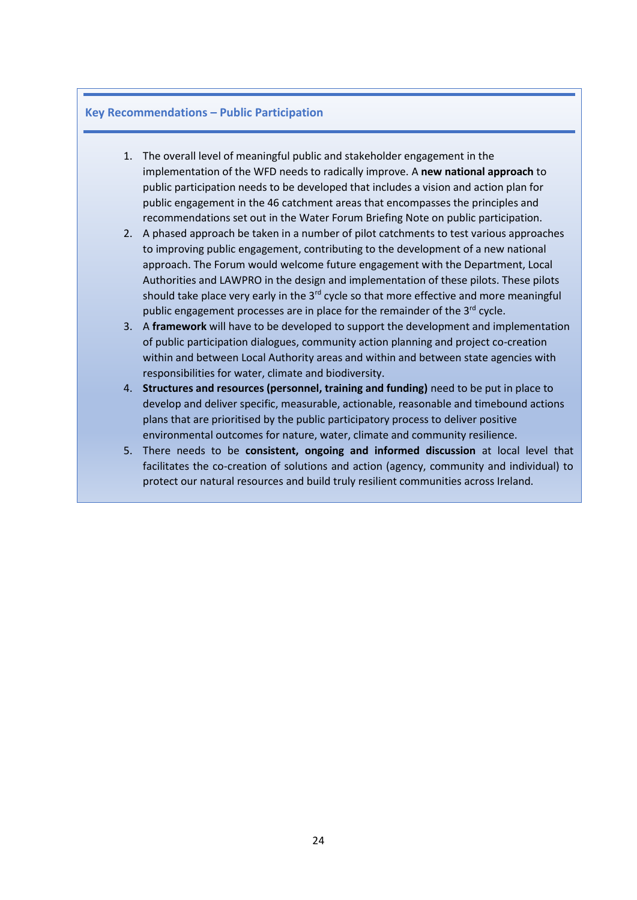### Key Recommendations – Public Participation

1. The overall level of meaningful public and stakeholder engagement in the implementation of the WFD needs to radically improve. A **new national approach** to public participation needs to be developed that includes a vision and action plan for public engagement in the 46 catchment areas that encompasses the principles and recommendations set out in the Water Forum Briefing Note on public participation.
2. A phased approach be taken in a number of pilot catchments to test various approaches to improving public engagement, contributing to the development of a new national approach. The Forum would welcome future engagement with the Department, Local Authorities and LAWPRO in the design and implementation of these pilots. These pilots should take place very early in the 3rd cycle so that more effective and more meaningful public engagement processes are in place for the remainder of the 3rd cycle.
3. A **framework** will have to be developed to support the development and implementation of public participation dialogues, community action planning and project co-creation within and between Local Authority areas and within and between state agencies with responsibilities for water, climate and biodiversity.
4. **Structures and resources (personnel, training and funding)** need to be put in place to develop and deliver specific, measurable, actionable, reasonable and timebound actions plans that are prioritised by the public participatory process to deliver positive environmental outcomes for nature, water, climate and community resilience.
5. There needs to be **consistent, ongoing and informed discussion** at local level that facilitates the co-creation of solutions and action (agency, community and individual) to protect our natural resources and build truly resilient communities across Ireland.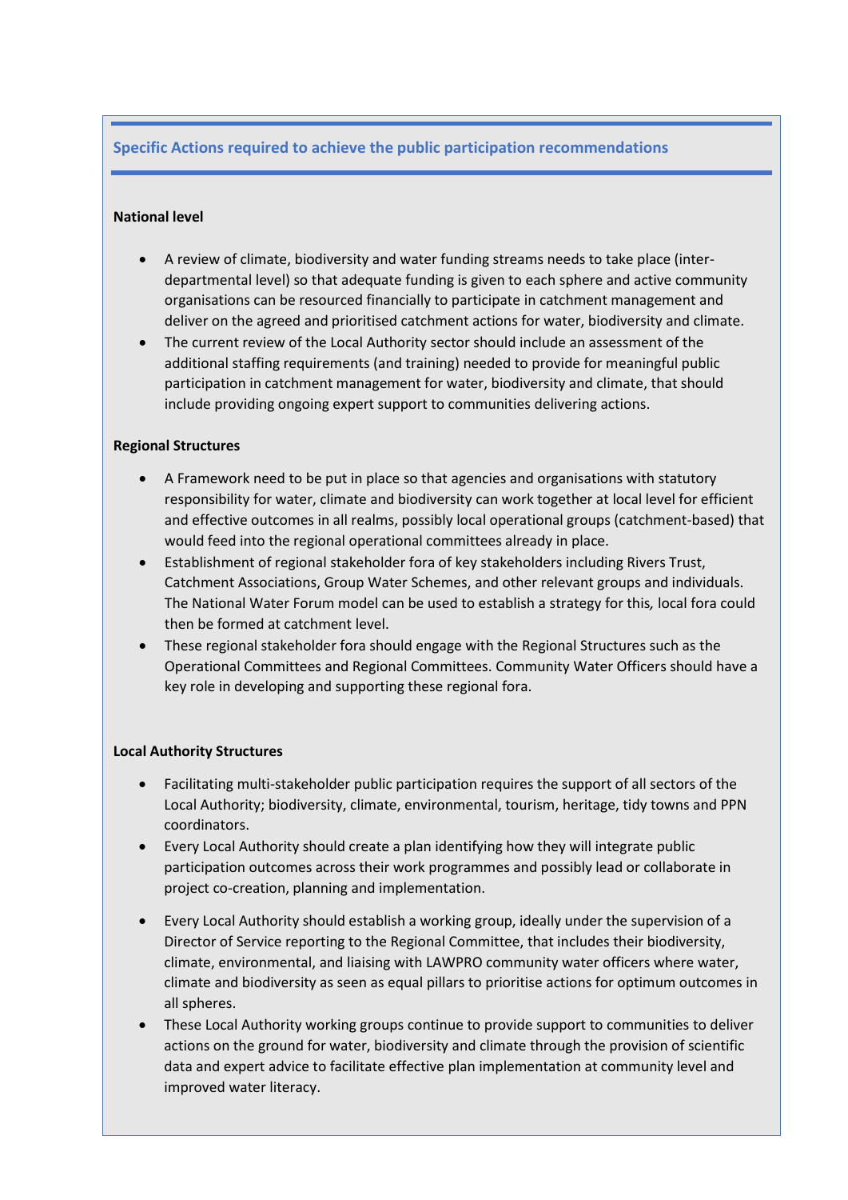## Specific Actions required to achieve the public participation recommendations

**National level**

- A review of climate, biodiversity and water funding streams needs to take place (inter-departmental level) so that adequate funding is given to each sphere and active community organisations can be resourced financially to participate in catchment management and deliver on the agreed and prioritised catchment actions for water, biodiversity and climate.
- The current review of the Local Authority sector should include an assessment of the additional staffing requirements (and training) needed to provide for meaningful public participation in catchment management for water, biodiversity and climate, that should include providing ongoing expert support to communities delivering actions.

**Regional Structures**

- A Framework need to be put in place so that agencies and organisations with statutory responsibility for water, climate and biodiversity can work together at local level for efficient and effective outcomes in all realms, possibly local operational groups (catchment-based) that would feed into the regional operational committees already in place.
- Establishment of regional stakeholder fora of key stakeholders including Rivers Trust, Catchment Associations, Group Water Schemes, and other relevant groups and individuals. The National Water Forum model can be used to establish a strategy for this*,* local fora could then be formed at catchment level.
- These regional stakeholder fora should engage with the Regional Structures such as the Operational Committees and Regional Committees. Community Water Officers should have a key role in developing and supporting these regional fora.

**Local Authority Structures**

- Facilitating multi-stakeholder public participation requires the support of all sectors of the Local Authority; biodiversity, climate, environmental, tourism, heritage, tidy towns and PPN coordinators.
- Every Local Authority should create a plan identifying how they will integrate public participation outcomes across their work programmes and possibly lead or collaborate in project co-creation, planning and implementation.
- Every Local Authority should establish a working group, ideally under the supervision of a Director of Service reporting to the Regional Committee, that includes their biodiversity, climate, environmental, and liaising with LAWPRO community water officers where water, climate and biodiversity as seen as equal pillars to prioritise actions for optimum outcomes in all spheres.
- These Local Authority working groups continue to provide support to communities to deliver actions on the ground for water, biodiversity and climate through the provision of scientific data and expert advice to facilitate effective plan implementation at community level and improved water literacy.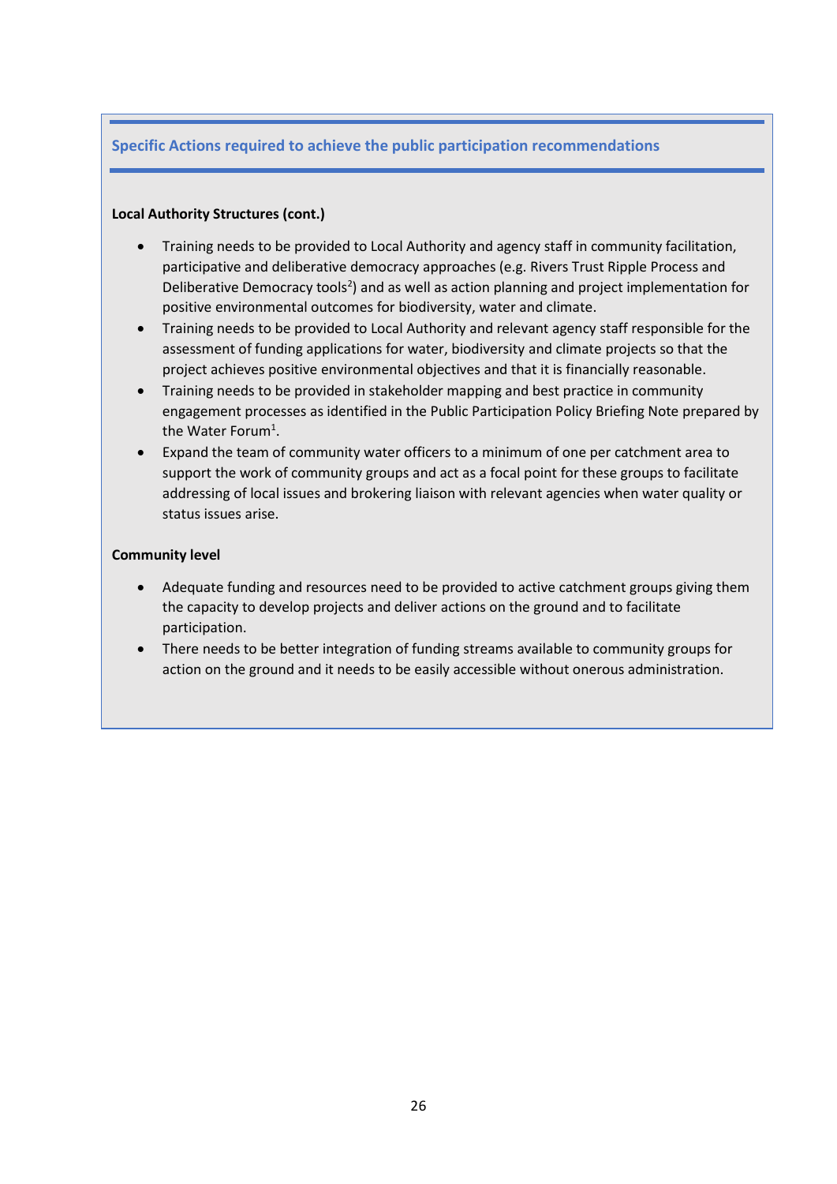### Specific Actions required to achieve the public participation recommendations

**Local Authority Structures (cont.)**

- Training needs to be provided to Local Authority and agency staff in community facilitation, participative and deliberative democracy approaches (e.g. Rivers Trust Ripple Process and Deliberative Democracy tools[2]) and as well as action planning and project implementation for positive environmental outcomes for biodiversity, water and climate.
- Training needs to be provided to Local Authority and relevant agency staff responsible for the assessment of funding applications for water, biodiversity and climate projects so that the project achieves positive environmental objectives and that it is financially reasonable.
- Training needs to be provided in stakeholder mapping and best practice in community engagement processes as identified in the Public Participation Policy Briefing Note prepared by the Water Forum[1].
- Expand the team of community water officers to a minimum of one per catchment area to support the work of community groups and act as a focal point for these groups to facilitate addressing of local issues and brokering liaison with relevant agencies when water quality or status issues arise.

**Community level**

- Adequate funding and resources need to be provided to active catchment groups giving them the capacity to develop projects and deliver actions on the ground and to facilitate participation.
- There needs to be better integration of funding streams available to community groups for action on the ground and it needs to be easily accessible without onerous administration.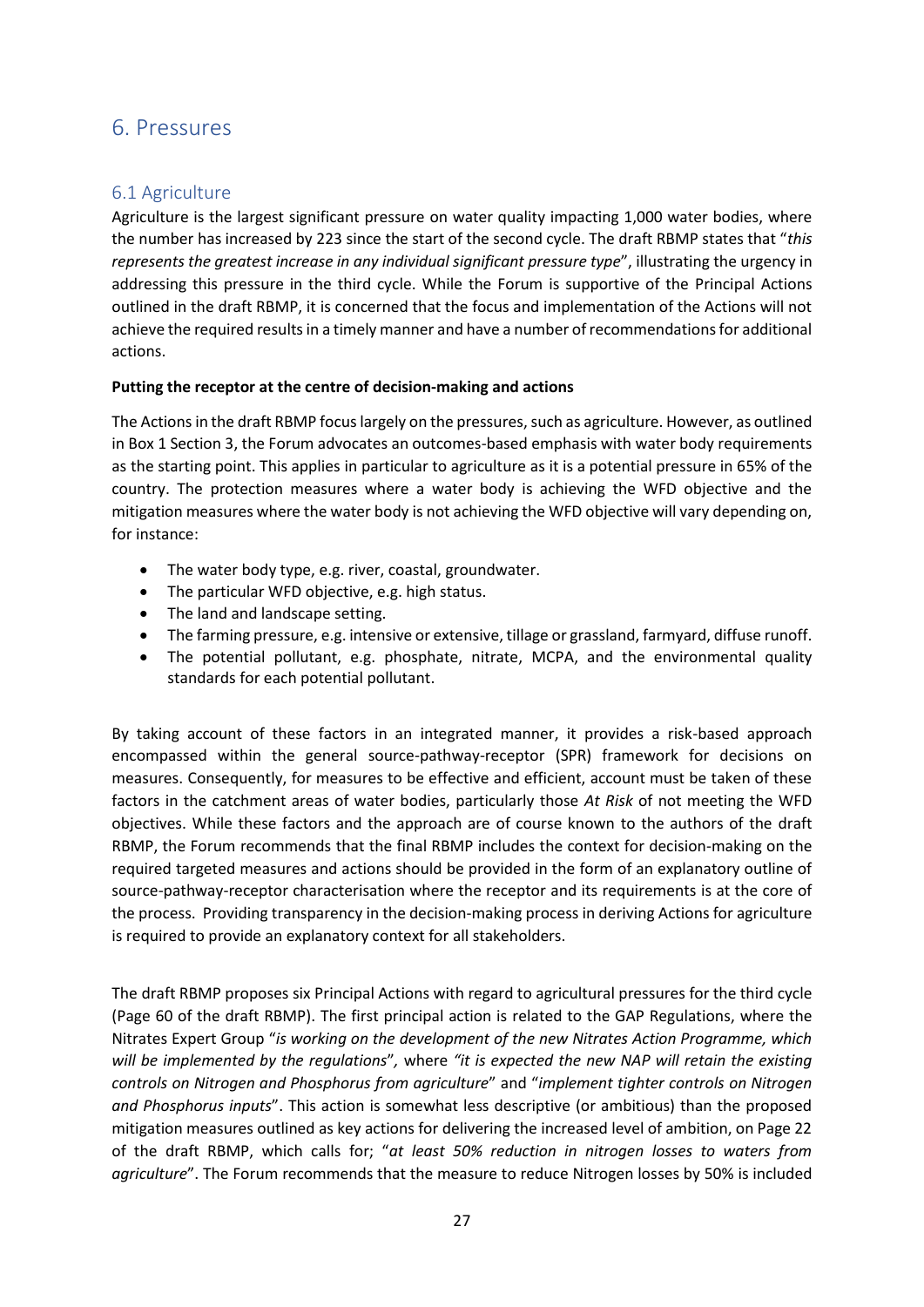## 6. Pressures

### 6.1 Agriculture

Agriculture is the largest significant pressure on water quality impacting 1,000 water bodies, where the number has increased by 223 since the start of the second cycle. The draft RBMP states that "*this represents the greatest increase in any individual significant pressure type*", illustrating the urgency in addressing this pressure in the third cycle. While the Forum is supportive of the Principal Actions outlined in the draft RBMP, it is concerned that the focus and implementation of the Actions will not achieve the required results in a timely manner and have a number of recommendations for additional actions.

**Putting the receptor at the centre of decision-making and actions**

The Actions in the draft RBMP focus largely on the pressures, such as agriculture. However, as outlined in Box 1 Section 3, the Forum advocates an outcomes-based emphasis with water body requirements as the starting point. This applies in particular to agriculture as it is a potential pressure in 65% of the country. The protection measures where a water body is achieving the WFD objective and the mitigation measures where the water body is not achieving the WFD objective will vary depending on, for instance:

- The water body type, e.g. river, coastal, groundwater.
- The particular WFD objective, e.g. high status.
- The land and landscape setting.
- The farming pressure, e.g. intensive or extensive, tillage or grassland, farmyard, diffuse runoff.
- The potential pollutant, e.g. phosphate, nitrate, MCPA, and the environmental quality standards for each potential pollutant.

By taking account of these factors in an integrated manner, it provides a risk-based approach encompassed within the general source-pathway-receptor (SPR) framework for decisions on measures. Consequently, for measures to be effective and efficient, account must be taken of these factors in the catchment areas of water bodies, particularly those *At Risk* of not meeting the WFD objectives. While these factors and the approach are of course known to the authors of the draft RBMP, the Forum recommends that the final RBMP includes the context for decision-making on the required targeted measures and actions should be provided in the form of an explanatory outline of source-pathway-receptor characterisation where the receptor and its requirements is at the core of the process. Providing transparency in the decision-making process in deriving Actions for agriculture is required to provide an explanatory context for all stakeholders.

The draft RBMP proposes six Principal Actions with regard to agricultural pressures for the third cycle (Page 60 of the draft RBMP). The first principal action is related to the GAP Regulations, where the Nitrates Expert Group "*is working on the development of the new Nitrates Action Programme, which will be implemented by the regulations*", where *"it is expected the new NAP will retain the existing controls on Nitrogen and Phosphorus from agriculture*" and "*implement tighter controls on Nitrogen and Phosphorus inputs*". This action is somewhat less descriptive (or ambitious) than the proposed mitigation measures outlined as key actions for delivering the increased level of ambition, on Page 22 of the draft RBMP, which calls for; "*at least 50% reduction in nitrogen losses to waters from agriculture*". The Forum recommends that the measure to reduce Nitrogen losses by 50% is included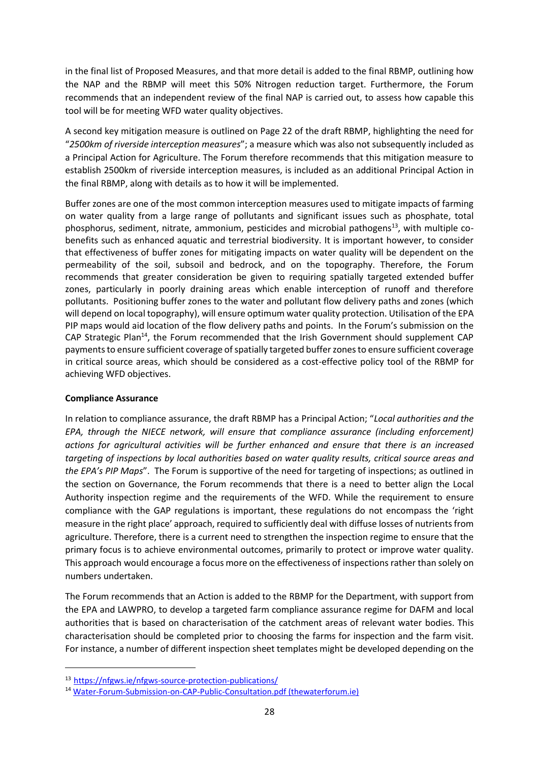in the final list of Proposed Measures, and that more detail is added to the final RBMP, outlining how the NAP and the RBMP will meet this 50% Nitrogen reduction target. Furthermore, the Forum recommends that an independent review of the final NAP is carried out, to assess how capable this tool will be for meeting WFD water quality objectives.

A second key mitigation measure is outlined on Page 22 of the draft RBMP, highlighting the need for "*2500km of riverside interception measures*"; a measure which was also not subsequently included as a Principal Action for Agriculture. The Forum therefore recommends that this mitigation measure to establish 2500km of riverside interception measures, is included as an additional Principal Action in the final RBMP, along with details as to how it will be implemented.

Buffer zones are one of the most common interception measures used to mitigate impacts of farming on water quality from a large range of pollutants and significant issues such as phosphate, total phosphorus, sediment, nitrate, ammonium, pesticides and microbial pathogens[13], with multiple co-benefits such as enhanced aquatic and terrestrial biodiversity. It is important however, to consider that effectiveness of buffer zones for mitigating impacts on water quality will be dependent on the permeability of the soil, subsoil and bedrock, and on the topography. Therefore, the Forum recommends that greater consideration be given to requiring spatially targeted extended buffer zones, particularly in poorly draining areas which enable interception of runoff and therefore pollutants. Positioning buffer zones to the water and pollutant flow delivery paths and zones (which will depend on local topography), will ensure optimum water quality protection. Utilisation of the EPA PIP maps would aid location of the flow delivery paths and points. In the Forum's submission on the CAP Strategic Plan[14], the Forum recommended that the Irish Government should supplement CAP payments to ensure sufficient coverage of spatially targeted buffer zones to ensure sufficient coverage in critical source areas, which should be considered as a cost-effective policy tool of the RBMP for achieving WFD objectives.

**Compliance Assurance**

In relation to compliance assurance, the draft RBMP has a Principal Action; "*Local authorities and the EPA, through the NIECE network, will ensure that compliance assurance (including enforcement) actions for agricultural activities will be further enhanced and ensure that there is an increased targeting of inspections by local authorities based on water quality results, critical source areas and the EPA's PIP Maps*". The Forum is supportive of the need for targeting of inspections; as outlined in the section on Governance, the Forum recommends that there is a need to better align the Local Authority inspection regime and the requirements of the WFD. While the requirement to ensure compliance with the GAP regulations is important, these regulations do not encompass the 'right measure in the right place' approach, required to sufficiently deal with diffuse losses of nutrients from agriculture. Therefore, there is a current need to strengthen the inspection regime to ensure that the primary focus is to achieve environmental outcomes, primarily to protect or improve water quality. This approach would encourage a focus more on the effectiveness of inspections rather than solely on numbers undertaken.

The Forum recommends that an Action is added to the RBMP for the Department, with support from the EPA and LAWPRO, to develop a targeted farm compliance assurance regime for DAFM and local authorities that is based on characterisation of the catchment areas of relevant water bodies. This characterisation should be completed prior to choosing the farms for inspection and the farm visit. For instance, a number of different inspection sheet templates might be developed depending on the

[13] https://nfgws.ie/nfgws-source-protection-publications/

[14] Water-Forum-Submission-on-CAP-Public-Consultation.pdf (thewaterforum.ie)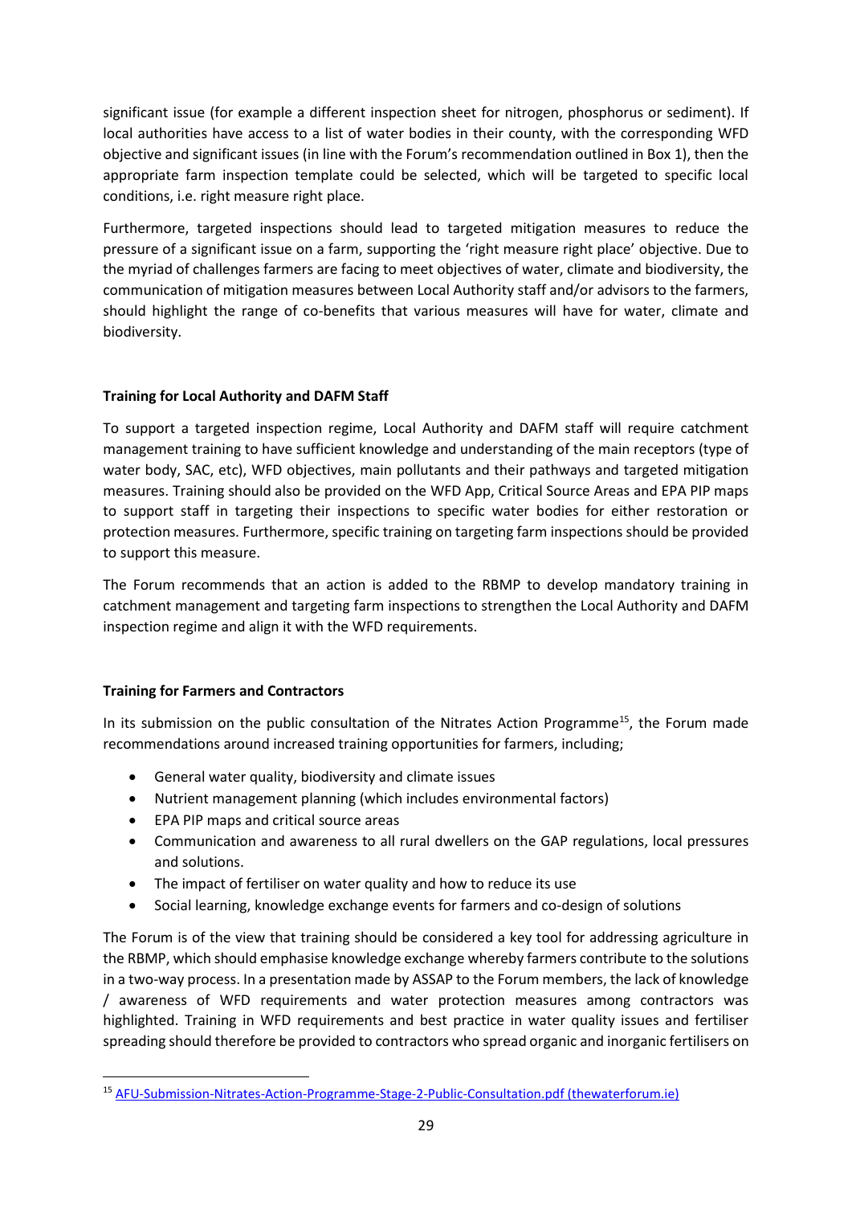significant issue (for example a different inspection sheet for nitrogen, phosphorus or sediment). If local authorities have access to a list of water bodies in their county, with the corresponding WFD objective and significant issues (in line with the Forum's recommendation outlined in Box 1), then the appropriate farm inspection template could be selected, which will be targeted to specific local conditions, i.e. right measure right place.

Furthermore, targeted inspections should lead to targeted mitigation measures to reduce the pressure of a significant issue on a farm, supporting the 'right measure right place' objective. Due to the myriad of challenges farmers are facing to meet objectives of water, climate and biodiversity, the communication of mitigation measures between Local Authority staff and/or advisors to the farmers, should highlight the range of co-benefits that various measures will have for water, climate and biodiversity.

**Training for Local Authority and DAFM Staff**

To support a targeted inspection regime, Local Authority and DAFM staff will require catchment management training to have sufficient knowledge and understanding of the main receptors (type of water body, SAC, etc), WFD objectives, main pollutants and their pathways and targeted mitigation measures. Training should also be provided on the WFD App, Critical Source Areas and EPA PIP maps to support staff in targeting their inspections to specific water bodies for either restoration or protection measures. Furthermore, specific training on targeting farm inspections should be provided to support this measure.

The Forum recommends that an action is added to the RBMP to develop mandatory training in catchment management and targeting farm inspections to strengthen the Local Authority and DAFM inspection regime and align it with the WFD requirements.

**Training for Farmers and Contractors**

In its submission on the public consultation of the Nitrates Action Programme[15], the Forum made recommendations around increased training opportunities for farmers, including;

- General water quality, biodiversity and climate issues
- Nutrient management planning (which includes environmental factors)
- EPA PIP maps and critical source areas
- Communication and awareness to all rural dwellers on the GAP regulations, local pressures and solutions.
- The impact of fertiliser on water quality and how to reduce its use
- Social learning, knowledge exchange events for farmers and co-design of solutions

The Forum is of the view that training should be considered a key tool for addressing agriculture in the RBMP, which should emphasise knowledge exchange whereby farmers contribute to the solutions in a two-way process. In a presentation made by ASSAP to the Forum members, the lack of knowledge / awareness of WFD requirements and water protection measures among contractors was highlighted. Training in WFD requirements and best practice in water quality issues and fertiliser spreading should therefore be provided to contractors who spread organic and inorganic fertilisers on

[15] AFU-Submission-Nitrates-Action-Programme-Stage-2-Public-Consultation.pdf (thewaterforum.ie)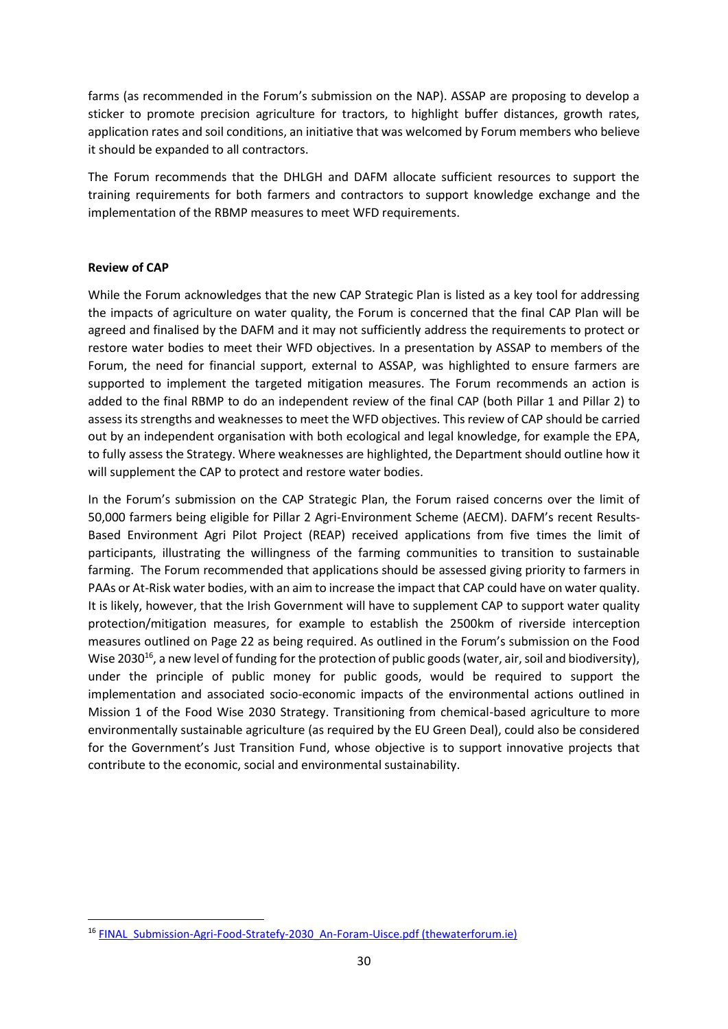farms (as recommended in the Forum's submission on the NAP). ASSAP are proposing to develop a sticker to promote precision agriculture for tractors, to highlight buffer distances, growth rates, application rates and soil conditions, an initiative that was welcomed by Forum members who believe it should be expanded to all contractors.

The Forum recommends that the DHLGH and DAFM allocate sufficient resources to support the training requirements for both farmers and contractors to support knowledge exchange and the implementation of the RBMP measures to meet WFD requirements.

**Review of CAP**

While the Forum acknowledges that the new CAP Strategic Plan is listed as a key tool for addressing the impacts of agriculture on water quality, the Forum is concerned that the final CAP Plan will be agreed and finalised by the DAFM and it may not sufficiently address the requirements to protect or restore water bodies to meet their WFD objectives. In a presentation by ASSAP to members of the Forum, the need for financial support, external to ASSAP, was highlighted to ensure farmers are supported to implement the targeted mitigation measures. The Forum recommends an action is added to the final RBMP to do an independent review of the final CAP (both Pillar 1 and Pillar 2) to assess its strengths and weaknesses to meet the WFD objectives. This review of CAP should be carried out by an independent organisation with both ecological and legal knowledge, for example the EPA, to fully assess the Strategy. Where weaknesses are highlighted, the Department should outline how it will supplement the CAP to protect and restore water bodies.

In the Forum's submission on the CAP Strategic Plan, the Forum raised concerns over the limit of 50,000 farmers being eligible for Pillar 2 Agri-Environment Scheme (AECM). DAFM's recent Results-Based Environment Agri Pilot Project (REAP) received applications from five times the limit of participants, illustrating the willingness of the farming communities to transition to sustainable farming. The Forum recommended that applications should be assessed giving priority to farmers in PAAs or At-Risk water bodies, with an aim to increase the impact that CAP could have on water quality. It is likely, however, that the Irish Government will have to supplement CAP to support water quality protection/mitigation measures, for example to establish the 2500km of riverside interception measures outlined on Page 22 as being required. As outlined in the Forum's submission on the Food Wise 2030[16], a new level of funding for the protection of public goods (water, air, soil and biodiversity), under the principle of public money for public goods, would be required to support the implementation and associated socio-economic impacts of the environmental actions outlined in Mission 1 of the Food Wise 2030 Strategy. Transitioning from chemical-based agriculture to more environmentally sustainable agriculture (as required by the EU Green Deal), could also be considered for the Government's Just Transition Fund, whose objective is to support innovative projects that contribute to the economic, social and environmental sustainability.

---

[16] FINAL_Submission-Agri-Food-Stratefy-2030_An-Foram-Uisce.pdf (thewaterforum.ie)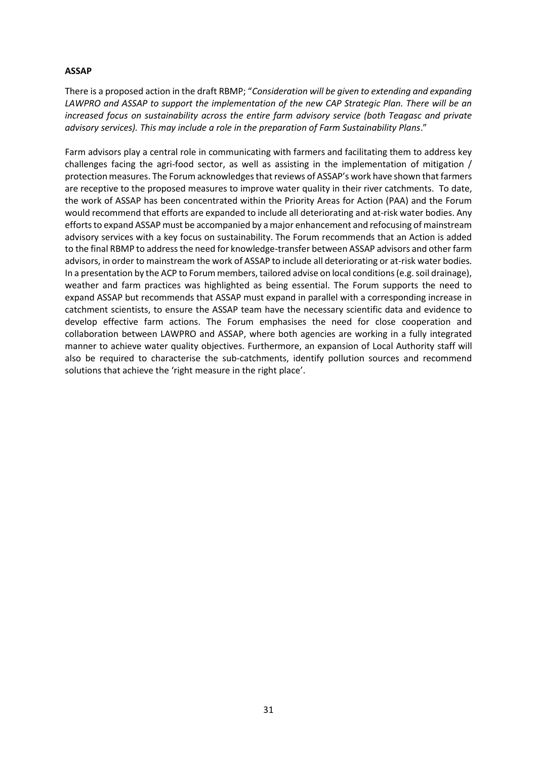**ASSAP**

There is a proposed action in the draft RBMP; "*Consideration will be given to extending and expanding LAWPRO and ASSAP to support the implementation of the new CAP Strategic Plan. There will be an increased focus on sustainability across the entire farm advisory service (both Teagasc and private advisory services). This may include a role in the preparation of Farm Sustainability Plans*."

Farm advisors play a central role in communicating with farmers and facilitating them to address key challenges facing the agri-food sector, as well as assisting in the implementation of mitigation / protection measures. The Forum acknowledges that reviews of ASSAP's work have shown that farmers are receptive to the proposed measures to improve water quality in their river catchments. To date, the work of ASSAP has been concentrated within the Priority Areas for Action (PAA) and the Forum would recommend that efforts are expanded to include all deteriorating and at-risk water bodies. Any efforts to expand ASSAP must be accompanied by a major enhancement and refocusing of mainstream advisory services with a key focus on sustainability. The Forum recommends that an Action is added to the final RBMP to address the need for knowledge-transfer between ASSAP advisors and other farm advisors, in order to mainstream the work of ASSAP to include all deteriorating or at-risk water bodies. In a presentation by the ACP to Forum members, tailored advise on local conditions (e.g. soil drainage), weather and farm practices was highlighted as being essential. The Forum supports the need to expand ASSAP but recommends that ASSAP must expand in parallel with a corresponding increase in catchment scientists, to ensure the ASSAP team have the necessary scientific data and evidence to develop effective farm actions. The Forum emphasises the need for close cooperation and collaboration between LAWPRO and ASSAP, where both agencies are working in a fully integrated manner to achieve water quality objectives. Furthermore, an expansion of Local Authority staff will also be required to characterise the sub-catchments, identify pollution sources and recommend solutions that achieve the 'right measure in the right place'.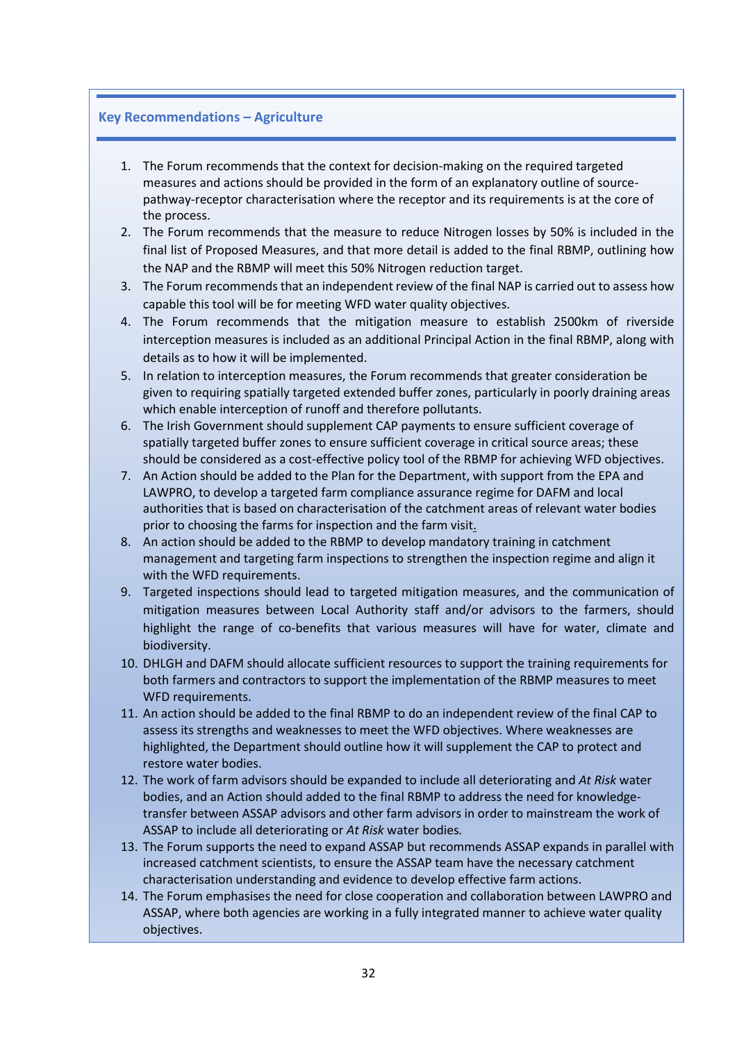### Key Recommendations – Agriculture

1. The Forum recommends that the context for decision-making on the required targeted measures and actions should be provided in the form of an explanatory outline of source-pathway-receptor characterisation where the receptor and its requirements is at the core of the process.
2. The Forum recommends that the measure to reduce Nitrogen losses by 50% is included in the final list of Proposed Measures, and that more detail is added to the final RBMP, outlining how the NAP and the RBMP will meet this 50% Nitrogen reduction target.
3. The Forum recommends that an independent review of the final NAP is carried out to assess how capable this tool will be for meeting WFD water quality objectives.
4. The Forum recommends that the mitigation measure to establish 2500km of riverside interception measures is included as an additional Principal Action in the final RBMP, along with details as to how it will be implemented.
5. In relation to interception measures, the Forum recommends that greater consideration be given to requiring spatially targeted extended buffer zones, particularly in poorly draining areas which enable interception of runoff and therefore pollutants.
6. The Irish Government should supplement CAP payments to ensure sufficient coverage of spatially targeted buffer zones to ensure sufficient coverage in critical source areas; these should be considered as a cost-effective policy tool of the RBMP for achieving WFD objectives.
7. An Action should be added to the Plan for the Department, with support from the EPA and LAWPRO, to develop a targeted farm compliance assurance regime for DAFM and local authorities that is based on characterisation of the catchment areas of relevant water bodies prior to choosing the farms for inspection and the farm visit.
8. An action should be added to the RBMP to develop mandatory training in catchment management and targeting farm inspections to strengthen the inspection regime and align it with the WFD requirements.
9. Targeted inspections should lead to targeted mitigation measures, and the communication of mitigation measures between Local Authority staff and/or advisors to the farmers, should highlight the range of co-benefits that various measures will have for water, climate and biodiversity.
10. DHLGH and DAFM should allocate sufficient resources to support the training requirements for both farmers and contractors to support the implementation of the RBMP measures to meet WFD requirements.
11. An action should be added to the final RBMP to do an independent review of the final CAP to assess its strengths and weaknesses to meet the WFD objectives. Where weaknesses are highlighted, the Department should outline how it will supplement the CAP to protect and restore water bodies.
12. The work of farm advisors should be expanded to include all deteriorating and *At Risk* water bodies, and an Action should added to the final RBMP to address the need for knowledge-transfer between ASSAP advisors and other farm advisors in order to mainstream the work of ASSAP to include all deteriorating or *At Risk* water bodies.
13. The Forum supports the need to expand ASSAP but recommends ASSAP expands in parallel with increased catchment scientists, to ensure the ASSAP team have the necessary catchment characterisation understanding and evidence to develop effective farm actions.
14. The Forum emphasises the need for close cooperation and collaboration between LAWPRO and ASSAP, where both agencies are working in a fully integrated manner to achieve water quality objectives.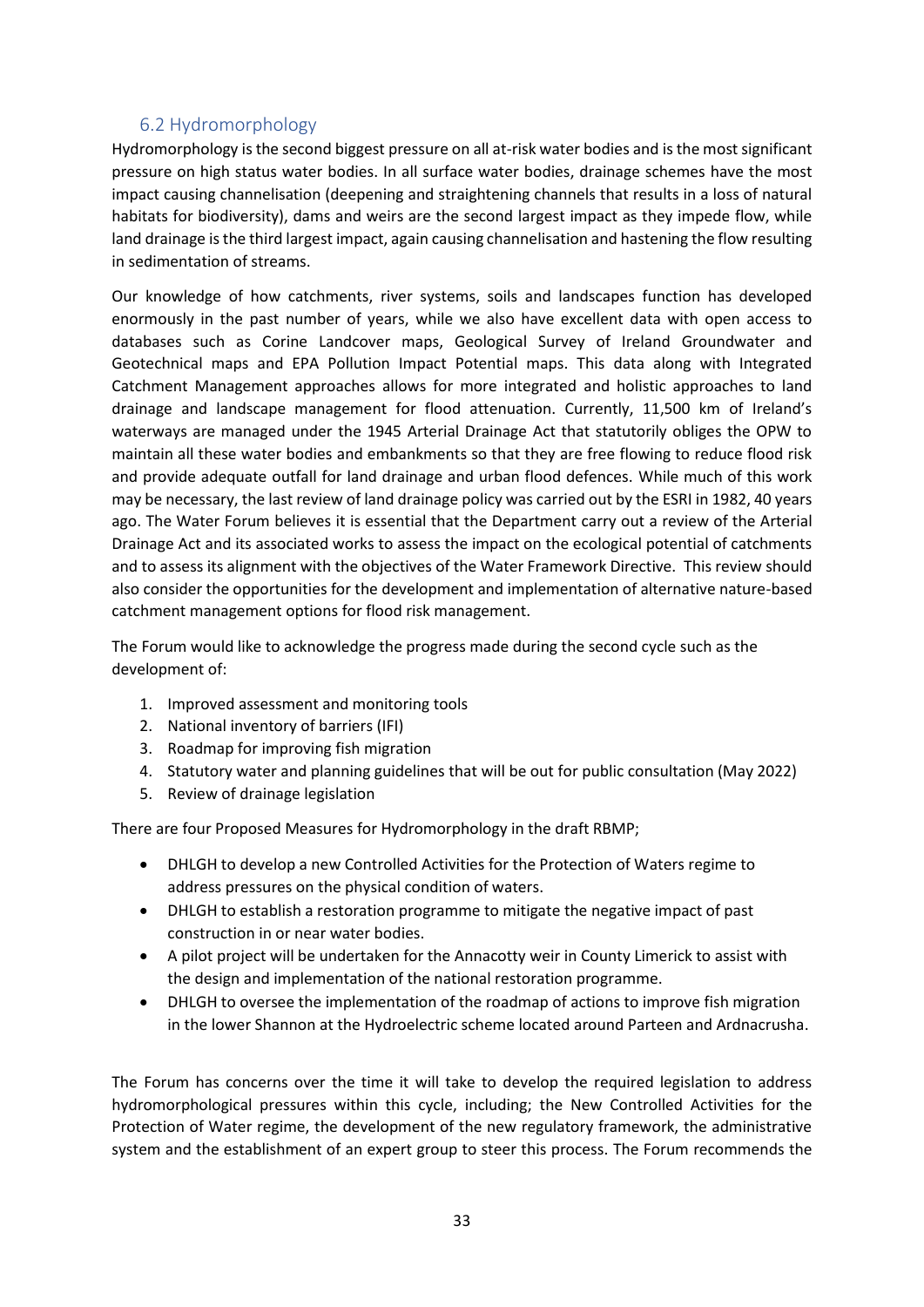## 6.2 Hydromorphology

Hydromorphology is the second biggest pressure on all at-risk water bodies and is the most significant pressure on high status water bodies. In all surface water bodies, drainage schemes have the most impact causing channelisation (deepening and straightening channels that results in a loss of natural habitats for biodiversity), dams and weirs are the second largest impact as they impede flow, while land drainage is the third largest impact, again causing channelisation and hastening the flow resulting in sedimentation of streams.

Our knowledge of how catchments, river systems, soils and landscapes function has developed enormously in the past number of years, while we also have excellent data with open access to databases such as Corine Landcover maps, Geological Survey of Ireland Groundwater and Geotechnical maps and EPA Pollution Impact Potential maps. This data along with Integrated Catchment Management approaches allows for more integrated and holistic approaches to land drainage and landscape management for flood attenuation. Currently, 11,500 km of Ireland's waterways are managed under the 1945 Arterial Drainage Act that statutorily obliges the OPW to maintain all these water bodies and embankments so that they are free flowing to reduce flood risk and provide adequate outfall for land drainage and urban flood defences. While much of this work may be necessary, the last review of land drainage policy was carried out by the ESRI in 1982, 40 years ago. The Water Forum believes it is essential that the Department carry out a review of the Arterial Drainage Act and its associated works to assess the impact on the ecological potential of catchments and to assess its alignment with the objectives of the Water Framework Directive. This review should also consider the opportunities for the development and implementation of alternative nature-based catchment management options for flood risk management.

The Forum would like to acknowledge the progress made during the second cycle such as the development of:

1. Improved assessment and monitoring tools
2. National inventory of barriers (IFI)
3. Roadmap for improving fish migration
4. Statutory water and planning guidelines that will be out for public consultation (May 2022)
5. Review of drainage legislation

There are four Proposed Measures for Hydromorphology in the draft RBMP;

- DHLGH to develop a new Controlled Activities for the Protection of Waters regime to address pressures on the physical condition of waters.
- DHLGH to establish a restoration programme to mitigate the negative impact of past construction in or near water bodies.
- A pilot project will be undertaken for the Annacotty weir in County Limerick to assist with the design and implementation of the national restoration programme.
- DHLGH to oversee the implementation of the roadmap of actions to improve fish migration in the lower Shannon at the Hydroelectric scheme located around Parteen and Ardnacrusha.

The Forum has concerns over the time it will take to develop the required legislation to address hydromorphological pressures within this cycle, including; the New Controlled Activities for the Protection of Water regime, the development of the new regulatory framework, the administrative system and the establishment of an expert group to steer this process. The Forum recommends the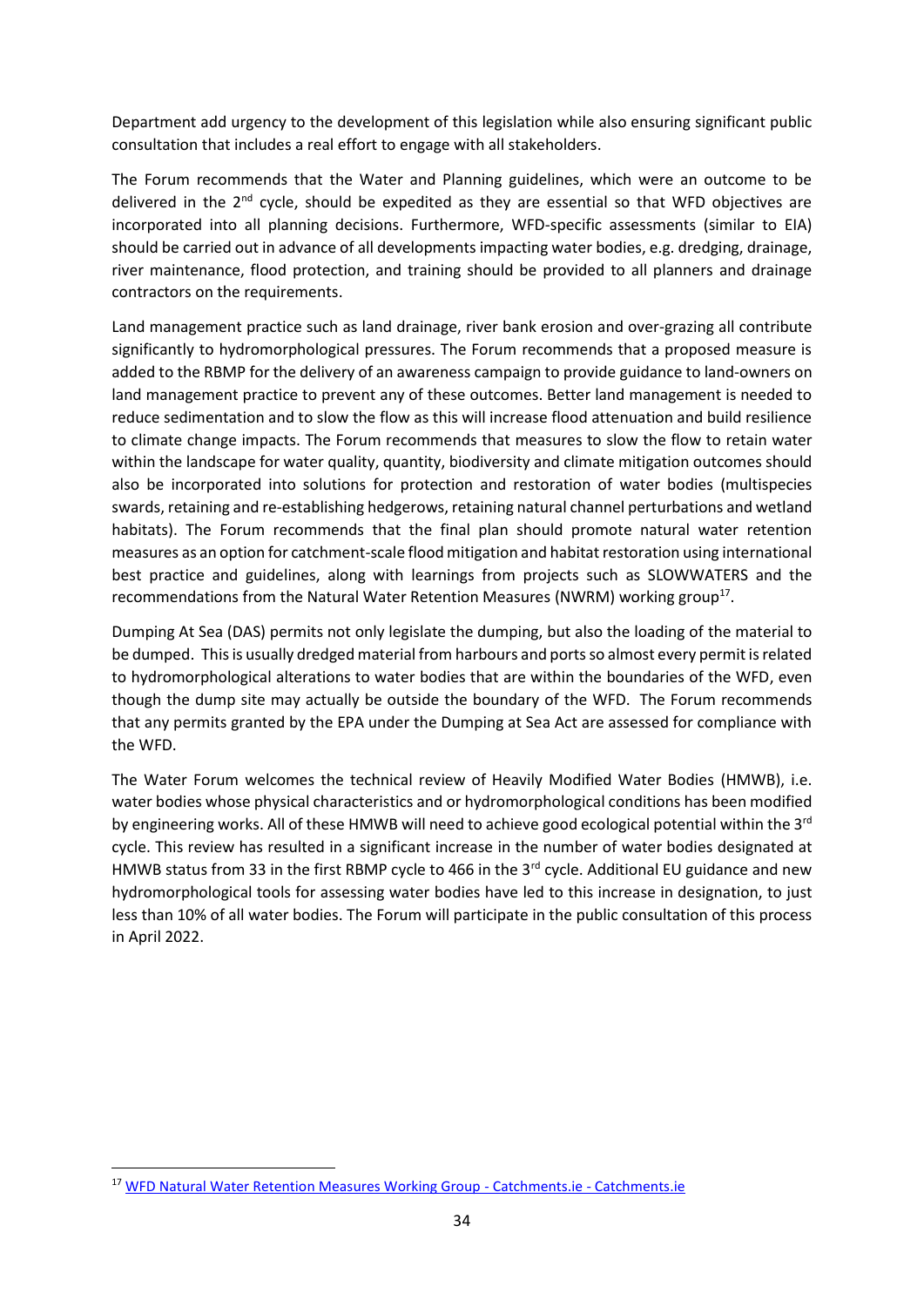Department add urgency to the development of this legislation while also ensuring significant public consultation that includes a real effort to engage with all stakeholders.

The Forum recommends that the Water and Planning guidelines, which were an outcome to be delivered in the 2nd cycle, should be expedited as they are essential so that WFD objectives are incorporated into all planning decisions. Furthermore, WFD-specific assessments (similar to EIA) should be carried out in advance of all developments impacting water bodies, e.g. dredging, drainage, river maintenance, flood protection, and training should be provided to all planners and drainage contractors on the requirements.

Land management practice such as land drainage, river bank erosion and over-grazing all contribute significantly to hydromorphological pressures. The Forum recommends that a proposed measure is added to the RBMP for the delivery of an awareness campaign to provide guidance to land-owners on land management practice to prevent any of these outcomes. Better land management is needed to reduce sedimentation and to slow the flow as this will increase flood attenuation and build resilience to climate change impacts. The Forum recommends that measures to slow the flow to retain water within the landscape for water quality, quantity, biodiversity and climate mitigation outcomes should also be incorporated into solutions for protection and restoration of water bodies (multispecies swards, retaining and re-establishing hedgerows, retaining natural channel perturbations and wetland habitats). The Forum recommends that the final plan should promote natural water retention measures as an option for catchment-scale flood mitigation and habitat restoration using international best practice and guidelines, along with learnings from projects such as SLOWWATERS and the recommendations from the Natural Water Retention Measures (NWRM) working group[17].

Dumping At Sea (DAS) permits not only legislate the dumping, but also the loading of the material to be dumped. This is usually dredged material from harbours and ports so almost every permit is related to hydromorphological alterations to water bodies that are within the boundaries of the WFD, even though the dump site may actually be outside the boundary of the WFD. The Forum recommends that any permits granted by the EPA under the Dumping at Sea Act are assessed for compliance with the WFD.

The Water Forum welcomes the technical review of Heavily Modified Water Bodies (HMWB), i.e. water bodies whose physical characteristics and or hydromorphological conditions has been modified by engineering works. All of these HMWB will need to achieve good ecological potential within the 3rd cycle. This review has resulted in a significant increase in the number of water bodies designated at HMWB status from 33 in the first RBMP cycle to 466 in the 3rd cycle. Additional EU guidance and new hydromorphological tools for assessing water bodies have led to this increase in designation, to just less than 10% of all water bodies. The Forum will participate in the public consultation of this process in April 2022.

---

[17] WFD Natural Water Retention Measures Working Group - Catchments.ie - Catchments.ie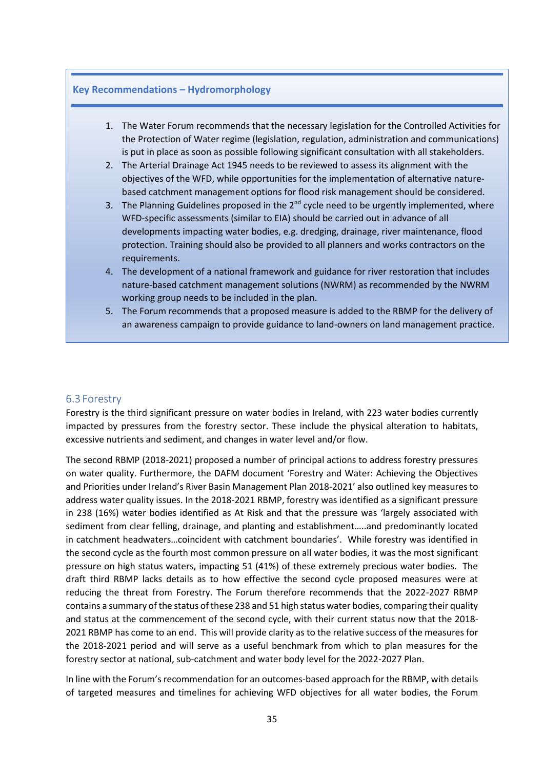**Key Recommendations – Hydromorphology**

1. The Water Forum recommends that the necessary legislation for the Controlled Activities for the Protection of Water regime (legislation, regulation, administration and communications) is put in place as soon as possible following significant consultation with all stakeholders.
2. The Arterial Drainage Act 1945 needs to be reviewed to assess its alignment with the objectives of the WFD, while opportunities for the implementation of alternative nature-based catchment management options for flood risk management should be considered.
3. The Planning Guidelines proposed in the 2nd cycle need to be urgently implemented, where WFD-specific assessments (similar to EIA) should be carried out in advance of all developments impacting water bodies, e.g. dredging, drainage, river maintenance, flood protection. Training should also be provided to all planners and works contractors on the requirements.
4. The development of a national framework and guidance for river restoration that includes nature-based catchment management solutions (NWRM) as recommended by the NWRM working group needs to be included in the plan.
5. The Forum recommends that a proposed measure is added to the RBMP for the delivery of an awareness campaign to provide guidance to land-owners on land management practice.

## 6.3 Forestry

Forestry is the third significant pressure on water bodies in Ireland, with 223 water bodies currently impacted by pressures from the forestry sector. These include the physical alteration to habitats, excessive nutrients and sediment, and changes in water level and/or flow.

The second RBMP (2018-2021) proposed a number of principal actions to address forestry pressures on water quality. Furthermore, the DAFM document 'Forestry and Water: Achieving the Objectives and Priorities under Ireland's River Basin Management Plan 2018-2021' also outlined key measures to address water quality issues. In the 2018-2021 RBMP, forestry was identified as a significant pressure in 238 (16%) water bodies identified as At Risk and that the pressure was 'largely associated with sediment from clear felling, drainage, and planting and establishment…..and predominantly located in catchment headwaters…coincident with catchment boundaries'. While forestry was identified in the second cycle as the fourth most common pressure on all water bodies, it was the most significant pressure on high status waters, impacting 51 (41%) of these extremely precious water bodies. The draft third RBMP lacks details as to how effective the second cycle proposed measures were at reducing the threat from Forestry. The Forum therefore recommends that the 2022-2027 RBMP contains a summary of the status of these 238 and 51 high status water bodies, comparing their quality and status at the commencement of the second cycle, with their current status now that the 2018-2021 RBMP has come to an end. This will provide clarity as to the relative success of the measures for the 2018-2021 period and will serve as a useful benchmark from which to plan measures for the forestry sector at national, sub-catchment and water body level for the 2022-2027 Plan.

In line with the Forum's recommendation for an outcomes-based approach for the RBMP, with details of targeted measures and timelines for achieving WFD objectives for all water bodies, the Forum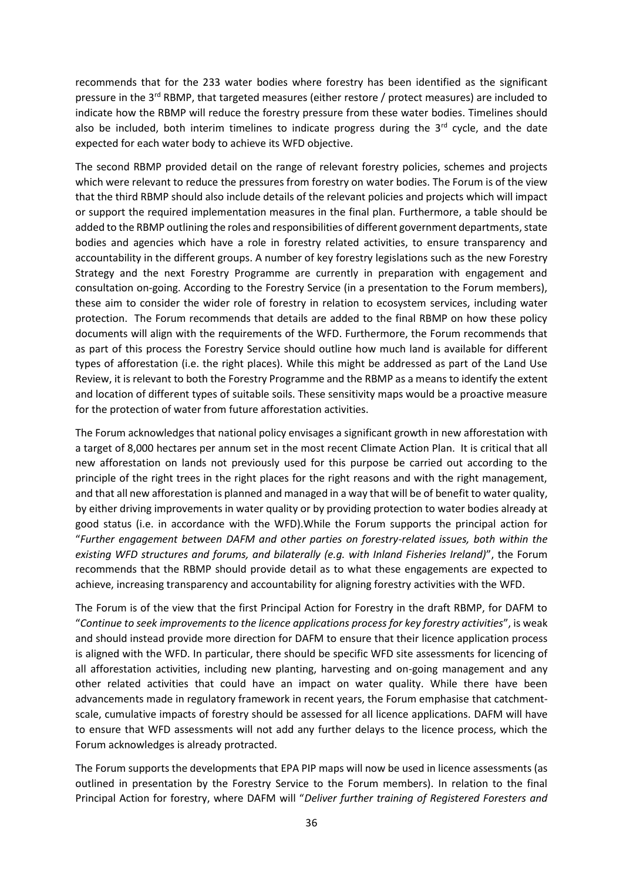recommends that for the 233 water bodies where forestry has been identified as the significant pressure in the 3rd RBMP, that targeted measures (either restore / protect measures) are included to indicate how the RBMP will reduce the forestry pressure from these water bodies. Timelines should also be included, both interim timelines to indicate progress during the 3rd cycle, and the date expected for each water body to achieve its WFD objective.

The second RBMP provided detail on the range of relevant forestry policies, schemes and projects which were relevant to reduce the pressures from forestry on water bodies. The Forum is of the view that the third RBMP should also include details of the relevant policies and projects which will impact or support the required implementation measures in the final plan. Furthermore, a table should be added to the RBMP outlining the roles and responsibilities of different government departments, state bodies and agencies which have a role in forestry related activities, to ensure transparency and accountability in the different groups. A number of key forestry legislations such as the new Forestry Strategy and the next Forestry Programme are currently in preparation with engagement and consultation on-going. According to the Forestry Service (in a presentation to the Forum members), these aim to consider the wider role of forestry in relation to ecosystem services, including water protection. The Forum recommends that details are added to the final RBMP on how these policy documents will align with the requirements of the WFD. Furthermore, the Forum recommends that as part of this process the Forestry Service should outline how much land is available for different types of afforestation (i.e. the right places). While this might be addressed as part of the Land Use Review, it is relevant to both the Forestry Programme and the RBMP as a means to identify the extent and location of different types of suitable soils. These sensitivity maps would be a proactive measure for the protection of water from future afforestation activities.

The Forum acknowledges that national policy envisages a significant growth in new afforestation with a target of 8,000 hectares per annum set in the most recent Climate Action Plan. It is critical that all new afforestation on lands not previously used for this purpose be carried out according to the principle of the right trees in the right places for the right reasons and with the right management, and that all new afforestation is planned and managed in a way that will be of benefit to water quality, by either driving improvements in water quality or by providing protection to water bodies already at good status (i.e. in accordance with the WFD).While the Forum supports the principal action for "*Further engagement between DAFM and other parties on forestry-related issues, both within the existing WFD structures and forums, and bilaterally (e.g. with Inland Fisheries Ireland)*", the Forum recommends that the RBMP should provide detail as to what these engagements are expected to achieve, increasing transparency and accountability for aligning forestry activities with the WFD.

The Forum is of the view that the first Principal Action for Forestry in the draft RBMP, for DAFM to "*Continue to seek improvements to the licence applications process for key forestry activities*", is weak and should instead provide more direction for DAFM to ensure that their licence application process is aligned with the WFD. In particular, there should be specific WFD site assessments for licencing of all afforestation activities, including new planting, harvesting and on-going management and any other related activities that could have an impact on water quality. While there have been advancements made in regulatory framework in recent years, the Forum emphasise that catchment-scale, cumulative impacts of forestry should be assessed for all licence applications. DAFM will have to ensure that WFD assessments will not add any further delays to the licence process, which the Forum acknowledges is already protracted.

The Forum supports the developments that EPA PIP maps will now be used in licence assessments (as outlined in presentation by the Forestry Service to the Forum members). In relation to the final Principal Action for forestry, where DAFM will "*Deliver further training of Registered Foresters and*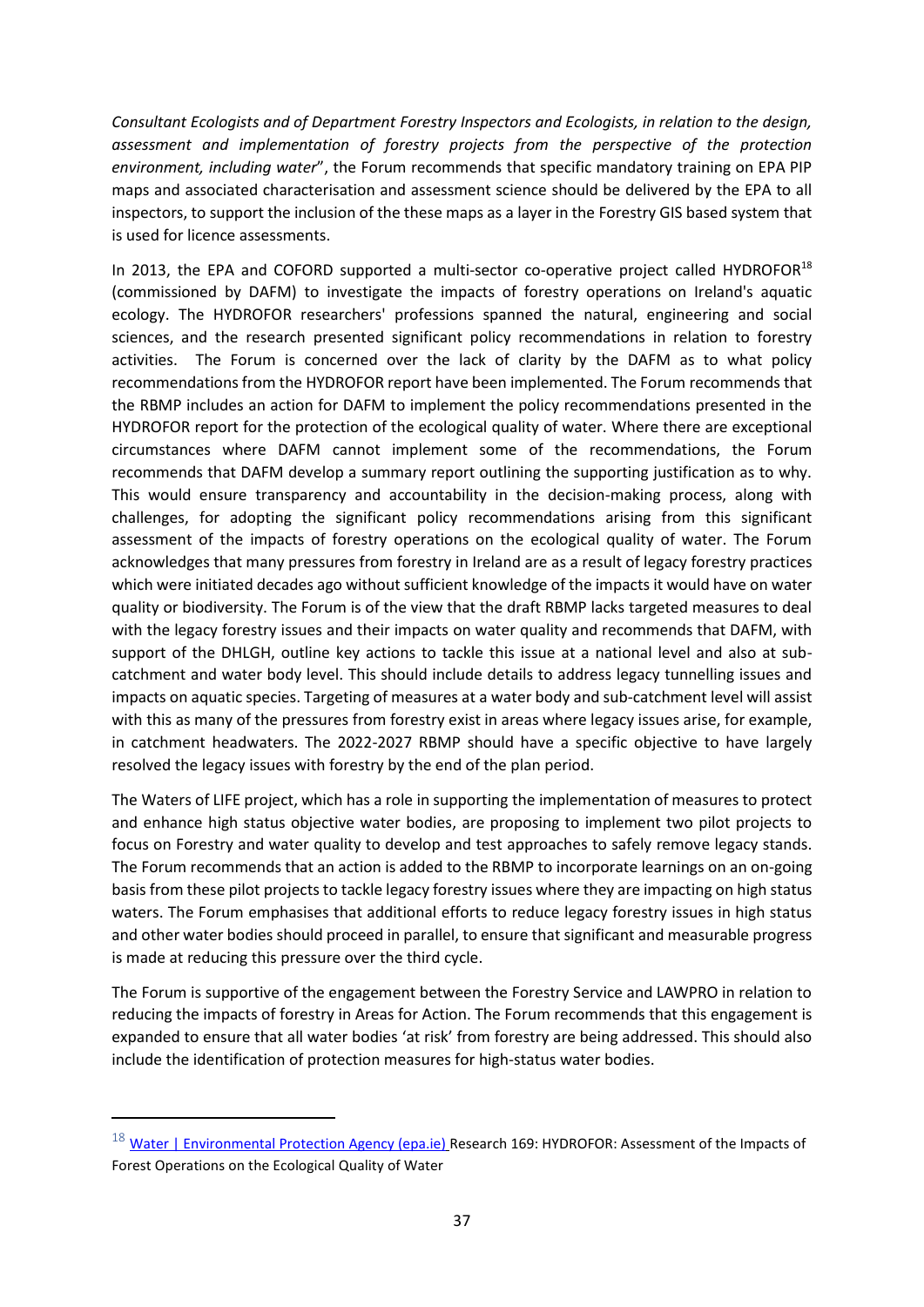*Consultant Ecologists and of Department Forestry Inspectors and Ecologists, in relation to the design, assessment and implementation of forestry projects from the perspective of the protection environment, including water*", the Forum recommends that specific mandatory training on EPA PIP maps and associated characterisation and assessment science should be delivered by the EPA to all inspectors, to support the inclusion of the these maps as a layer in the Forestry GIS based system that is used for licence assessments.

In 2013, the EPA and COFORD supported a multi-sector co-operative project called HYDROFOR[18] (commissioned by DAFM) to investigate the impacts of forestry operations on Ireland's aquatic ecology. The HYDROFOR researchers' professions spanned the natural, engineering and social sciences, and the research presented significant policy recommendations in relation to forestry activities. The Forum is concerned over the lack of clarity by the DAFM as to what policy recommendations from the HYDROFOR report have been implemented. The Forum recommends that the RBMP includes an action for DAFM to implement the policy recommendations presented in the HYDROFOR report for the protection of the ecological quality of water. Where there are exceptional circumstances where DAFM cannot implement some of the recommendations, the Forum recommends that DAFM develop a summary report outlining the supporting justification as to why. This would ensure transparency and accountability in the decision-making process, along with challenges, for adopting the significant policy recommendations arising from this significant assessment of the impacts of forestry operations on the ecological quality of water. The Forum acknowledges that many pressures from forestry in Ireland are as a result of legacy forestry practices which were initiated decades ago without sufficient knowledge of the impacts it would have on water quality or biodiversity. The Forum is of the view that the draft RBMP lacks targeted measures to deal with the legacy forestry issues and their impacts on water quality and recommends that DAFM, with support of the DHLGH, outline key actions to tackle this issue at a national level and also at sub-catchment and water body level. This should include details to address legacy tunnelling issues and impacts on aquatic species. Targeting of measures at a water body and sub-catchment level will assist with this as many of the pressures from forestry exist in areas where legacy issues arise, for example, in catchment headwaters. The 2022-2027 RBMP should have a specific objective to have largely resolved the legacy issues with forestry by the end of the plan period.

The Waters of LIFE project, which has a role in supporting the implementation of measures to protect and enhance high status objective water bodies, are proposing to implement two pilot projects to focus on Forestry and water quality to develop and test approaches to safely remove legacy stands. The Forum recommends that an action is added to the RBMP to incorporate learnings on an on-going basis from these pilot projects to tackle legacy forestry issues where they are impacting on high status waters. The Forum emphasises that additional efforts to reduce legacy forestry issues in high status and other water bodies should proceed in parallel, to ensure that significant and measurable progress is made at reducing this pressure over the third cycle.

The Forum is supportive of the engagement between the Forestry Service and LAWPRO in relation to reducing the impacts of forestry in Areas for Action. The Forum recommends that this engagement is expanded to ensure that all water bodies 'at risk' from forestry are being addressed. This should also include the identification of protection measures for high-status water bodies.

---

[18] Water | Environmental Protection Agency (epa.ie) Research 169: HYDROFOR: Assessment of the Impacts of Forest Operations on the Ecological Quality of Water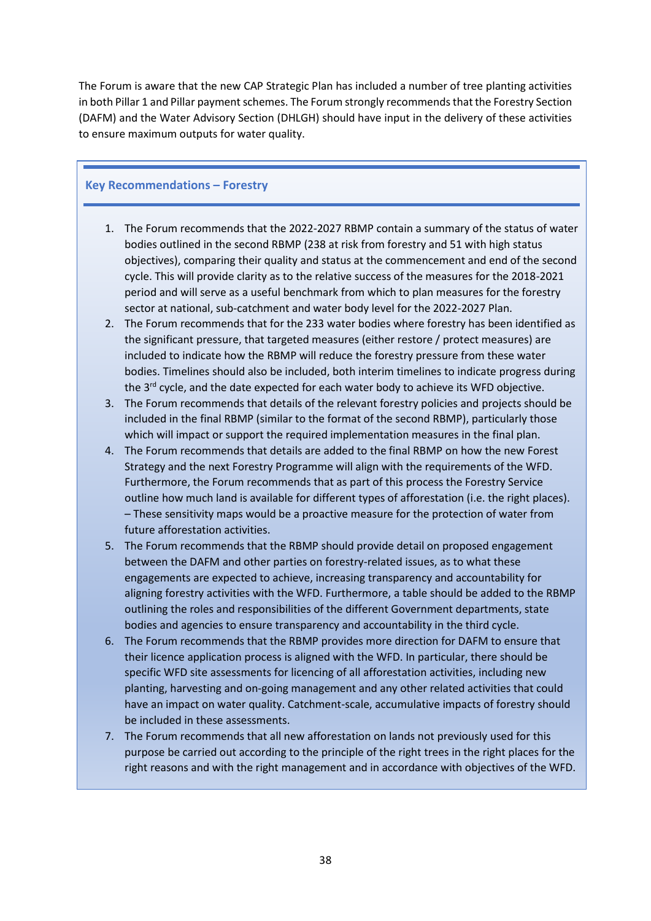The Forum is aware that the new CAP Strategic Plan has included a number of tree planting activities in both Pillar 1 and Pillar payment schemes. The Forum strongly recommends that the Forestry Section (DAFM) and the Water Advisory Section (DHLGH) should have input in the delivery of these activities to ensure maximum outputs for water quality.

### Key Recommendations – Forestry

1. The Forum recommends that the 2022-2027 RBMP contain a summary of the status of water bodies outlined in the second RBMP (238 at risk from forestry and 51 with high status objectives), comparing their quality and status at the commencement and end of the second cycle. This will provide clarity as to the relative success of the measures for the 2018-2021 period and will serve as a useful benchmark from which to plan measures for the forestry sector at national, sub-catchment and water body level for the 2022-2027 Plan.
2. The Forum recommends that for the 233 water bodies where forestry has been identified as the significant pressure, that targeted measures (either restore / protect measures) are included to indicate how the RBMP will reduce the forestry pressure from these water bodies. Timelines should also be included, both interim timelines to indicate progress during the 3rd cycle, and the date expected for each water body to achieve its WFD objective.
3. The Forum recommends that details of the relevant forestry policies and projects should be included in the final RBMP (similar to the format of the second RBMP), particularly those which will impact or support the required implementation measures in the final plan.
4. The Forum recommends that details are added to the final RBMP on how the new Forest Strategy and the next Forestry Programme will align with the requirements of the WFD. Furthermore, the Forum recommends that as part of this process the Forestry Service outline how much land is available for different types of afforestation (i.e. the right places). – These sensitivity maps would be a proactive measure for the protection of water from future afforestation activities.
5. The Forum recommends that the RBMP should provide detail on proposed engagement between the DAFM and other parties on forestry-related issues, as to what these engagements are expected to achieve, increasing transparency and accountability for aligning forestry activities with the WFD. Furthermore, a table should be added to the RBMP outlining the roles and responsibilities of the different Government departments, state bodies and agencies to ensure transparency and accountability in the third cycle.
6. The Forum recommends that the RBMP provides more direction for DAFM to ensure that their licence application process is aligned with the WFD. In particular, there should be specific WFD site assessments for licencing of all afforestation activities, including new planting, harvesting and on-going management and any other related activities that could have an impact on water quality. Catchment-scale, accumulative impacts of forestry should be included in these assessments.
7. The Forum recommends that all new afforestation on lands not previously used for this purpose be carried out according to the principle of the right trees in the right places for the right reasons and with the right management and in accordance with objectives of the WFD.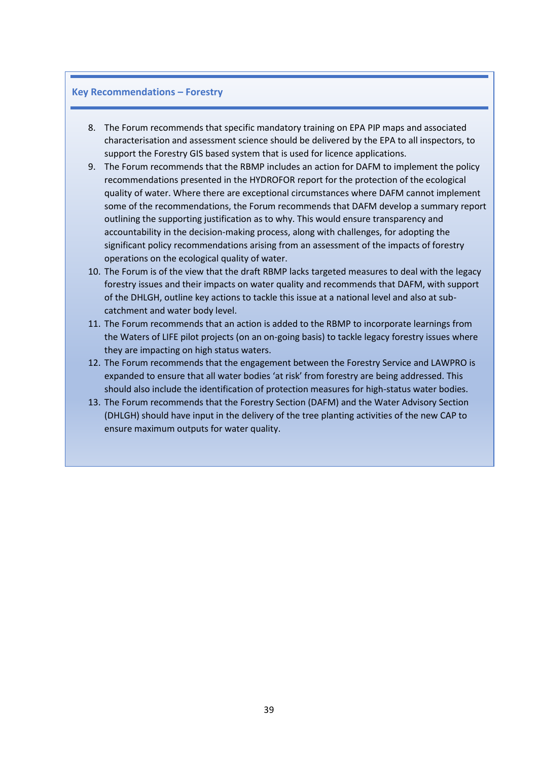### Key Recommendations – Forestry

8. The Forum recommends that specific mandatory training on EPA PIP maps and associated characterisation and assessment science should be delivered by the EPA to all inspectors, to support the Forestry GIS based system that is used for licence applications.
9. The Forum recommends that the RBMP includes an action for DAFM to implement the policy recommendations presented in the HYDROFOR report for the protection of the ecological quality of water. Where there are exceptional circumstances where DAFM cannot implement some of the recommendations, the Forum recommends that DAFM develop a summary report outlining the supporting justification as to why. This would ensure transparency and accountability in the decision-making process, along with challenges, for adopting the significant policy recommendations arising from an assessment of the impacts of forestry operations on the ecological quality of water.
10. The Forum is of the view that the draft RBMP lacks targeted measures to deal with the legacy forestry issues and their impacts on water quality and recommends that DAFM, with support of the DHLGH, outline key actions to tackle this issue at a national level and also at sub-catchment and water body level.
11. The Forum recommends that an action is added to the RBMP to incorporate learnings from the Waters of LIFE pilot projects (on an on-going basis) to tackle legacy forestry issues where they are impacting on high status waters.
12. The Forum recommends that the engagement between the Forestry Service and LAWPRO is expanded to ensure that all water bodies 'at risk' from forestry are being addressed. This should also include the identification of protection measures for high-status water bodies.
13. The Forum recommends that the Forestry Section (DAFM) and the Water Advisory Section (DHLGH) should have input in the delivery of the tree planting activities of the new CAP to ensure maximum outputs for water quality.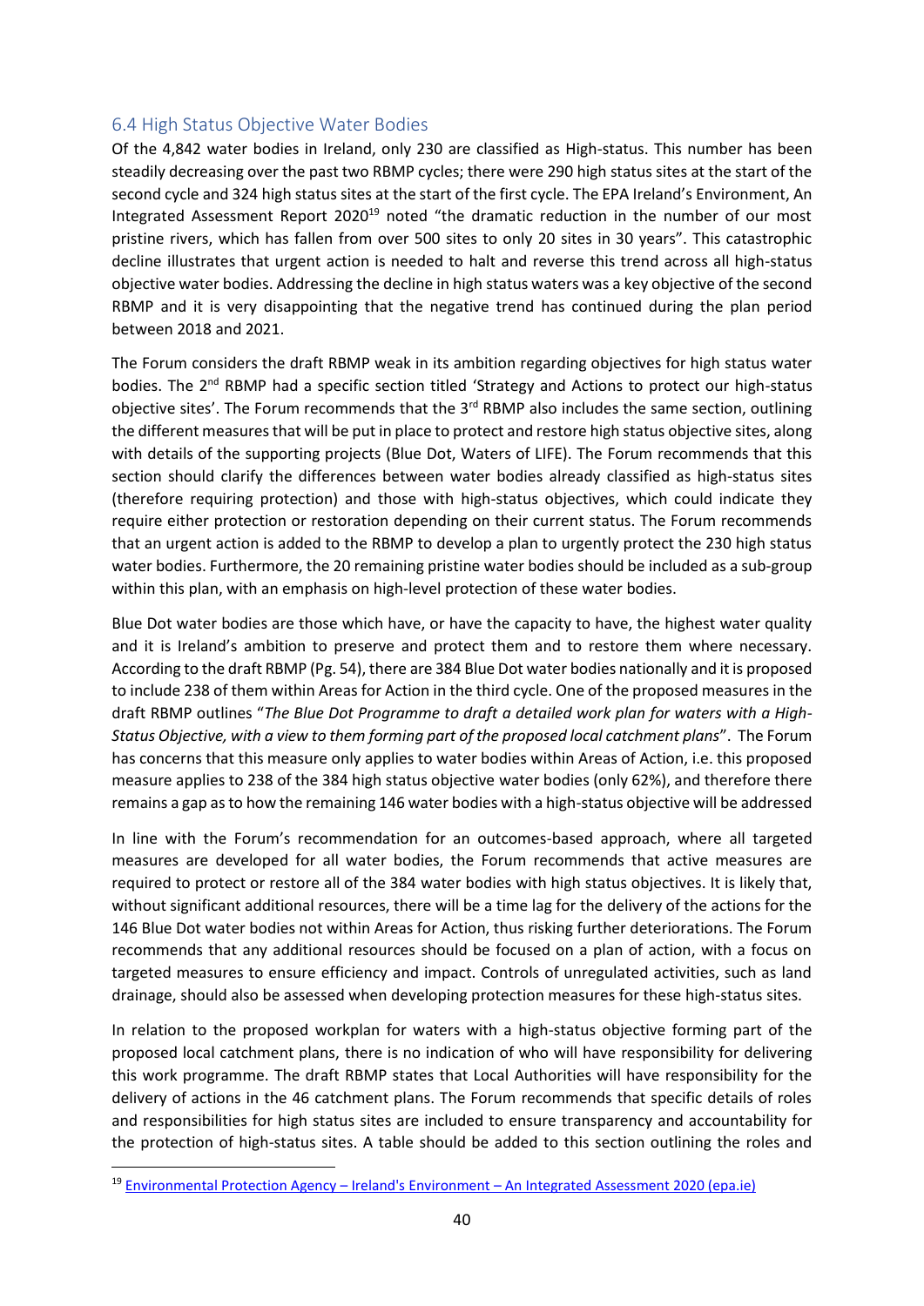## 6.4 High Status Objective Water Bodies

Of the 4,842 water bodies in Ireland, only 230 are classified as High-status. This number has been steadily decreasing over the past two RBMP cycles; there were 290 high status sites at the start of the second cycle and 324 high status sites at the start of the first cycle. The EPA Ireland's Environment, An Integrated Assessment Report 2020[19] noted "the dramatic reduction in the number of our most pristine rivers, which has fallen from over 500 sites to only 20 sites in 30 years". This catastrophic decline illustrates that urgent action is needed to halt and reverse this trend across all high-status objective water bodies. Addressing the decline in high status waters was a key objective of the second RBMP and it is very disappointing that the negative trend has continued during the plan period between 2018 and 2021.

The Forum considers the draft RBMP weak in its ambition regarding objectives for high status water bodies. The 2nd RBMP had a specific section titled 'Strategy and Actions to protect our high-status objective sites'. The Forum recommends that the 3rd RBMP also includes the same section, outlining the different measures that will be put in place to protect and restore high status objective sites, along with details of the supporting projects (Blue Dot, Waters of LIFE). The Forum recommends that this section should clarify the differences between water bodies already classified as high-status sites (therefore requiring protection) and those with high-status objectives, which could indicate they require either protection or restoration depending on their current status. The Forum recommends that an urgent action is added to the RBMP to develop a plan to urgently protect the 230 high status water bodies. Furthermore, the 20 remaining pristine water bodies should be included as a sub-group within this plan, with an emphasis on high-level protection of these water bodies.

Blue Dot water bodies are those which have, or have the capacity to have, the highest water quality and it is Ireland's ambition to preserve and protect them and to restore them where necessary. According to the draft RBMP (Pg. 54), there are 384 Blue Dot water bodies nationally and it is proposed to include 238 of them within Areas for Action in the third cycle. One of the proposed measures in the draft RBMP outlines "*The Blue Dot Programme to draft a detailed work plan for waters with a High-Status Objective, with a view to them forming part of the proposed local catchment plans*". The Forum has concerns that this measure only applies to water bodies within Areas of Action, i.e. this proposed measure applies to 238 of the 384 high status objective water bodies (only 62%), and therefore there remains a gap as to how the remaining 146 water bodies with a high-status objective will be addressed

In line with the Forum's recommendation for an outcomes-based approach, where all targeted measures are developed for all water bodies, the Forum recommends that active measures are required to protect or restore all of the 384 water bodies with high status objectives. It is likely that, without significant additional resources, there will be a time lag for the delivery of the actions for the 146 Blue Dot water bodies not within Areas for Action, thus risking further deteriorations. The Forum recommends that any additional resources should be focused on a plan of action, with a focus on targeted measures to ensure efficiency and impact. Controls of unregulated activities, such as land drainage, should also be assessed when developing protection measures for these high-status sites.

In relation to the proposed workplan for waters with a high-status objective forming part of the proposed local catchment plans, there is no indication of who will have responsibility for delivering this work programme. The draft RBMP states that Local Authorities will have responsibility for the delivery of actions in the 46 catchment plans. The Forum recommends that specific details of roles and responsibilities for high status sites are included to ensure transparency and accountability for the protection of high-status sites. A table should be added to this section outlining the roles and

[19] Environmental Protection Agency – Ireland's Environment – An Integrated Assessment 2020 (epa.ie)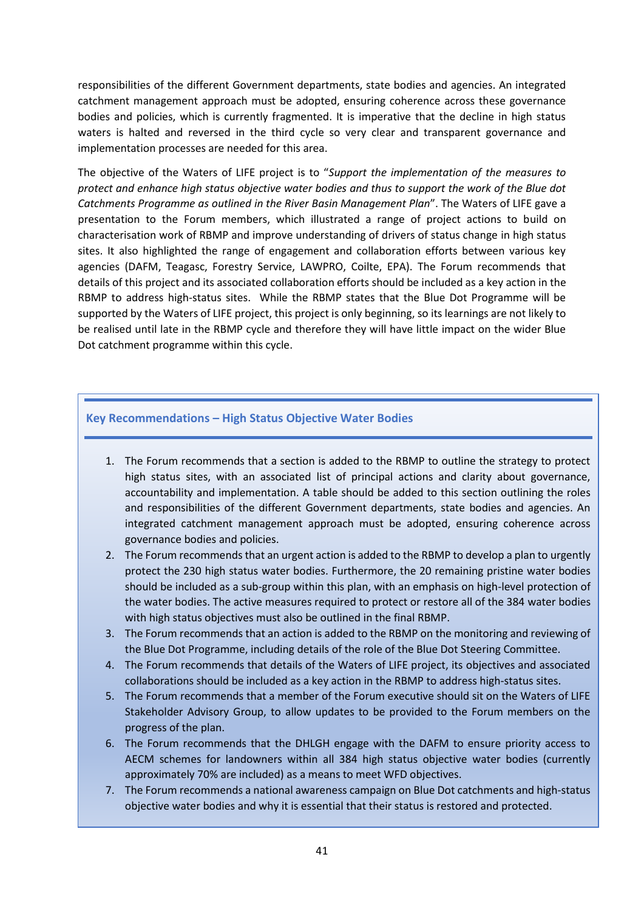responsibilities of the different Government departments, state bodies and agencies. An integrated catchment management approach must be adopted, ensuring coherence across these governance bodies and policies, which is currently fragmented. It is imperative that the decline in high status waters is halted and reversed in the third cycle so very clear and transparent governance and implementation processes are needed for this area.

The objective of the Waters of LIFE project is to "*Support the implementation of the measures to protect and enhance high status objective water bodies and thus to support the work of the Blue dot Catchments Programme as outlined in the River Basin Management Plan*". The Waters of LIFE gave a presentation to the Forum members, which illustrated a range of project actions to build on characterisation work of RBMP and improve understanding of drivers of status change in high status sites. It also highlighted the range of engagement and collaboration efforts between various key agencies (DAFM, Teagasc, Forestry Service, LAWPRO, Coilte, EPA). The Forum recommends that details of this project and its associated collaboration efforts should be included as a key action in the RBMP to address high-status sites. While the RBMP states that the Blue Dot Programme will be supported by the Waters of LIFE project, this project is only beginning, so its learnings are not likely to be realised until late in the RBMP cycle and therefore they will have little impact on the wider Blue Dot catchment programme within this cycle.

### Key Recommendations – High Status Objective Water Bodies

1. The Forum recommends that a section is added to the RBMP to outline the strategy to protect high status sites, with an associated list of principal actions and clarity about governance, accountability and implementation. A table should be added to this section outlining the roles and responsibilities of the different Government departments, state bodies and agencies. An integrated catchment management approach must be adopted, ensuring coherence across governance bodies and policies.
2. The Forum recommends that an urgent action is added to the RBMP to develop a plan to urgently protect the 230 high status water bodies. Furthermore, the 20 remaining pristine water bodies should be included as a sub-group within this plan, with an emphasis on high-level protection of the water bodies. The active measures required to protect or restore all of the 384 water bodies with high status objectives must also be outlined in the final RBMP.
3. The Forum recommends that an action is added to the RBMP on the monitoring and reviewing of the Blue Dot Programme, including details of the role of the Blue Dot Steering Committee.
4. The Forum recommends that details of the Waters of LIFE project, its objectives and associated collaborations should be included as a key action in the RBMP to address high-status sites.
5. The Forum recommends that a member of the Forum executive should sit on the Waters of LIFE Stakeholder Advisory Group, to allow updates to be provided to the Forum members on the progress of the plan.
6. The Forum recommends that the DHLGH engage with the DAFM to ensure priority access to AECM schemes for landowners within all 384 high status objective water bodies (currently approximately 70% are included) as a means to meet WFD objectives.
7. The Forum recommends a national awareness campaign on Blue Dot catchments and high-status objective water bodies and why it is essential that their status is restored and protected.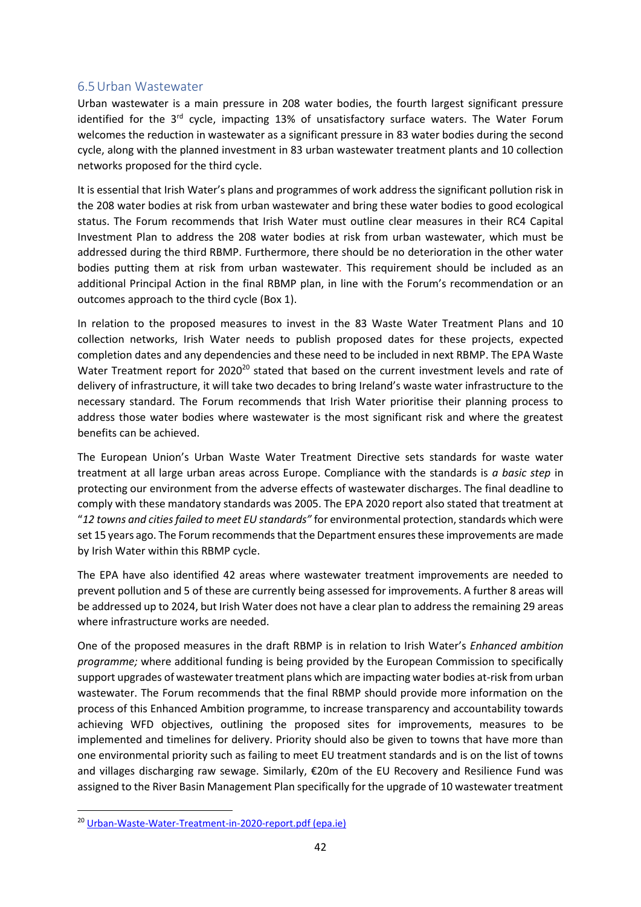## 6.5 Urban Wastewater

Urban wastewater is a main pressure in 208 water bodies, the fourth largest significant pressure identified for the 3rd cycle, impacting 13% of unsatisfactory surface waters. The Water Forum welcomes the reduction in wastewater as a significant pressure in 83 water bodies during the second cycle, along with the planned investment in 83 urban wastewater treatment plants and 10 collection networks proposed for the third cycle.

It is essential that Irish Water's plans and programmes of work address the significant pollution risk in the 208 water bodies at risk from urban wastewater and bring these water bodies to good ecological status. The Forum recommends that Irish Water must outline clear measures in their RC4 Capital Investment Plan to address the 208 water bodies at risk from urban wastewater, which must be addressed during the third RBMP. Furthermore, there should be no deterioration in the other water bodies putting them at risk from urban wastewater. This requirement should be included as an additional Principal Action in the final RBMP plan, in line with the Forum's recommendation or an outcomes approach to the third cycle (Box 1).

In relation to the proposed measures to invest in the 83 Waste Water Treatment Plans and 10 collection networks, Irish Water needs to publish proposed dates for these projects, expected completion dates and any dependencies and these need to be included in next RBMP. The EPA Waste Water Treatment report for 2020[20] stated that based on the current investment levels and rate of delivery of infrastructure, it will take two decades to bring Ireland's waste water infrastructure to the necessary standard. The Forum recommends that Irish Water prioritise their planning process to address those water bodies where wastewater is the most significant risk and where the greatest benefits can be achieved.

The European Union's Urban Waste Water Treatment Directive sets standards for waste water treatment at all large urban areas across Europe. Compliance with the standards is *a basic step* in protecting our environment from the adverse effects of wastewater discharges. The final deadline to comply with these mandatory standards was 2005. The EPA 2020 report also stated that treatment at "*12 towns and cities failed to meet EU standards"* for environmental protection, standards which were set 15 years ago. The Forum recommends that the Department ensures these improvements are made by Irish Water within this RBMP cycle.

The EPA have also identified 42 areas where wastewater treatment improvements are needed to prevent pollution and 5 of these are currently being assessed for improvements. A further 8 areas will be addressed up to 2024, but Irish Water does not have a clear plan to address the remaining 29 areas where infrastructure works are needed.

One of the proposed measures in the draft RBMP is in relation to Irish Water's *Enhanced ambition programme;* where additional funding is being provided by the European Commission to specifically support upgrades of wastewater treatment plans which are impacting water bodies at-risk from urban wastewater. The Forum recommends that the final RBMP should provide more information on the process of this Enhanced Ambition programme, to increase transparency and accountability towards achieving WFD objectives, outlining the proposed sites for improvements, measures to be implemented and timelines for delivery. Priority should also be given to towns that have more than one environmental priority such as failing to meet EU treatment standards and is on the list of towns and villages discharging raw sewage. Similarly, €20m of the EU Recovery and Resilience Fund was assigned to the River Basin Management Plan specifically for the upgrade of 10 wastewater treatment

---

[20] Urban-Waste-Water-Treatment-in-2020-report.pdf (epa.ie)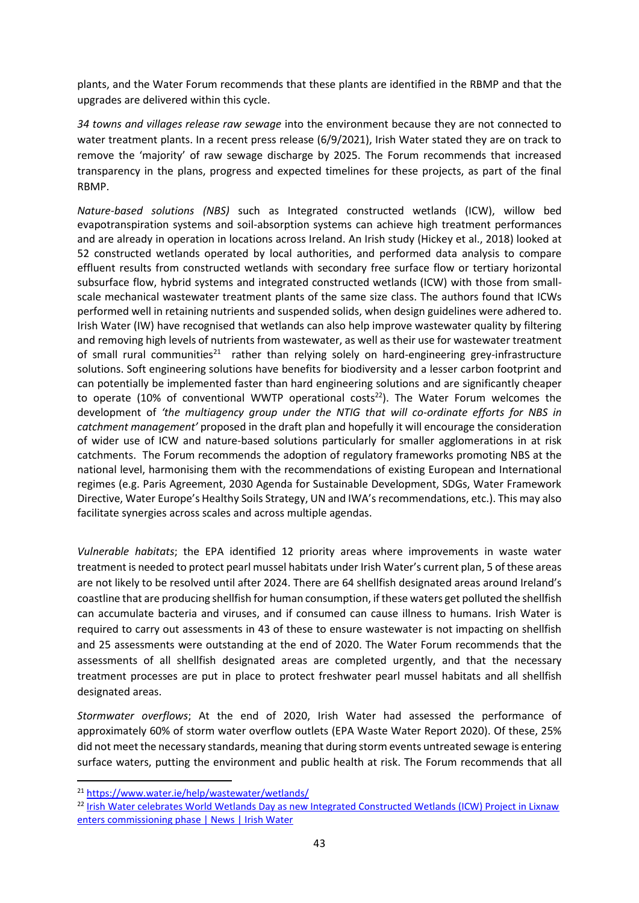plants, and the Water Forum recommends that these plants are identified in the RBMP and that the upgrades are delivered within this cycle.

*34 towns and villages release raw sewage* into the environment because they are not connected to water treatment plants. In a recent press release (6/9/2021), Irish Water stated they are on track to remove the 'majority' of raw sewage discharge by 2025. The Forum recommends that increased transparency in the plans, progress and expected timelines for these projects, as part of the final RBMP.

*Nature-based solutions (NBS)* such as Integrated constructed wetlands (ICW), willow bed evapotranspiration systems and soil-absorption systems can achieve high treatment performances and are already in operation in locations across Ireland. An Irish study (Hickey et al., 2018) looked at 52 constructed wetlands operated by local authorities, and performed data analysis to compare effluent results from constructed wetlands with secondary free surface flow or tertiary horizontal subsurface flow, hybrid systems and integrated constructed wetlands (ICW) with those from small-scale mechanical wastewater treatment plants of the same size class. The authors found that ICWs performed well in retaining nutrients and suspended solids, when design guidelines were adhered to. Irish Water (IW) have recognised that wetlands can also help improve wastewater quality by filtering and removing high levels of nutrients from wastewater, as well as their use for wastewater treatment of small rural communities[21] rather than relying solely on hard-engineering grey-infrastructure solutions. Soft engineering solutions have benefits for biodiversity and a lesser carbon footprint and can potentially be implemented faster than hard engineering solutions and are significantly cheaper to operate (10% of conventional WWTP operational costs[22]). The Water Forum welcomes the development of *'the multiagency group under the NTIG that will co-ordinate efforts for NBS in catchment management'* proposed in the draft plan and hopefully it will encourage the consideration of wider use of ICW and nature-based solutions particularly for smaller agglomerations in at risk catchments. The Forum recommends the adoption of regulatory frameworks promoting NBS at the national level, harmonising them with the recommendations of existing European and International regimes (e.g. Paris Agreement, 2030 Agenda for Sustainable Development, SDGs, Water Framework Directive, Water Europe's Healthy Soils Strategy, UN and IWA's recommendations, etc.). This may also facilitate synergies across scales and across multiple agendas.

*Vulnerable habitats*; the EPA identified 12 priority areas where improvements in waste water treatment is needed to protect pearl mussel habitats under Irish Water's current plan, 5 of these areas are not likely to be resolved until after 2024. There are 64 shellfish designated areas around Ireland's coastline that are producing shellfish for human consumption, if these waters get polluted the shellfish can accumulate bacteria and viruses, and if consumed can cause illness to humans. Irish Water is required to carry out assessments in 43 of these to ensure wastewater is not impacting on shellfish and 25 assessments were outstanding at the end of 2020. The Water Forum recommends that the assessments of all shellfish designated areas are completed urgently, and that the necessary treatment processes are put in place to protect freshwater pearl mussel habitats and all shellfish designated areas.

*Stormwater overflows*; At the end of 2020, Irish Water had assessed the performance of approximately 60% of storm water overflow outlets (EPA Waste Water Report 2020). Of these, 25% did not meet the necessary standards, meaning that during storm events untreated sewage is entering surface waters, putting the environment and public health at risk. The Forum recommends that all

---

[21] https://www.water.ie/help/wastewater/wetlands/

[22] Irish Water celebrates World Wetlands Day as new Integrated Constructed Wetlands (ICW) Project in Lixnaw enters commissioning phase | News | Irish Water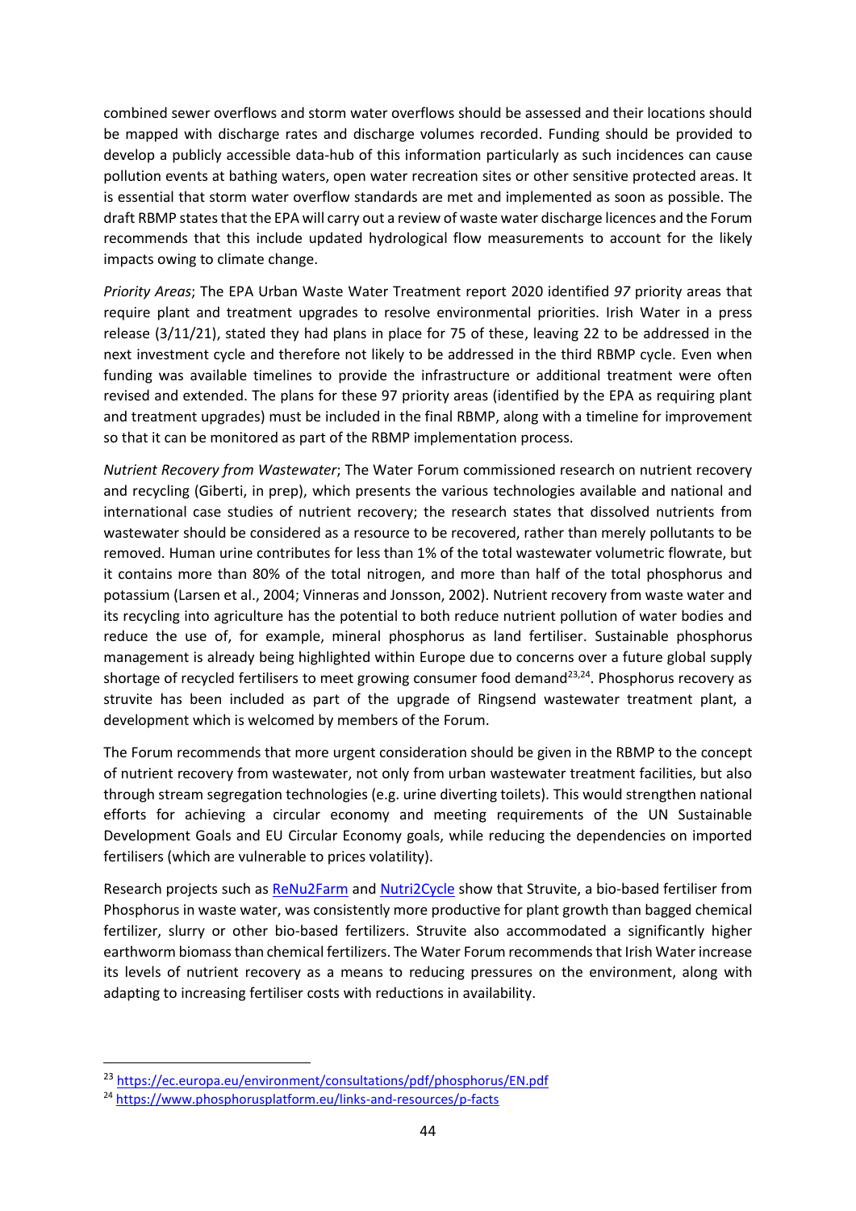combined sewer overflows and storm water overflows should be assessed and their locations should be mapped with discharge rates and discharge volumes recorded. Funding should be provided to develop a publicly accessible data-hub of this information particularly as such incidences can cause pollution events at bathing waters, open water recreation sites or other sensitive protected areas. It is essential that storm water overflow standards are met and implemented as soon as possible. The draft RBMP states that the EPA will carry out a review of waste water discharge licences and the Forum recommends that this include updated hydrological flow measurements to account for the likely impacts owing to climate change.

*Priority Areas*; The EPA Urban Waste Water Treatment report 2020 identified *97* priority areas that require plant and treatment upgrades to resolve environmental priorities. Irish Water in a press release (3/11/21), stated they had plans in place for 75 of these, leaving 22 to be addressed in the next investment cycle and therefore not likely to be addressed in the third RBMP cycle. Even when funding was available timelines to provide the infrastructure or additional treatment were often revised and extended. The plans for these 97 priority areas (identified by the EPA as requiring plant and treatment upgrades) must be included in the final RBMP, along with a timeline for improvement so that it can be monitored as part of the RBMP implementation process.

*Nutrient Recovery from Wastewater*; The Water Forum commissioned research on nutrient recovery and recycling (Giberti, in prep), which presents the various technologies available and national and international case studies of nutrient recovery; the research states that dissolved nutrients from wastewater should be considered as a resource to be recovered, rather than merely pollutants to be removed. Human urine contributes for less than 1% of the total wastewater volumetric flowrate, but it contains more than 80% of the total nitrogen, and more than half of the total phosphorus and potassium (Larsen et al., 2004; Vinneras and Jonsson, 2002). Nutrient recovery from waste water and its recycling into agriculture has the potential to both reduce nutrient pollution of water bodies and reduce the use of, for example, mineral phosphorus as land fertiliser. Sustainable phosphorus management is already being highlighted within Europe due to concerns over a future global supply shortage of recycled fertilisers to meet growing consumer food demand[23,24]. Phosphorus recovery as struvite has been included as part of the upgrade of Ringsend wastewater treatment plant, a development which is welcomed by members of the Forum.

The Forum recommends that more urgent consideration should be given in the RBMP to the concept of nutrient recovery from wastewater, not only from urban wastewater treatment facilities, but also through stream segregation technologies (e.g. urine diverting toilets). This would strengthen national efforts for achieving a circular economy and meeting requirements of the UN Sustainable Development Goals and EU Circular Economy goals, while reducing the dependencies on imported fertilisers (which are vulnerable to prices volatility).

Research projects such as ReNu2Farm and Nutri2Cycle show that Struvite, a bio-based fertiliser from Phosphorus in waste water, was consistently more productive for plant growth than bagged chemical fertilizer, slurry or other bio-based fertilizers. Struvite also accommodated a significantly higher earthworm biomass than chemical fertilizers. The Water Forum recommends that Irish Water increase its levels of nutrient recovery as a means to reducing pressures on the environment, along with adapting to increasing fertiliser costs with reductions in availability.

---

[23] https://ec.europa.eu/environment/consultations/pdf/phosphorus/EN.pdf

[24] https://www.phosphorusplatform.eu/links-and-resources/p-facts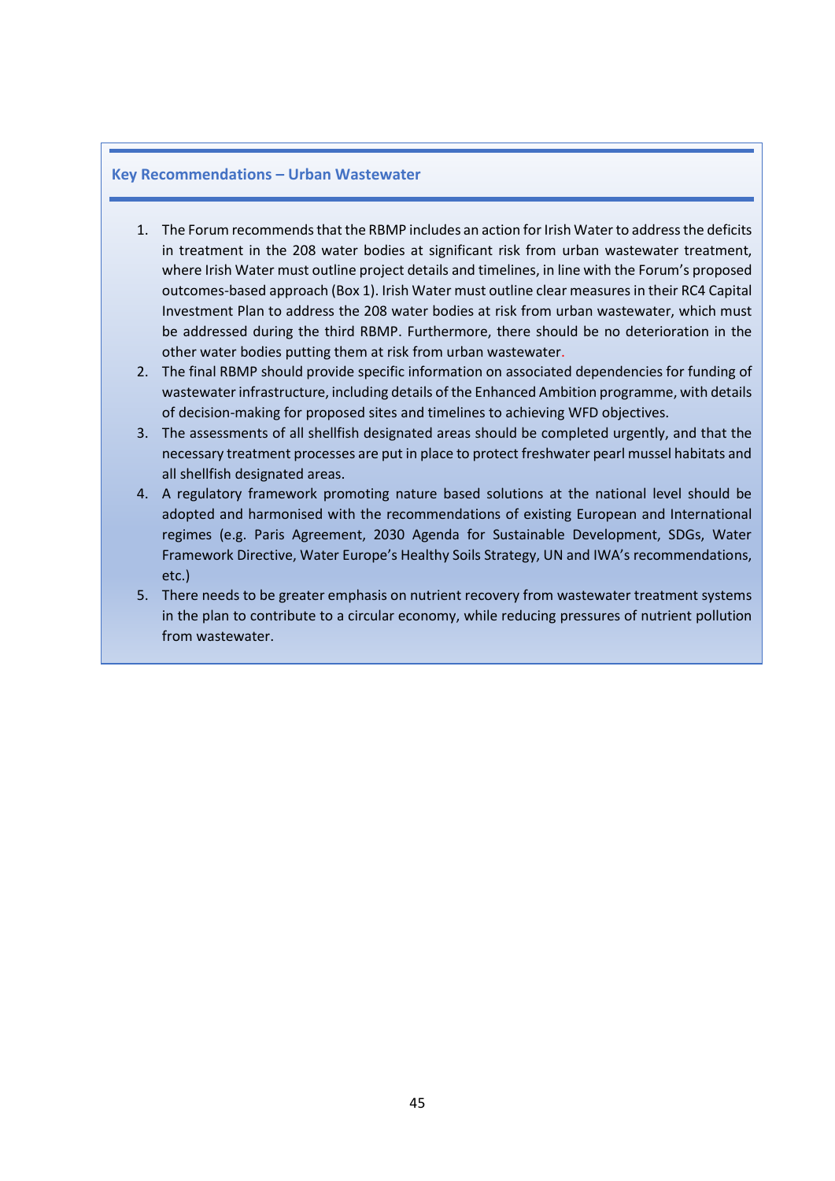### Key Recommendations – Urban Wastewater

1. The Forum recommends that the RBMP includes an action for Irish Water to address the deficits in treatment in the 208 water bodies at significant risk from urban wastewater treatment, where Irish Water must outline project details and timelines, in line with the Forum's proposed outcomes-based approach (Box 1). Irish Water must outline clear measures in their RC4 Capital Investment Plan to address the 208 water bodies at risk from urban wastewater, which must be addressed during the third RBMP. Furthermore, there should be no deterioration in the other water bodies putting them at risk from urban wastewater.
2. The final RBMP should provide specific information on associated dependencies for funding of wastewater infrastructure, including details of the Enhanced Ambition programme, with details of decision-making for proposed sites and timelines to achieving WFD objectives.
3. The assessments of all shellfish designated areas should be completed urgently, and that the necessary treatment processes are put in place to protect freshwater pearl mussel habitats and all shellfish designated areas.
4. A regulatory framework promoting nature based solutions at the national level should be adopted and harmonised with the recommendations of existing European and International regimes (e.g. Paris Agreement, 2030 Agenda for Sustainable Development, SDGs, Water Framework Directive, Water Europe's Healthy Soils Strategy, UN and IWA's recommendations, etc.)
5. There needs to be greater emphasis on nutrient recovery from wastewater treatment systems in the plan to contribute to a circular economy, while reducing pressures of nutrient pollution from wastewater.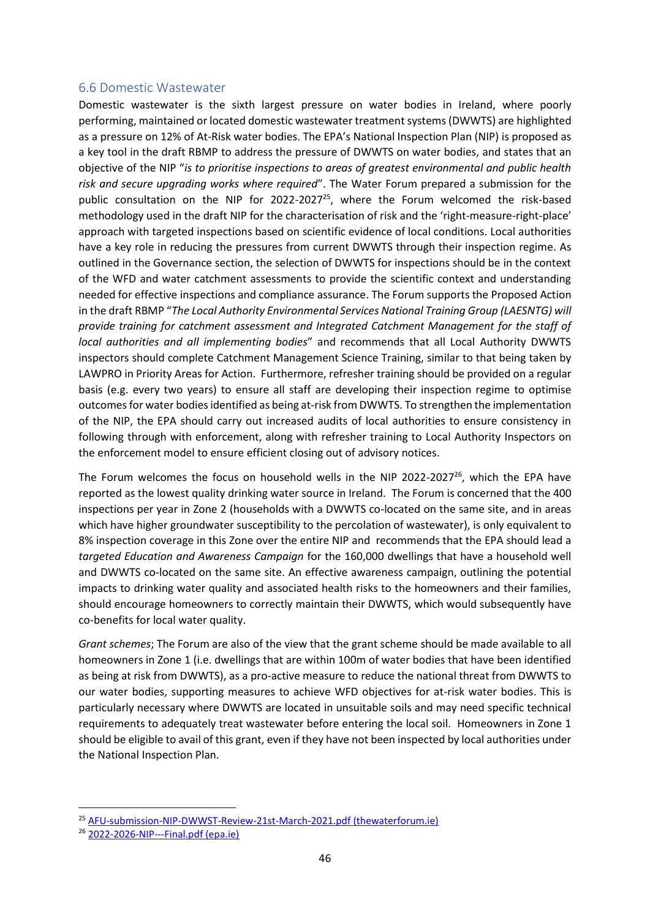## 6.6 Domestic Wastewater

Domestic wastewater is the sixth largest pressure on water bodies in Ireland, where poorly performing, maintained or located domestic wastewater treatment systems (DWWTS) are highlighted as a pressure on 12% of At-Risk water bodies. The EPA's National Inspection Plan (NIP) is proposed as a key tool in the draft RBMP to address the pressure of DWWTS on water bodies, and states that an objective of the NIP "*is to prioritise inspections to areas of greatest environmental and public health risk and secure upgrading works where required*". The Water Forum prepared a submission for the public consultation on the NIP for 2022-2027[25], where the Forum welcomed the risk-based methodology used in the draft NIP for the characterisation of risk and the 'right-measure-right-place' approach with targeted inspections based on scientific evidence of local conditions. Local authorities have a key role in reducing the pressures from current DWWTS through their inspection regime. As outlined in the Governance section, the selection of DWWTS for inspections should be in the context of the WFD and water catchment assessments to provide the scientific context and understanding needed for effective inspections and compliance assurance. The Forum supports the Proposed Action in the draft RBMP "*The Local Authority Environmental Services National Training Group (LAESNTG) will provide training for catchment assessment and Integrated Catchment Management for the staff of local authorities and all implementing bodies*" and recommends that all Local Authority DWWTS inspectors should complete Catchment Management Science Training, similar to that being taken by LAWPRO in Priority Areas for Action. Furthermore, refresher training should be provided on a regular basis (e.g. every two years) to ensure all staff are developing their inspection regime to optimise outcomes for water bodies identified as being at-risk from DWWTS. To strengthen the implementation of the NIP, the EPA should carry out increased audits of local authorities to ensure consistency in following through with enforcement, along with refresher training to Local Authority Inspectors on the enforcement model to ensure efficient closing out of advisory notices.

The Forum welcomes the focus on household wells in the NIP 2022-2027[26], which the EPA have reported as the lowest quality drinking water source in Ireland. The Forum is concerned that the 400 inspections per year in Zone 2 (households with a DWWTS co-located on the same site, and in areas which have higher groundwater susceptibility to the percolation of wastewater), is only equivalent to 8% inspection coverage in this Zone over the entire NIP and recommends that the EPA should lead a *targeted Education and Awareness Campaign* for the 160,000 dwellings that have a household well and DWWTS co-located on the same site. An effective awareness campaign, outlining the potential impacts to drinking water quality and associated health risks to the homeowners and their families, should encourage homeowners to correctly maintain their DWWTS, which would subsequently have co-benefits for local water quality.

*Grant schemes*; The Forum are also of the view that the grant scheme should be made available to all homeowners in Zone 1 (i.e. dwellings that are within 100m of water bodies that have been identified as being at risk from DWWTS), as a pro-active measure to reduce the national threat from DWWTS to our water bodies, supporting measures to achieve WFD objectives for at-risk water bodies. This is particularly necessary where DWWTS are located in unsuitable soils and may need specific technical requirements to adequately treat wastewater before entering the local soil. Homeowners in Zone 1 should be eligible to avail of this grant, even if they have not been inspected by local authorities under the National Inspection Plan.

---

[25] AFU-submission-NIP-DWWST-Review-21st-March-2021.pdf (thewaterforum.ie)

[26] 2022-2026-NIP---Final.pdf (epa.ie)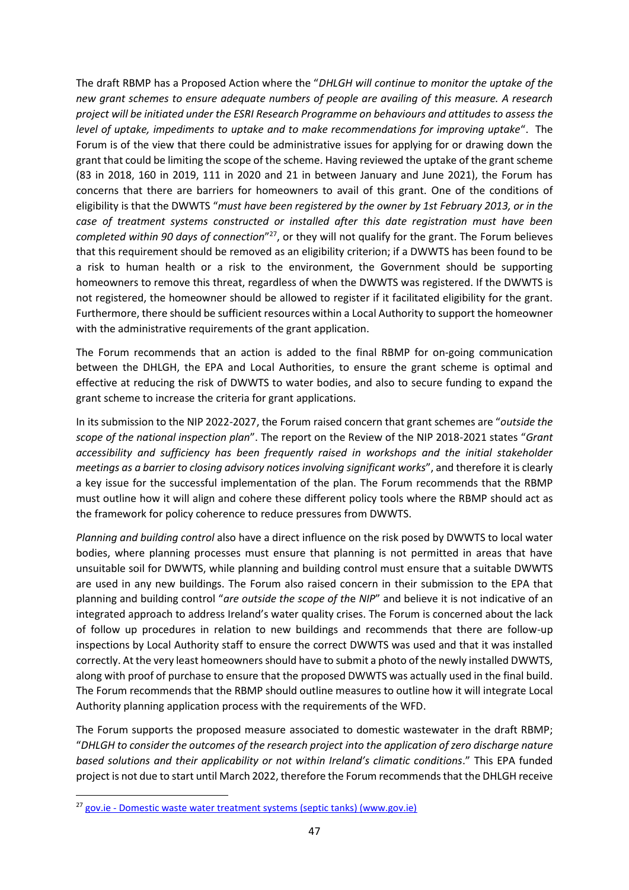The draft RBMP has a Proposed Action where the "*DHLGH will continue to monitor the uptake of the new grant schemes to ensure adequate numbers of people are availing of this measure. A research project will be initiated under the ESRI Research Programme on behaviours and attitudes to assess the level of uptake, impediments to uptake and to make recommendations for improving uptake*". The Forum is of the view that there could be administrative issues for applying for or drawing down the grant that could be limiting the scope of the scheme. Having reviewed the uptake of the grant scheme (83 in 2018, 160 in 2019, 111 in 2020 and 21 in between January and June 2021), the Forum has concerns that there are barriers for homeowners to avail of this grant. One of the conditions of eligibility is that the DWWTS "*must have been registered by the owner by 1st February 2013, or in the case of treatment systems constructed or installed after this date registration must have been completed within 90 days of connection*"[27], or they will not qualify for the grant. The Forum believes that this requirement should be removed as an eligibility criterion; if a DWWTS has been found to be a risk to human health or a risk to the environment, the Government should be supporting homeowners to remove this threat, regardless of when the DWWTS was registered. If the DWWTS is not registered, the homeowner should be allowed to register if it facilitated eligibility for the grant. Furthermore, there should be sufficient resources within a Local Authority to support the homeowner with the administrative requirements of the grant application.

The Forum recommends that an action is added to the final RBMP for on-going communication between the DHLGH, the EPA and Local Authorities, to ensure the grant scheme is optimal and effective at reducing the risk of DWWTS to water bodies, and also to secure funding to expand the grant scheme to increase the criteria for grant applications.

In its submission to the NIP 2022-2027, the Forum raised concern that grant schemes are "*outside the scope of the national inspection plan*". The report on the Review of the NIP 2018-2021 states "*Grant accessibility and sufficiency has been frequently raised in workshops and the initial stakeholder meetings as a barrier to closing advisory notices involving significant works*", and therefore it is clearly a key issue for the successful implementation of the plan. The Forum recommends that the RBMP must outline how it will align and cohere these different policy tools where the RBMP should act as the framework for policy coherence to reduce pressures from DWWTS.

*Planning and building control* also have a direct influence on the risk posed by DWWTS to local water bodies, where planning processes must ensure that planning is not permitted in areas that have unsuitable soil for DWWTS, while planning and building control must ensure that a suitable DWWTS are used in any new buildings. The Forum also raised concern in their submission to the EPA that planning and building control "*are outside the scope of the NIP*" and believe it is not indicative of an integrated approach to address Ireland's water quality crises. The Forum is concerned about the lack of follow up procedures in relation to new buildings and recommends that there are follow-up inspections by Local Authority staff to ensure the correct DWWTS was used and that it was installed correctly. At the very least homeowners should have to submit a photo of the newly installed DWWTS, along with proof of purchase to ensure that the proposed DWWTS was actually used in the final build. The Forum recommends that the RBMP should outline measures to outline how it will integrate Local Authority planning application process with the requirements of the WFD.

The Forum supports the proposed measure associated to domestic wastewater in the draft RBMP; "*DHLGH to consider the outcomes of the research project into the application of zero discharge nature based solutions and their applicability or not within Ireland's climatic conditions*." This EPA funded project is not due to start until March 2022, therefore the Forum recommends that the DHLGH receive

[27] gov.ie - Domestic waste water treatment systems (septic tanks) (www.gov.ie)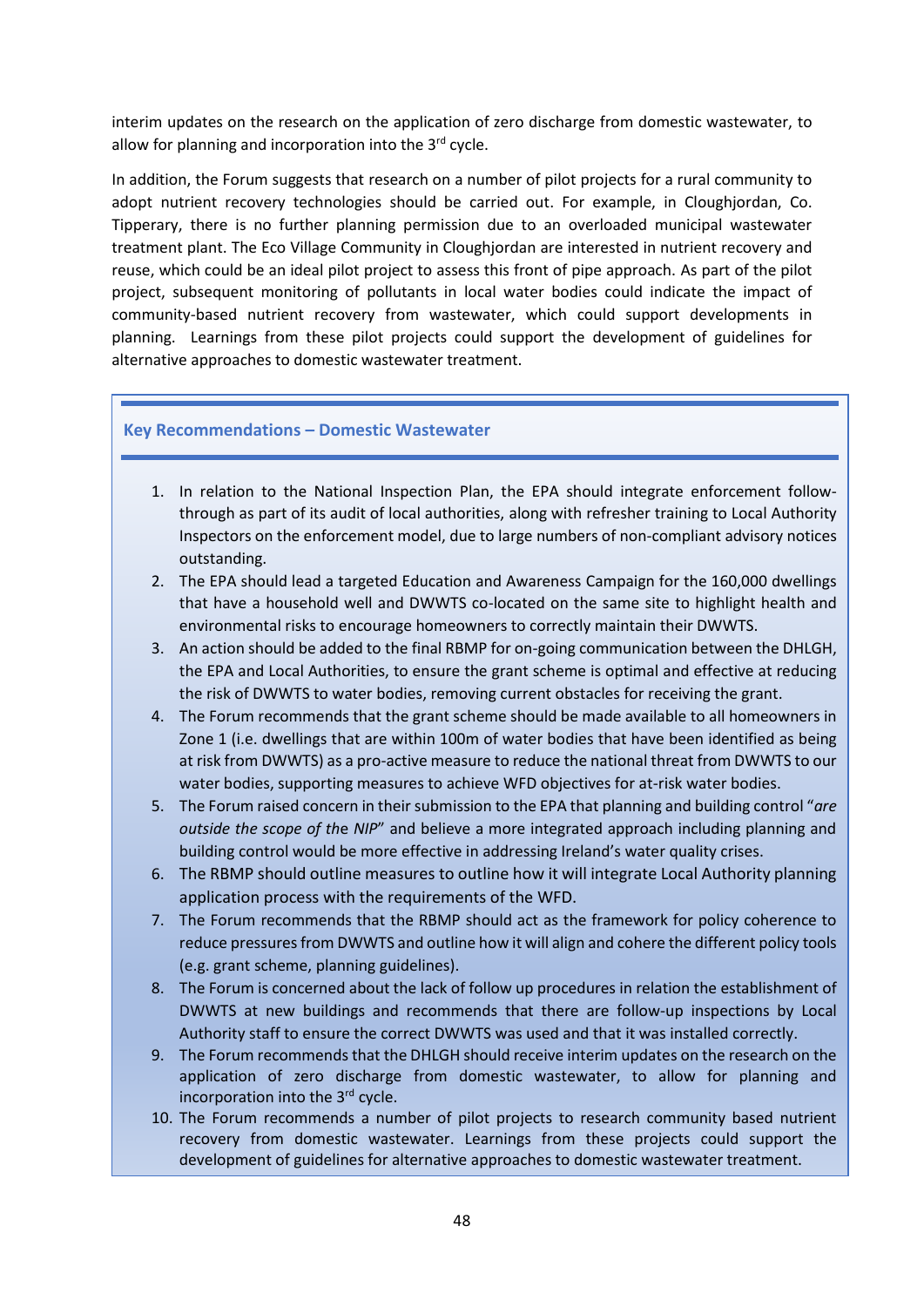interim updates on the research on the application of zero discharge from domestic wastewater, to allow for planning and incorporation into the 3rd cycle.

In addition, the Forum suggests that research on a number of pilot projects for a rural community to adopt nutrient recovery technologies should be carried out. For example, in Cloughjordan, Co. Tipperary, there is no further planning permission due to an overloaded municipal wastewater treatment plant. The Eco Village Community in Cloughjordan are interested in nutrient recovery and reuse, which could be an ideal pilot project to assess this front of pipe approach. As part of the pilot project, subsequent monitoring of pollutants in local water bodies could indicate the impact of community-based nutrient recovery from wastewater, which could support developments in planning. Learnings from these pilot projects could support the development of guidelines for alternative approaches to domestic wastewater treatment.

### Key Recommendations – Domestic Wastewater

1. In relation to the National Inspection Plan, the EPA should integrate enforcement follow-through as part of its audit of local authorities, along with refresher training to Local Authority Inspectors on the enforcement model, due to large numbers of non-compliant advisory notices outstanding.
2. The EPA should lead a targeted Education and Awareness Campaign for the 160,000 dwellings that have a household well and DWWTS co-located on the same site to highlight health and environmental risks to encourage homeowners to correctly maintain their DWWTS.
3. An action should be added to the final RBMP for on-going communication between the DHLGH, the EPA and Local Authorities, to ensure the grant scheme is optimal and effective at reducing the risk of DWWTS to water bodies, removing current obstacles for receiving the grant.
4. The Forum recommends that the grant scheme should be made available to all homeowners in Zone 1 (i.e. dwellings that are within 100m of water bodies that have been identified as being at risk from DWWTS) as a pro-active measure to reduce the national threat from DWWTS to our water bodies, supporting measures to achieve WFD objectives for at-risk water bodies.
5. The Forum raised concern in their submission to the EPA that planning and building control "*are outside the scope of the NIP*" and believe a more integrated approach including planning and building control would be more effective in addressing Ireland's water quality crises.
6. The RBMP should outline measures to outline how it will integrate Local Authority planning application process with the requirements of the WFD.
7. The Forum recommends that the RBMP should act as the framework for policy coherence to reduce pressures from DWWTS and outline how it will align and cohere the different policy tools (e.g. grant scheme, planning guidelines).
8. The Forum is concerned about the lack of follow up procedures in relation the establishment of DWWTS at new buildings and recommends that there are follow-up inspections by Local Authority staff to ensure the correct DWWTS was used and that it was installed correctly.
9. The Forum recommends that the DHLGH should receive interim updates on the research on the application of zero discharge from domestic wastewater, to allow for planning and incorporation into the 3rd cycle.
10. The Forum recommends a number of pilot projects to research community based nutrient recovery from domestic wastewater. Learnings from these projects could support the development of guidelines for alternative approaches to domestic wastewater treatment.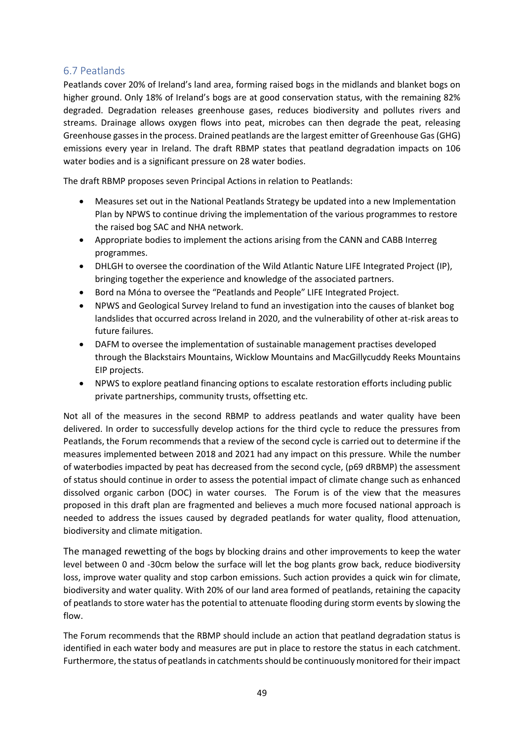## 6.7 Peatlands

Peatlands cover 20% of Ireland's land area, forming raised bogs in the midlands and blanket bogs on higher ground. Only 18% of Ireland's bogs are at good conservation status, with the remaining 82% degraded. Degradation releases greenhouse gases, reduces biodiversity and pollutes rivers and streams. Drainage allows oxygen flows into peat, microbes can then degrade the peat, releasing Greenhouse gasses in the process. Drained peatlands are the largest emitter of Greenhouse Gas (GHG) emissions every year in Ireland. The draft RBMP states that peatland degradation impacts on 106 water bodies and is a significant pressure on 28 water bodies.

The draft RBMP proposes seven Principal Actions in relation to Peatlands:

- Measures set out in the National Peatlands Strategy be updated into a new Implementation Plan by NPWS to continue driving the implementation of the various programmes to restore the raised bog SAC and NHA network.
- Appropriate bodies to implement the actions arising from the CANN and CABB Interreg programmes.
- DHLGH to oversee the coordination of the Wild Atlantic Nature LIFE Integrated Project (IP), bringing together the experience and knowledge of the associated partners.
- Bord na Móna to oversee the "Peatlands and People" LIFE Integrated Project.
- NPWS and Geological Survey Ireland to fund an investigation into the causes of blanket bog landslides that occurred across Ireland in 2020, and the vulnerability of other at-risk areas to future failures.
- DAFM to oversee the implementation of sustainable management practises developed through the Blackstairs Mountains, Wicklow Mountains and MacGillycuddy Reeks Mountains EIP projects.
- NPWS to explore peatland financing options to escalate restoration efforts including public private partnerships, community trusts, offsetting etc.

Not all of the measures in the second RBMP to address peatlands and water quality have been delivered. In order to successfully develop actions for the third cycle to reduce the pressures from Peatlands, the Forum recommends that a review of the second cycle is carried out to determine if the measures implemented between 2018 and 2021 had any impact on this pressure. While the number of waterbodies impacted by peat has decreased from the second cycle, (p69 dRBMP) the assessment of status should continue in order to assess the potential impact of climate change such as enhanced dissolved organic carbon (DOC) in water courses. The Forum is of the view that the measures proposed in this draft plan are fragmented and believes a much more focused national approach is needed to address the issues caused by degraded peatlands for water quality, flood attenuation, biodiversity and climate mitigation.

The managed rewetting of the bogs by blocking drains and other improvements to keep the water level between 0 and -30cm below the surface will let the bog plants grow back, reduce biodiversity loss, improve water quality and stop carbon emissions. Such action provides a quick win for climate, biodiversity and water quality. With 20% of our land area formed of peatlands, retaining the capacity of peatlands to store water has the potential to attenuate flooding during storm events by slowing the flow.

The Forum recommends that the RBMP should include an action that peatland degradation status is identified in each water body and measures are put in place to restore the status in each catchment. Furthermore, the status of peatlands in catchments should be continuously monitored for their impact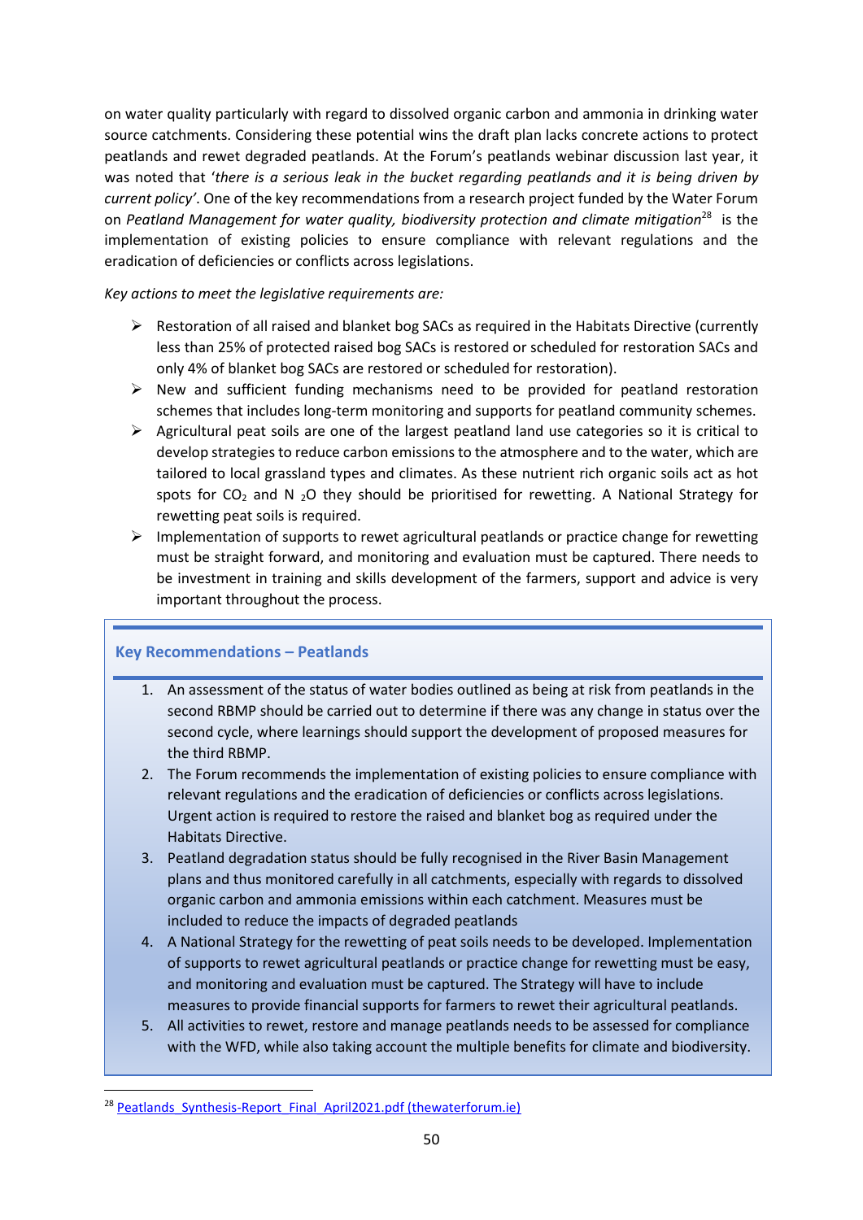on water quality particularly with regard to dissolved organic carbon and ammonia in drinking water source catchments. Considering these potential wins the draft plan lacks concrete actions to protect peatlands and rewet degraded peatlands. At the Forum's peatlands webinar discussion last year, it was noted that '*there is a serious leak in the bucket regarding peatlands and it is being driven by current policy*'. One of the key recommendations from a research project funded by the Water Forum on *Peatland Management for water quality, biodiversity protection and climate mitigation*[28] is the implementation of existing policies to ensure compliance with relevant regulations and the eradication of deficiencies or conflicts across legislations.

*Key actions to meet the legislative requirements are:*

- Restoration of all raised and blanket bog SACs as required in the Habitats Directive (currently less than 25% of protected raised bog SACs is restored or scheduled for restoration SACs and only 4% of blanket bog SACs are restored or scheduled for restoration).
- New and sufficient funding mechanisms need to be provided for peatland restoration schemes that includes long-term monitoring and supports for peatland community schemes.
- Agricultural peat soils are one of the largest peatland land use categories so it is critical to develop strategies to reduce carbon emissions to the atmosphere and to the water, which are tailored to local grassland types and climates. As these nutrient rich organic soils act as hot spots for $CO_2$ and $N_2O$ they should be prioritised for rewetting. A National Strategy for rewetting peat soils is required.
- Implementation of supports to rewet agricultural peatlands or practice change for rewetting must be straight forward, and monitoring and evaluation must be captured. There needs to be investment in training and skills development of the farmers, support and advice is very important throughout the process.

### Key Recommendations – Peatlands

1. An assessment of the status of water bodies outlined as being at risk from peatlands in the second RBMP should be carried out to determine if there was any change in status over the second cycle, where learnings should support the development of proposed measures for the third RBMP.
2. The Forum recommends the implementation of existing policies to ensure compliance with relevant regulations and the eradication of deficiencies or conflicts across legislations. Urgent action is required to restore the raised and blanket bog as required under the Habitats Directive.
3. Peatland degradation status should be fully recognised in the River Basin Management plans and thus monitored carefully in all catchments, especially with regards to dissolved organic carbon and ammonia emissions within each catchment. Measures must be included to reduce the impacts of degraded peatlands
4. A National Strategy for the rewetting of peat soils needs to be developed. Implementation of supports to rewet agricultural peatlands or practice change for rewetting must be easy, and monitoring and evaluation must be captured. The Strategy will have to include measures to provide financial supports for farmers to rewet their agricultural peatlands.
5. All activities to rewet, restore and manage peatlands needs to be assessed for compliance with the WFD, while also taking account the multiple benefits for climate and biodiversity.

[28] Peatlands_Synthesis-Report_Final_April2021.pdf (thewaterforum.ie)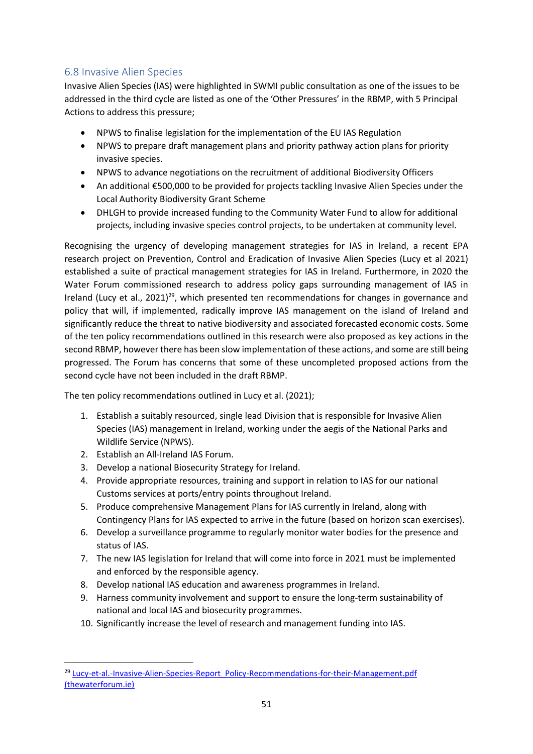### 6.8 Invasive Alien Species

Invasive Alien Species (IAS) were highlighted in SWMI public consultation as one of the issues to be addressed in the third cycle are listed as one of the 'Other Pressures' in the RBMP, with 5 Principal Actions to address this pressure;

- NPWS to finalise legislation for the implementation of the EU IAS Regulation
- NPWS to prepare draft management plans and priority pathway action plans for priority invasive species.
- NPWS to advance negotiations on the recruitment of additional Biodiversity Officers
- An additional €500,000 to be provided for projects tackling Invasive Alien Species under the Local Authority Biodiversity Grant Scheme
- DHLGH to provide increased funding to the Community Water Fund to allow for additional projects, including invasive species control projects, to be undertaken at community level.

Recognising the urgency of developing management strategies for IAS in Ireland, a recent EPA research project on Prevention, Control and Eradication of Invasive Alien Species (Lucy et al 2021) established a suite of practical management strategies for IAS in Ireland. Furthermore, in 2020 the Water Forum commissioned research to address policy gaps surrounding management of IAS in Ireland (Lucy et al., 2021)[29], which presented ten recommendations for changes in governance and policy that will, if implemented, radically improve IAS management on the island of Ireland and significantly reduce the threat to native biodiversity and associated forecasted economic costs. Some of the ten policy recommendations outlined in this research were also proposed as key actions in the second RBMP, however there has been slow implementation of these actions, and some are still being progressed. The Forum has concerns that some of these uncompleted proposed actions from the second cycle have not been included in the draft RBMP.

The ten policy recommendations outlined in Lucy et al. (2021);

1. Establish a suitably resourced, single lead Division that is responsible for Invasive Alien Species (IAS) management in Ireland, working under the aegis of the National Parks and Wildlife Service (NPWS).
2. Establish an All-Ireland IAS Forum.
3. Develop a national Biosecurity Strategy for Ireland.
4. Provide appropriate resources, training and support in relation to IAS for our national Customs services at ports/entry points throughout Ireland.
5. Produce comprehensive Management Plans for IAS currently in Ireland, along with Contingency Plans for IAS expected to arrive in the future (based on horizon scan exercises).
6. Develop a surveillance programme to regularly monitor water bodies for the presence and status of IAS.
7. The new IAS legislation for Ireland that will come into force in 2021 must be implemented and enforced by the responsible agency.
8. Develop national IAS education and awareness programmes in Ireland.
9. Harness community involvement and support to ensure the long-term sustainability of national and local IAS and biosecurity programmes.
10. Significantly increase the level of research and management funding into IAS.

---

[29] Lucy-et-al.-Invasive-Alien-Species-Report_Policy-Recommendations-for-their-Management.pdf (thewaterforum.ie)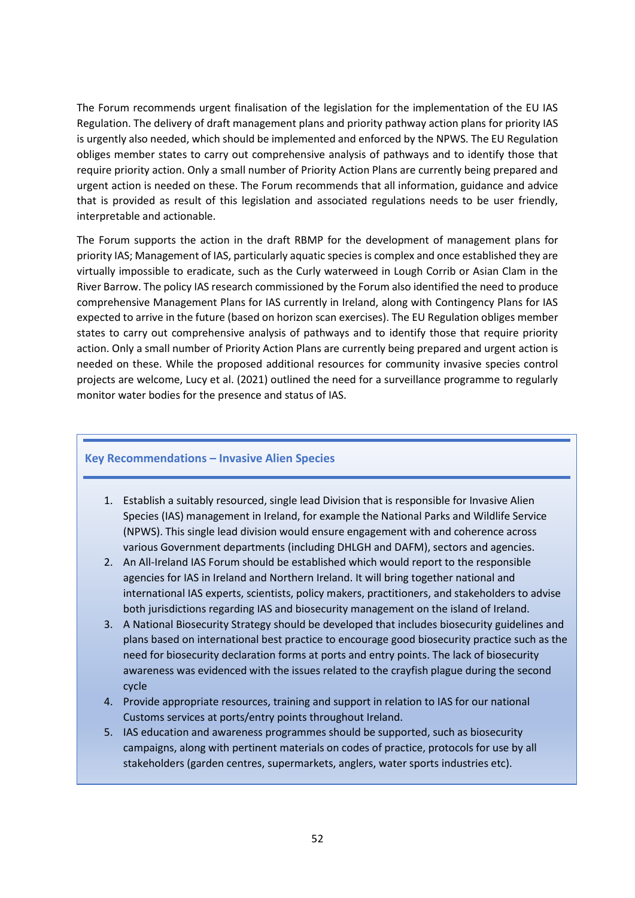The Forum recommends urgent finalisation of the legislation for the implementation of the EU IAS Regulation. The delivery of draft management plans and priority pathway action plans for priority IAS is urgently also needed, which should be implemented and enforced by the NPWS. The EU Regulation obliges member states to carry out comprehensive analysis of pathways and to identify those that require priority action. Only a small number of Priority Action Plans are currently being prepared and urgent action is needed on these. The Forum recommends that all information, guidance and advice that is provided as result of this legislation and associated regulations needs to be user friendly, interpretable and actionable.

The Forum supports the action in the draft RBMP for the development of management plans for priority IAS; Management of IAS, particularly aquatic species is complex and once established they are virtually impossible to eradicate, such as the Curly waterweed in Lough Corrib or Asian Clam in the River Barrow. The policy IAS research commissioned by the Forum also identified the need to produce comprehensive Management Plans for IAS currently in Ireland, along with Contingency Plans for IAS expected to arrive in the future (based on horizon scan exercises). The EU Regulation obliges member states to carry out comprehensive analysis of pathways and to identify those that require priority action. Only a small number of Priority Action Plans are currently being prepared and urgent action is needed on these. While the proposed additional resources for community invasive species control projects are welcome, Lucy et al. (2021) outlined the need for a surveillance programme to regularly monitor water bodies for the presence and status of IAS.

### Key Recommendations – Invasive Alien Species

1. Establish a suitably resourced, single lead Division that is responsible for Invasive Alien Species (IAS) management in Ireland, for example the National Parks and Wildlife Service (NPWS). This single lead division would ensure engagement with and coherence across various Government departments (including DHLGH and DAFM), sectors and agencies.
2. An All-Ireland IAS Forum should be established which would report to the responsible agencies for IAS in Ireland and Northern Ireland. It will bring together national and international IAS experts, scientists, policy makers, practitioners, and stakeholders to advise both jurisdictions regarding IAS and biosecurity management on the island of Ireland.
3. A National Biosecurity Strategy should be developed that includes biosecurity guidelines and plans based on international best practice to encourage good biosecurity practice such as the need for biosecurity declaration forms at ports and entry points. The lack of biosecurity awareness was evidenced with the issues related to the crayfish plague during the second cycle
4. Provide appropriate resources, training and support in relation to IAS for our national Customs services at ports/entry points throughout Ireland.
5. IAS education and awareness programmes should be supported, such as biosecurity campaigns, along with pertinent materials on codes of practice, protocols for use by all stakeholders (garden centres, supermarkets, anglers, water sports industries etc).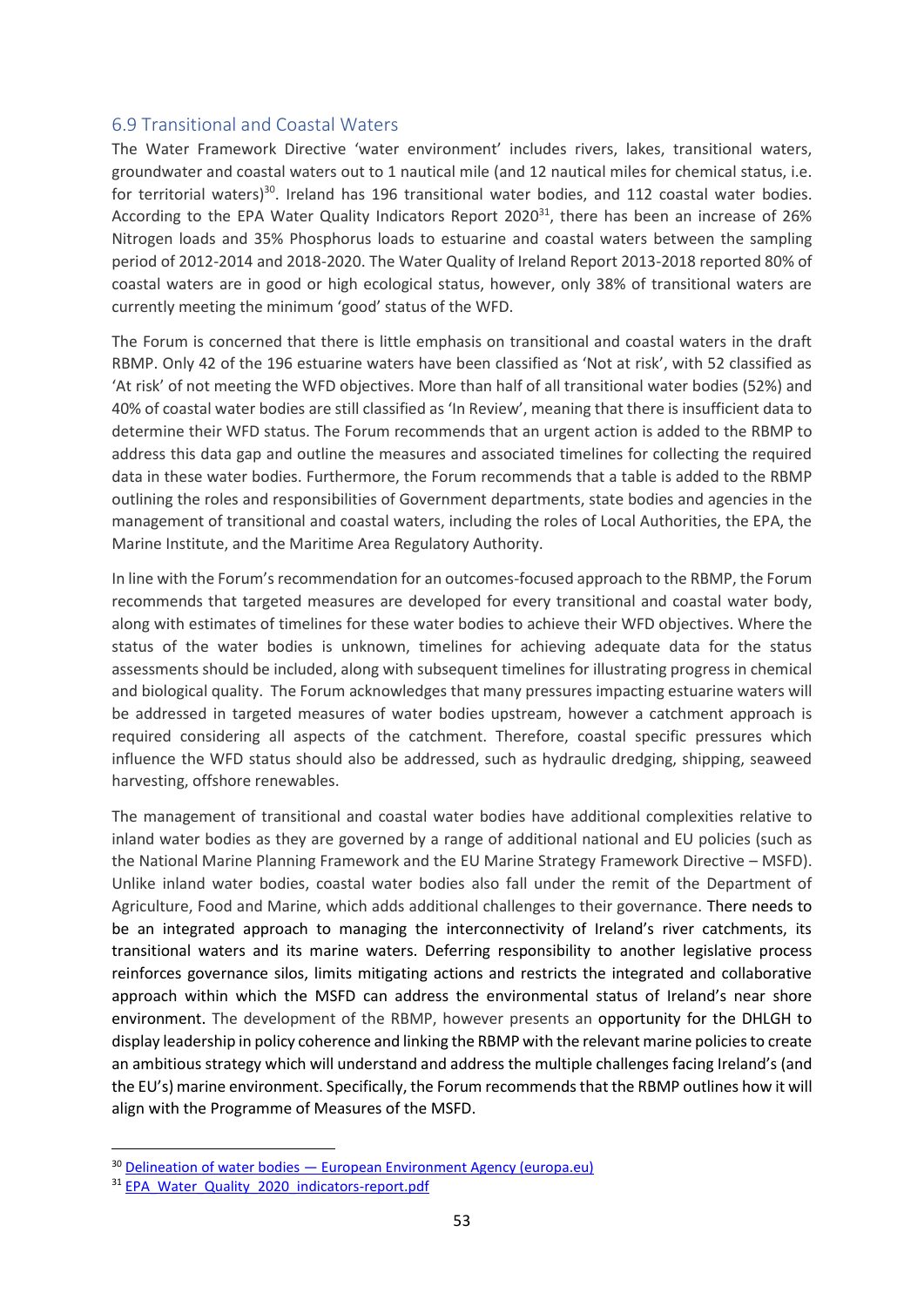## 6.9 Transitional and Coastal Waters

The Water Framework Directive 'water environment' includes rivers, lakes, transitional waters, groundwater and coastal waters out to 1 nautical mile (and 12 nautical miles for chemical status, i.e. for territorial waters)[30]. Ireland has 196 transitional water bodies, and 112 coastal water bodies. According to the EPA Water Quality Indicators Report 2020[31], there has been an increase of 26% Nitrogen loads and 35% Phosphorus loads to estuarine and coastal waters between the sampling period of 2012-2014 and 2018-2020. The Water Quality of Ireland Report 2013-2018 reported 80% of coastal waters are in good or high ecological status, however, only 38% of transitional waters are currently meeting the minimum 'good' status of the WFD.

The Forum is concerned that there is little emphasis on transitional and coastal waters in the draft RBMP. Only 42 of the 196 estuarine waters have been classified as 'Not at risk', with 52 classified as 'At risk' of not meeting the WFD objectives. More than half of all transitional water bodies (52%) and 40% of coastal water bodies are still classified as 'In Review', meaning that there is insufficient data to determine their WFD status. The Forum recommends that an urgent action is added to the RBMP to address this data gap and outline the measures and associated timelines for collecting the required data in these water bodies. Furthermore, the Forum recommends that a table is added to the RBMP outlining the roles and responsibilities of Government departments, state bodies and agencies in the management of transitional and coastal waters, including the roles of Local Authorities, the EPA, the Marine Institute, and the Maritime Area Regulatory Authority.

In line with the Forum's recommendation for an outcomes-focused approach to the RBMP, the Forum recommends that targeted measures are developed for every transitional and coastal water body, along with estimates of timelines for these water bodies to achieve their WFD objectives. Where the status of the water bodies is unknown, timelines for achieving adequate data for the status assessments should be included, along with subsequent timelines for illustrating progress in chemical and biological quality. The Forum acknowledges that many pressures impacting estuarine waters will be addressed in targeted measures of water bodies upstream, however a catchment approach is required considering all aspects of the catchment. Therefore, coastal specific pressures which influence the WFD status should also be addressed, such as hydraulic dredging, shipping, seaweed harvesting, offshore renewables.

The management of transitional and coastal water bodies have additional complexities relative to inland water bodies as they are governed by a range of additional national and EU policies (such as the National Marine Planning Framework and the EU Marine Strategy Framework Directive – MSFD). Unlike inland water bodies, coastal water bodies also fall under the remit of the Department of Agriculture, Food and Marine, which adds additional challenges to their governance. There needs to be an integrated approach to managing the interconnectivity of Ireland's river catchments, its transitional waters and its marine waters. Deferring responsibility to another legislative process reinforces governance silos, limits mitigating actions and restricts the integrated and collaborative approach within which the MSFD can address the environmental status of Ireland's near shore environment. The development of the RBMP, however presents an opportunity for the DHLGH to display leadership in policy coherence and linking the RBMP with the relevant marine policies to create an ambitious strategy which will understand and address the multiple challenges facing Ireland's (and the EU's) marine environment. Specifically, the Forum recommends that the RBMP outlines how it will align with the Programme of Measures of the MSFD.

---

[30] Delineation of water bodies — European Environment Agency (europa.eu)

[31] EPA_Water_Quality_2020_indicators-report.pdf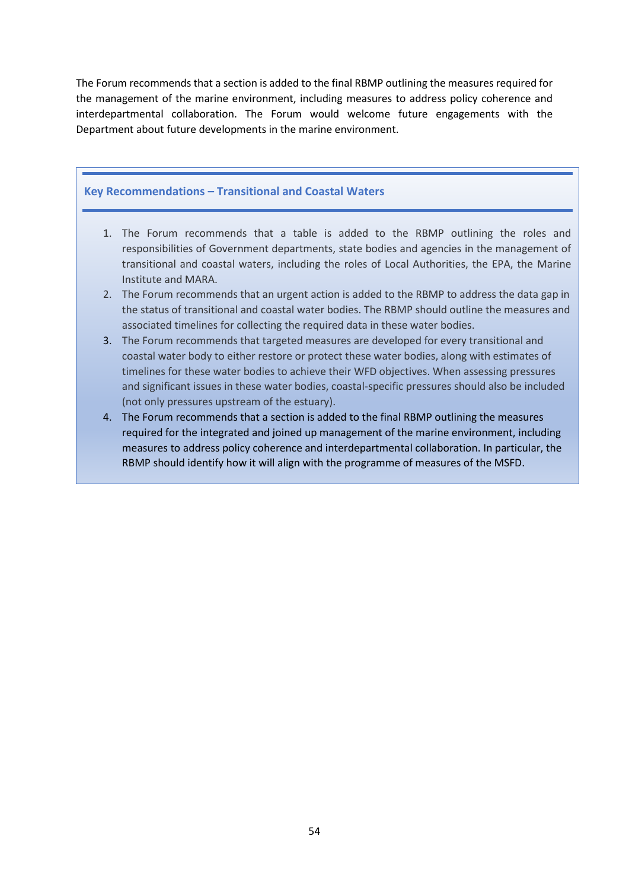The Forum recommends that a section is added to the final RBMP outlining the measures required for the management of the marine environment, including measures to address policy coherence and interdepartmental collaboration. The Forum would welcome future engagements with the Department about future developments in the marine environment.

### Key Recommendations – Transitional and Coastal Waters

1. The Forum recommends that a table is added to the RBMP outlining the roles and responsibilities of Government departments, state bodies and agencies in the management of transitional and coastal waters, including the roles of Local Authorities, the EPA, the Marine Institute and MARA.
2. The Forum recommends that an urgent action is added to the RBMP to address the data gap in the status of transitional and coastal water bodies. The RBMP should outline the measures and associated timelines for collecting the required data in these water bodies.
3. The Forum recommends that targeted measures are developed for every transitional and coastal water body to either restore or protect these water bodies, along with estimates of timelines for these water bodies to achieve their WFD objectives. When assessing pressures and significant issues in these water bodies, coastal-specific pressures should also be included (not only pressures upstream of the estuary).
4. The Forum recommends that a section is added to the final RBMP outlining the measures required for the integrated and joined up management of the marine environment, including measures to address policy coherence and interdepartmental collaboration. In particular, the RBMP should identify how it will align with the programme of measures of the MSFD.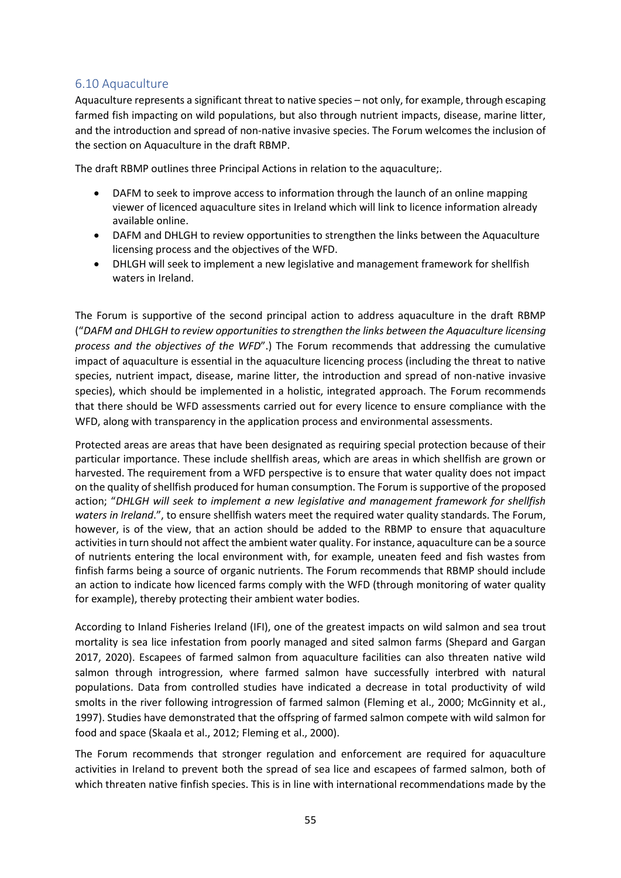## 6.10 Aquaculture

Aquaculture represents a significant threat to native species – not only, for example, through escaping farmed fish impacting on wild populations, but also through nutrient impacts, disease, marine litter, and the introduction and spread of non-native invasive species. The Forum welcomes the inclusion of the section on Aquaculture in the draft RBMP.

The draft RBMP outlines three Principal Actions in relation to the aquaculture;.

- DAFM to seek to improve access to information through the launch of an online mapping viewer of licenced aquaculture sites in Ireland which will link to licence information already available online.
- DAFM and DHLGH to review opportunities to strengthen the links between the Aquaculture licensing process and the objectives of the WFD.
- DHLGH will seek to implement a new legislative and management framework for shellfish waters in Ireland.

The Forum is supportive of the second principal action to address aquaculture in the draft RBMP ("*DAFM and DHLGH to review opportunities to strengthen the links between the Aquaculture licensing process and the objectives of the WFD*".) The Forum recommends that addressing the cumulative impact of aquaculture is essential in the aquaculture licencing process (including the threat to native species, nutrient impact, disease, marine litter, the introduction and spread of non-native invasive species), which should be implemented in a holistic, integrated approach. The Forum recommends that there should be WFD assessments carried out for every licence to ensure compliance with the WFD, along with transparency in the application process and environmental assessments.

Protected areas are areas that have been designated as requiring special protection because of their particular importance. These include shellfish areas, which are areas in which shellfish are grown or harvested. The requirement from a WFD perspective is to ensure that water quality does not impact on the quality of shellfish produced for human consumption. The Forum is supportive of the proposed action; "*DHLGH will seek to implement a new legislative and management framework for shellfish waters in Ireland*.", to ensure shellfish waters meet the required water quality standards. The Forum, however, is of the view, that an action should be added to the RBMP to ensure that aquaculture activities in turn should not affect the ambient water quality. For instance, aquaculture can be a source of nutrients entering the local environment with, for example, uneaten feed and fish wastes from finfish farms being a source of organic nutrients. The Forum recommends that RBMP should include an action to indicate how licenced farms comply with the WFD (through monitoring of water quality for example), thereby protecting their ambient water bodies.

According to Inland Fisheries Ireland (IFI), one of the greatest impacts on wild salmon and sea trout mortality is sea lice infestation from poorly managed and sited salmon farms (Shepard and Gargan 2017, 2020). Escapees of farmed salmon from aquaculture facilities can also threaten native wild salmon through introgression, where farmed salmon have successfully interbred with natural populations. Data from controlled studies have indicated a decrease in total productivity of wild smolts in the river following introgression of farmed salmon (Fleming et al., 2000; McGinnity et al., 1997). Studies have demonstrated that the offspring of farmed salmon compete with wild salmon for food and space (Skaala et al., 2012; Fleming et al., 2000).

The Forum recommends that stronger regulation and enforcement are required for aquaculture activities in Ireland to prevent both the spread of sea lice and escapees of farmed salmon, both of which threaten native finfish species. This is in line with international recommendations made by the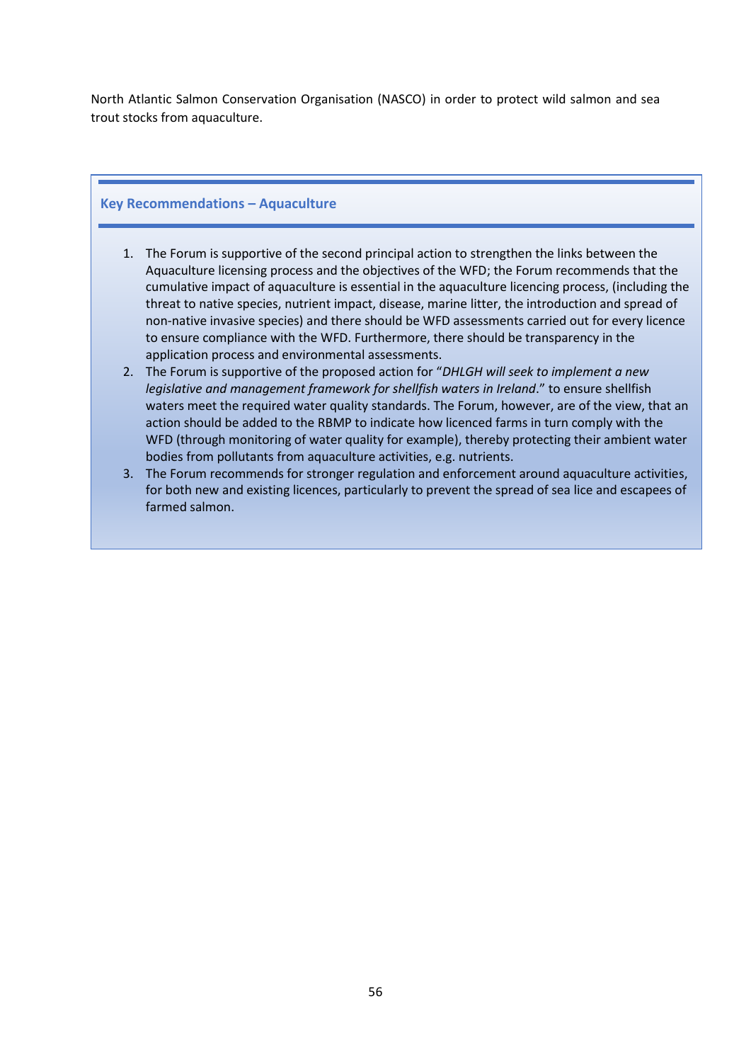North Atlantic Salmon Conservation Organisation (NASCO) in order to protect wild salmon and sea trout stocks from aquaculture.

### Key Recommendations – Aquaculture

1. The Forum is supportive of the second principal action to strengthen the links between the Aquaculture licensing process and the objectives of the WFD; the Forum recommends that the cumulative impact of aquaculture is essential in the aquaculture licencing process, (including the threat to native species, nutrient impact, disease, marine litter, the introduction and spread of non-native invasive species) and there should be WFD assessments carried out for every licence to ensure compliance with the WFD. Furthermore, there should be transparency in the application process and environmental assessments.
2. The Forum is supportive of the proposed action for "*DHLGH will seek to implement a new legislative and management framework for shellfish waters in Ireland*." to ensure shellfish waters meet the required water quality standards. The Forum, however, are of the view, that an action should be added to the RBMP to indicate how licenced farms in turn comply with the WFD (through monitoring of water quality for example), thereby protecting their ambient water bodies from pollutants from aquaculture activities, e.g. nutrients.
3. The Forum recommends for stronger regulation and enforcement around aquaculture activities, for both new and existing licences, particularly to prevent the spread of sea lice and escapees of farmed salmon.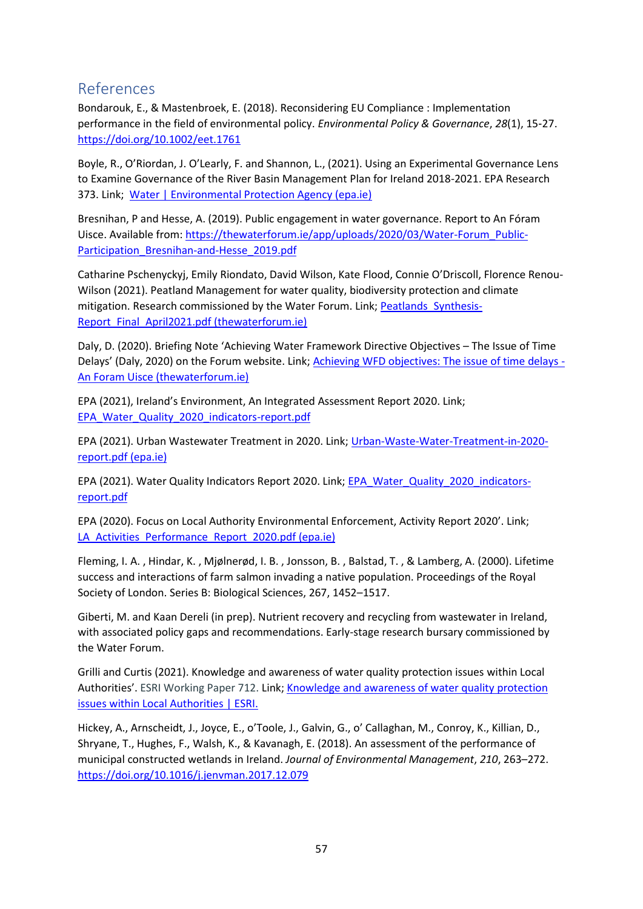## References

Bondarouk, E., & Mastenbroek, E. (2018). Reconsidering EU Compliance : Implementation performance in the field of environmental policy. *Environmental Policy & Governance*, *28*(1), 15-27. https://doi.org/10.1002/eet.1761

Boyle, R., O'Riordan, J. O'Learly, F. and Shannon, L., (2021). Using an Experimental Governance Lens to Examine Governance of the River Basin Management Plan for Ireland 2018-2021. EPA Research 373. Link; Water | Environmental Protection Agency (epa.ie)

Bresnihan, P and Hesse, A. (2019). Public engagement in water governance. Report to An Fóram Uisce. Available from: https://thewaterforum.ie/app/uploads/2020/03/Water-Forum_Public-Participation_Bresnihan-and-Hesse_2019.pdf

Catharine Pschenyckyj, Emily Riondato, David Wilson, Kate Flood, Connie O'Driscoll, Florence Renou-Wilson (2021). Peatland Management for water quality, biodiversity protection and climate mitigation. Research commissioned by the Water Forum. Link; Peatlands_Synthesis-Report_Final_April2021.pdf (thewaterforum.ie)

Daly, D. (2020). Briefing Note 'Achieving Water Framework Directive Objectives – The Issue of Time Delays' (Daly, 2020) on the Forum website. Link; Achieving WFD objectives: The issue of time delays - An Foram Uisce (thewaterforum.ie)

EPA (2021), Ireland's Environment, An Integrated Assessment Report 2020. Link; EPA_Water_Quality_2020_indicators-report.pdf

EPA (2021). Urban Wastewater Treatment in 2020. Link; Urban-Waste-Water-Treatment-in-2020-report.pdf (epa.ie)

EPA (2021). Water Quality Indicators Report 2020. Link; EPA_Water_Quality_2020_indicators-report.pdf

EPA (2020). Focus on Local Authority Environmental Enforcement, Activity Report 2020'. Link; LA_Activities_Performance_Report_2020.pdf (epa.ie)

Fleming, I. A. , Hindar, K. , Mjølnerød, I. B. , Jonsson, B. , Balstad, T. , & Lamberg, A. (2000). Lifetime success and interactions of farm salmon invading a native population. Proceedings of the Royal Society of London. Series B: Biological Sciences, 267, 1452–1517.

Giberti, M. and Kaan Dereli (in prep). Nutrient recovery and recycling from wastewater in Ireland, with associated policy gaps and recommendations. Early-stage research bursary commissioned by the Water Forum.

Grilli and Curtis (2021). Knowledge and awareness of water quality protection issues within Local Authorities'. ESRI Working Paper 712. Link; Knowledge and awareness of water quality protection issues within Local Authorities | ESRI.

Hickey, A., Arnscheidt, J., Joyce, E., o'Toole, J., Galvin, G., o' Callaghan, M., Conroy, K., Killian, D., Shryane, T., Hughes, F., Walsh, K., & Kavanagh, E. (2018). An assessment of the performance of municipal constructed wetlands in Ireland. *Journal of Environmental Management*, *210*, 263–272. https://doi.org/10.1016/j.jenvman.2017.12.079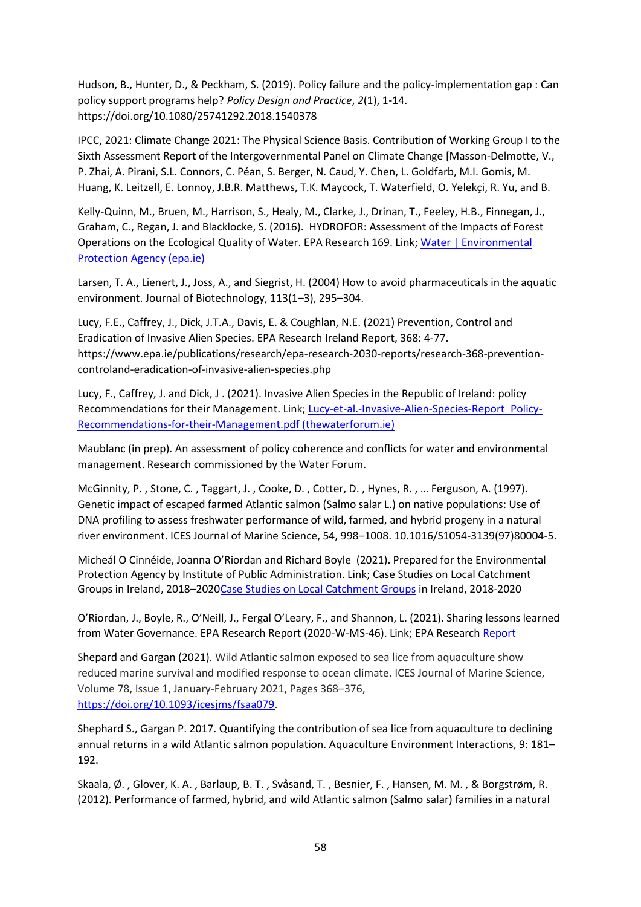Hudson, B., Hunter, D., & Peckham, S. (2019). Policy failure and the policy-implementation gap : Can policy support programs help? *Policy Design and Practice*, *2*(1), 1-14. https://doi.org/10.1080/25741292.2018.1540378

IPCC, 2021: Climate Change 2021: The Physical Science Basis. Contribution of Working Group I to the Sixth Assessment Report of the Intergovernmental Panel on Climate Change [Masson-Delmotte, V., P. Zhai, A. Pirani, S.L. Connors, C. Péan, S. Berger, N. Caud, Y. Chen, L. Goldfarb, M.I. Gomis, M. Huang, K. Leitzell, E. Lonnoy, J.B.R. Matthews, T.K. Maycock, T. Waterfield, O. Yelekçi, R. Yu, and B.

Kelly-Quinn, M., Bruen, M., Harrison, S., Healy, M., Clarke, J., Drinan, T., Feeley, H.B., Finnegan, J., Graham, C., Regan, J. and Blacklocke, S. (2016). HYDROFOR: Assessment of the Impacts of Forest Operations on the Ecological Quality of Water. EPA Research 169. Link; Water | Environmental Protection Agency (epa.ie)

Larsen, T. A., Lienert, J., Joss, A., and Siegrist, H. (2004) How to avoid pharmaceuticals in the aquatic environment. Journal of Biotechnology, 113(1–3), 295–304.

Lucy, F.E., Caffrey, J., Dick, J.T.A., Davis, E. & Coughlan, N.E. (2021) Prevention, Control and Eradication of Invasive Alien Species. EPA Research Ireland Report, 368: 4-77. https://www.epa.ie/publications/research/epa-research-2030-reports/research-368-prevention-controland-eradication-of-invasive-alien-species.php

Lucy, F., Caffrey, J. and Dick, J . (2021). Invasive Alien Species in the Republic of Ireland: policy Recommendations for their Management. Link; Lucy-et-al.-Invasive-Alien-Species-Report_Policy-Recommendations-for-their-Management.pdf (thewaterforum.ie)

Maublanc (in prep). An assessment of policy coherence and conflicts for water and environmental management. Research commissioned by the Water Forum.

McGinnity, P. , Stone, C. , Taggart, J. , Cooke, D. , Cotter, D. , Hynes, R. , … Ferguson, A. (1997). Genetic impact of escaped farmed Atlantic salmon (Salmo salar L.) on native populations: Use of DNA profiling to assess freshwater performance of wild, farmed, and hybrid progeny in a natural river environment. ICES Journal of Marine Science, 54, 998–1008. 10.1016/S1054-3139(97)80004-5.

Micheál O Cinnéide, Joanna O'Riordan and Richard Boyle (2021). Prepared for the Environmental Protection Agency by Institute of Public Administration. Link; Case Studies on Local Catchment Groups in Ireland, 2018–2020Case Studies on Local Catchment Groups in Ireland, 2018-2020

O'Riordan, J., Boyle, R., O'Neill, J., Fergal O'Leary, F., and Shannon, L. (2021). Sharing lessons learned from Water Governance. EPA Research Report (2020-W-MS-46). Link; EPA Research Report

Shepard and Gargan (2021). Wild Atlantic salmon exposed to sea lice from aquaculture show reduced marine survival and modified response to ocean climate. ICES Journal of Marine Science, Volume 78, Issue 1, January-February 2021, Pages 368–376, https://doi.org/10.1093/icesjms/fsaa079.

Shephard S., Gargan P. 2017. Quantifying the contribution of sea lice from aquaculture to declining annual returns in a wild Atlantic salmon population. Aquaculture Environment Interactions, 9: 181–192.

Skaala, Ø. , Glover, K. A. , Barlaup, B. T. , Svåsand, T. , Besnier, F. , Hansen, M. M. , & Borgstrøm, R. (2012). Performance of farmed, hybrid, and wild Atlantic salmon (Salmo salar) families in a natural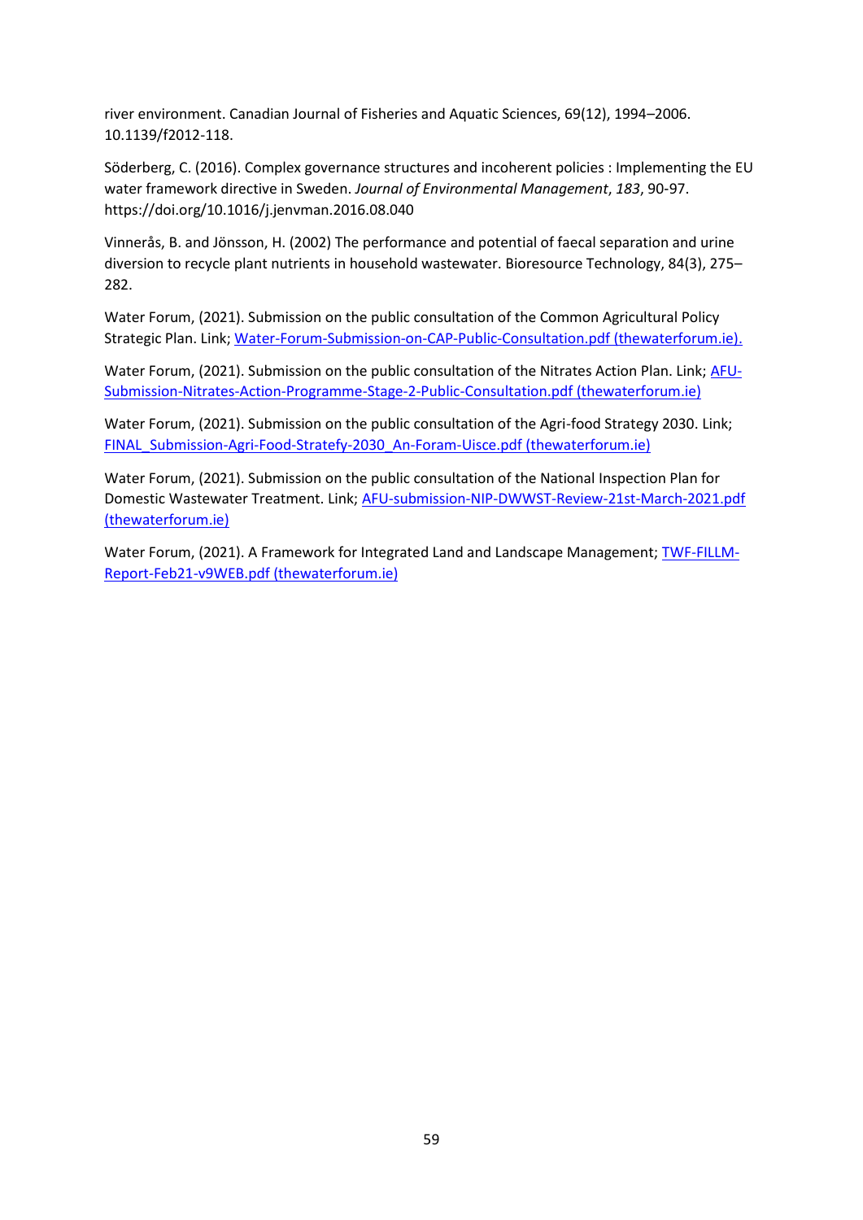river environment. Canadian Journal of Fisheries and Aquatic Sciences, 69(12), 1994–2006. 10.1139/f2012-118.

Söderberg, C. (2016). Complex governance structures and incoherent policies : Implementing the EU water framework directive in Sweden. *Journal of Environmental Management*, *183*, 90-97. https://doi.org/10.1016/j.jenvman.2016.08.040

Vinnerås, B. and Jönsson, H. (2002) The performance and potential of faecal separation and urine diversion to recycle plant nutrients in household wastewater. Bioresource Technology, 84(3), 275–282.

Water Forum, (2021). Submission on the public consultation of the Common Agricultural Policy Strategic Plan. Link; Water-Forum-Submission-on-CAP-Public-Consultation.pdf (thewaterforum.ie).

Water Forum, (2021). Submission on the public consultation of the Nitrates Action Plan. Link; AFU-Submission-Nitrates-Action-Programme-Stage-2-Public-Consultation.pdf (thewaterforum.ie)

Water Forum, (2021). Submission on the public consultation of the Agri-food Strategy 2030. Link; FINAL_Submission-Agri-Food-Stratefy-2030_An-Foram-Uisce.pdf (thewaterforum.ie)

Water Forum, (2021). Submission on the public consultation of the National Inspection Plan for Domestic Wastewater Treatment. Link; AFU-submission-NIP-DWWST-Review-21st-March-2021.pdf (thewaterforum.ie)

Water Forum, (2021). A Framework for Integrated Land and Landscape Management; TWF-FILLM-Report-Feb21-v9WEB.pdf (thewaterforum.ie)